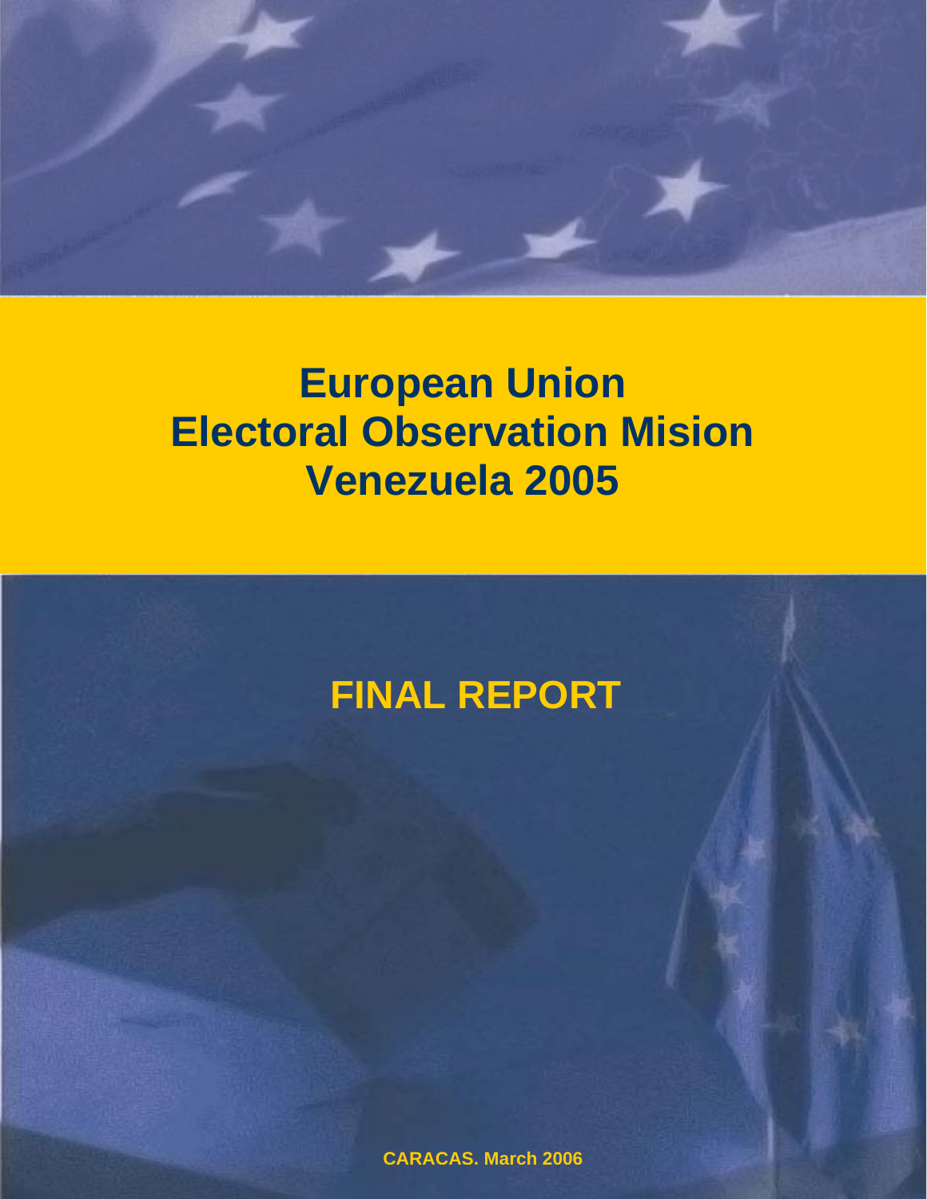# European Union Electoral Observation Mision Venezuela 2005

## FINAL REPORT

CARACAS. March 2006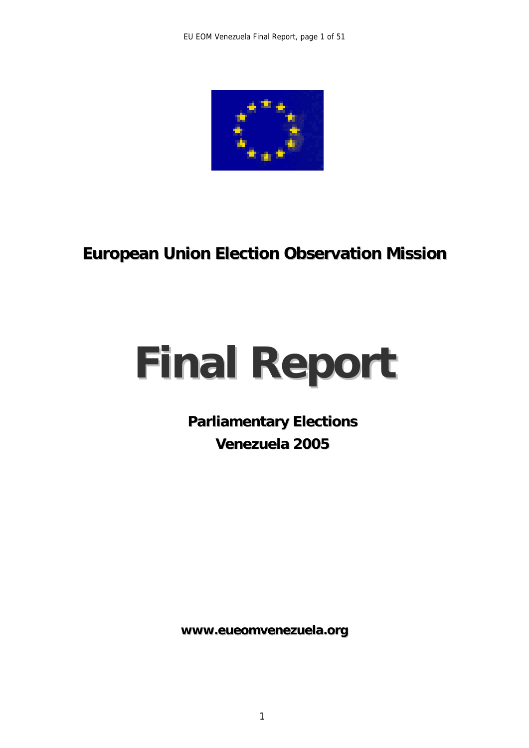# European Union Election Observation Mission

# Final Report

## Parliamentary Elections
## Venezuela 2005

**www.eueomvenezuela.org**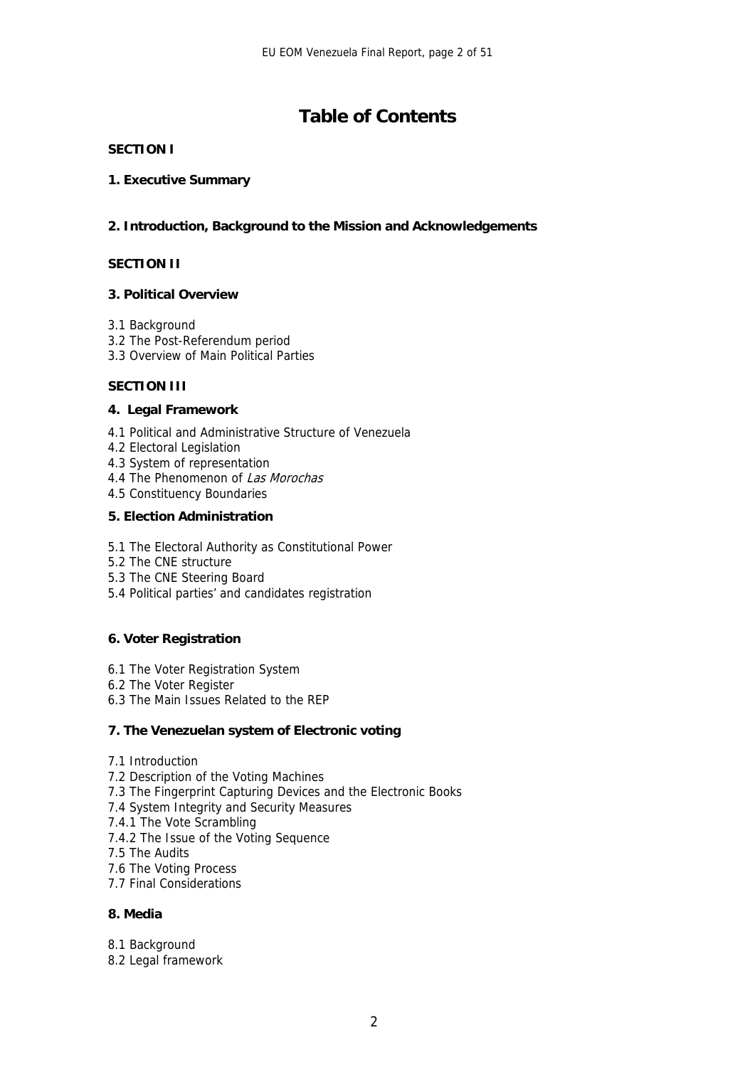# Table of Contents

**SECTION I**

**1. Executive Summary**

**2. Introduction, Background to the Mission and Acknowledgements**

**SECTION II**

**3. Political Overview**

3.1 Background
3.2 The Post-Referendum period
3.3 Overview of Main Political Parties

**SECTION III**

**4. Legal Framework**

4.1 Political and Administrative Structure of Venezuela
4.2 Electoral Legislation
4.3 System of representation
4.4 The Phenomenon of *Las Morochas*
4.5 Constituency Boundaries

**5. Election Administration**

5.1 The Electoral Authority as Constitutional Power
5.2 The CNE structure
5.3 The CNE Steering Board
5.4 Political parties' and candidates registration

**6. Voter Registration**

6.1 The Voter Registration System
6.2 The Voter Register
6.3 The Main Issues Related to the REP

**7. The Venezuelan system of Electronic voting**

7.1 Introduction
7.2 Description of the Voting Machines
7.3 The Fingerprint Capturing Devices and the Electronic Books
7.4 System Integrity and Security Measures
7.4.1 The Vote Scrambling
7.4.2 The Issue of the Voting Sequence
7.5 The Audits
7.6 The Voting Process
7.7 Final Considerations

**8. Media**

8.1 Background
8.2 Legal framework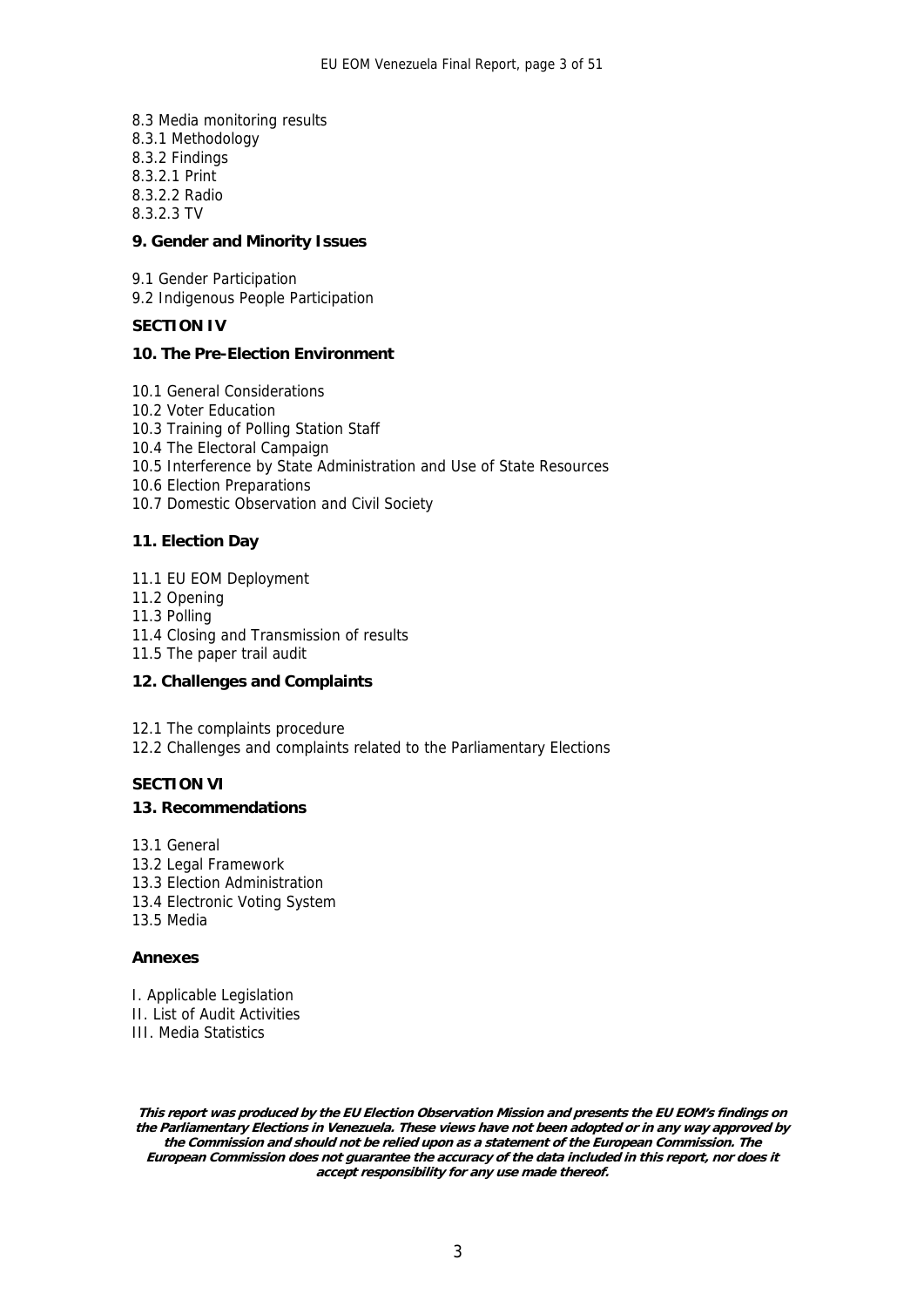8.3 Media monitoring results
8.3.1 Methodology
8.3.2 Findings
8.3.2.1 Print
8.3.2.2 Radio
8.3.2.3 TV

**9. Gender and Minority Issues**

9.1 Gender Participation
9.2 Indigenous People Participation

**SECTION IV**

**10. The Pre-Election Environment**

10.1 General Considerations
10.2 Voter Education
10.3 Training of Polling Station Staff
10.4 The Electoral Campaign
10.5 Interference by State Administration and Use of State Resources
10.6 Election Preparations
10.7 Domestic Observation and Civil Society

**11. Election Day**

11.1 EU EOM Deployment
11.2 Opening
11.3 Polling
11.4 Closing and Transmission of results
11.5 The paper trail audit

**12. Challenges and Complaints**

12.1 The complaints procedure
12.2 Challenges and complaints related to the Parliamentary Elections

**SECTION VI**

**13. Recommendations**

13.1 General
13.2 Legal Framework
13.3 Election Administration
13.4 Electronic Voting System
13.5 Media

**Annexes**

I. Applicable Legislation
II. List of Audit Activities
III. Media Statistics

***This report was produced by the EU Election Observation Mission and presents the EU EOM's findings on the Parliamentary Elections in Venezuela. These views have not been adopted or in any way approved by the Commission and should not be relied upon as a statement of the European Commission. The European Commission does not guarantee the accuracy of the data included in this report, nor does it accept responsibility for any use made thereof.***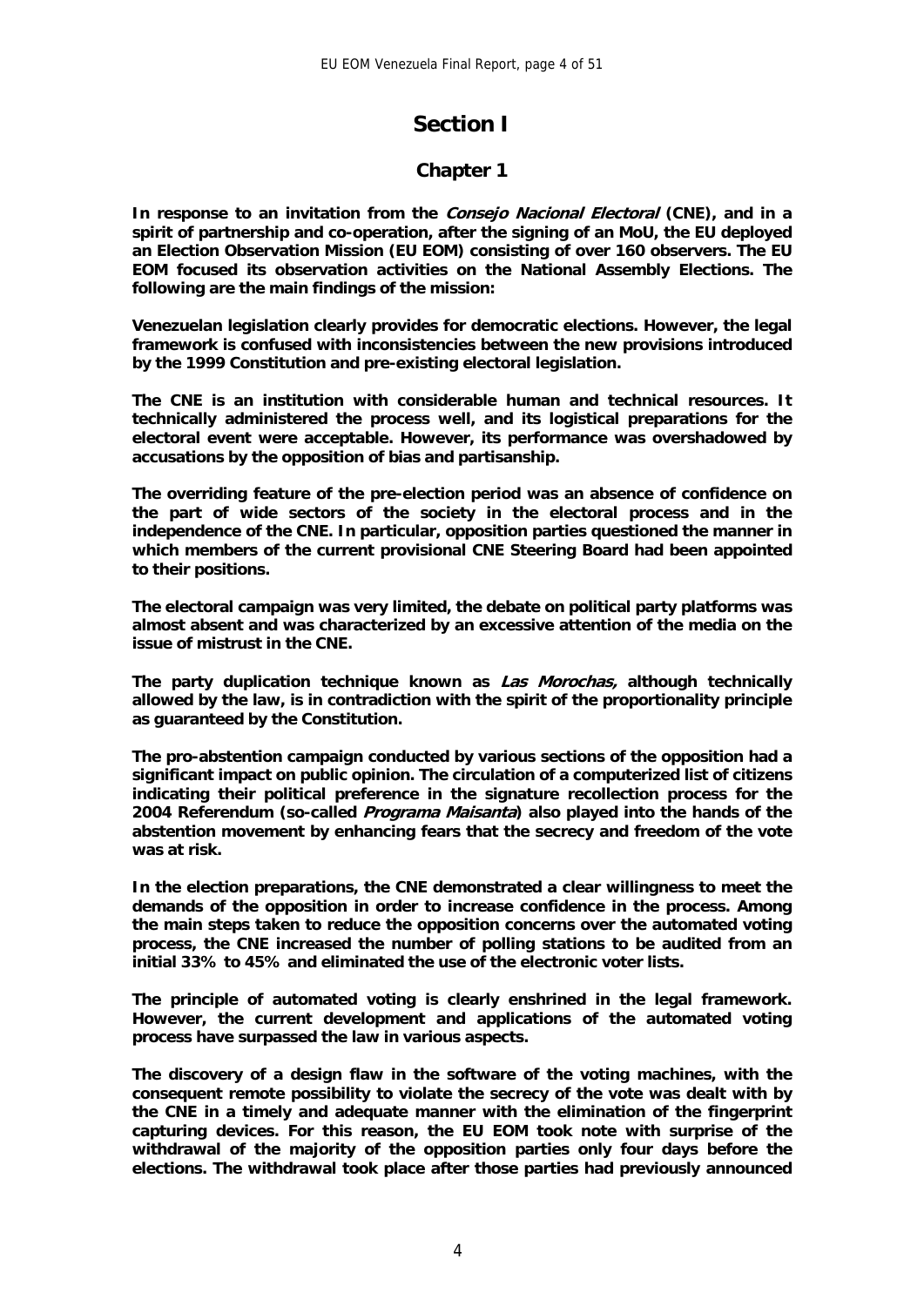# Section I

## Chapter 1

**In response to an invitation from the *Consejo Nacional Electoral* (CNE), and in a spirit of partnership and co-operation, after the signing of an MoU, the EU deployed an Election Observation Mission (EU EOM) consisting of over 160 observers. The EU EOM focused its observation activities on the National Assembly Elections. The following are the main findings of the mission:**

**Venezuelan legislation clearly provides for democratic elections. However, the legal framework is confused with inconsistencies between the new provisions introduced by the 1999 Constitution and pre-existing electoral legislation.**

**The CNE is an institution with considerable human and technical resources. It technically administered the process well, and its logistical preparations for the electoral event were acceptable. However, its performance was overshadowed by accusations by the opposition of bias and partisanship.**

**The overriding feature of the pre-election period was an absence of confidence on the part of wide sectors of the society in the electoral process and in the independence of the CNE. In particular, opposition parties questioned the manner in which members of the current provisional CNE Steering Board had been appointed to their positions.**

**The electoral campaign was very limited, the debate on political party platforms was almost absent and was characterized by an excessive attention of the media on the issue of mistrust in the CNE.**

**The party duplication technique known as *Las Morochas,* although technically allowed by the law, is in contradiction with the spirit of the proportionality principle as guaranteed by the Constitution.**

**The pro-abstention campaign conducted by various sections of the opposition had a significant impact on public opinion. The circulation of a computerized list of citizens indicating their political preference in the signature recollection process for the 2004 Referendum (so-called *Programa Maisanta*) also played into the hands of the abstention movement by enhancing fears that the secrecy and freedom of the vote was at risk.**

**In the election preparations, the CNE demonstrated a clear willingness to meet the demands of the opposition in order to increase confidence in the process. Among the main steps taken to reduce the opposition concerns over the automated voting process, the CNE increased the number of polling stations to be audited from an initial 33% to 45% and eliminated the use of the electronic voter lists.**

**The principle of automated voting is clearly enshrined in the legal framework. However, the current development and applications of the automated voting process have surpassed the law in various aspects.**

**The discovery of a design flaw in the software of the voting machines, with the consequent remote possibility to violate the secrecy of the vote was dealt with by the CNE in a timely and adequate manner with the elimination of the fingerprint capturing devices. For this reason, the EU EOM took note with surprise of the withdrawal of the majority of the opposition parties only four days before the elections. The withdrawal took place after those parties had previously announced**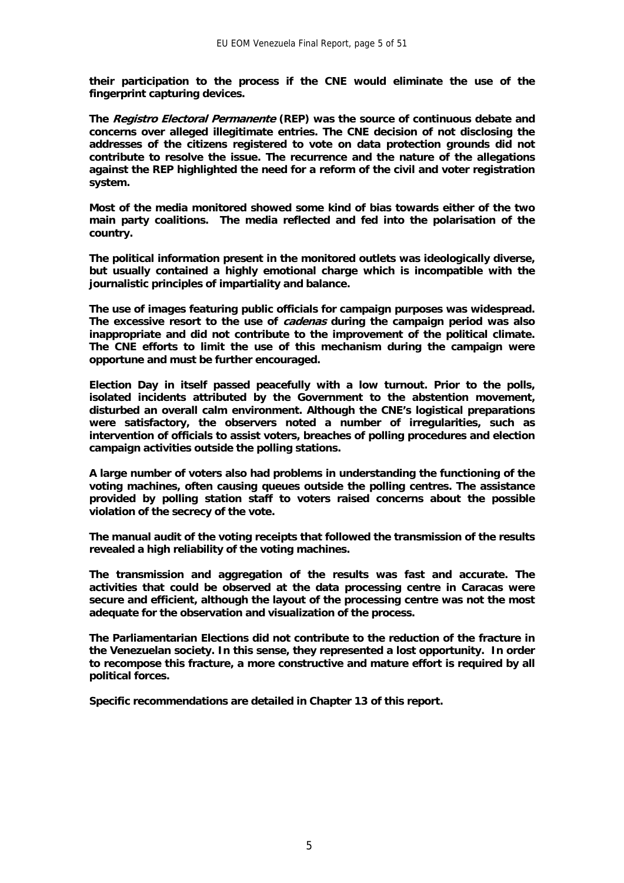**their participation to the process if the CNE would eliminate the use of the fingerprint capturing devices.**

**The *Registro Electoral Permanente* (REP) was the source of continuous debate and concerns over alleged illegitimate entries. The CNE decision of not disclosing the addresses of the citizens registered to vote on data protection grounds did not contribute to resolve the issue. The recurrence and the nature of the allegations against the REP highlighted the need for a reform of the civil and voter registration system.**

**Most of the media monitored showed some kind of bias towards either of the two main party coalitions. The media reflected and fed into the polarisation of the country.**

**The political information present in the monitored outlets was ideologically diverse, but usually contained a highly emotional charge which is incompatible with the journalistic principles of impartiality and balance.**

**The use of images featuring public officials for campaign purposes was widespread. The excessive resort to the use of *cadenas* during the campaign period was also inappropriate and did not contribute to the improvement of the political climate. The CNE efforts to limit the use of this mechanism during the campaign were opportune and must be further encouraged.**

**Election Day in itself passed peacefully with a low turnout. Prior to the polls, isolated incidents attributed by the Government to the abstention movement, disturbed an overall calm environment. Although the CNE's logistical preparations were satisfactory, the observers noted a number of irregularities, such as intervention of officials to assist voters, breaches of polling procedures and election campaign activities outside the polling stations.**

**A large number of voters also had problems in understanding the functioning of the voting machines, often causing queues outside the polling centres. The assistance provided by polling station staff to voters raised concerns about the possible violation of the secrecy of the vote.**

**The manual audit of the voting receipts that followed the transmission of the results revealed a high reliability of the voting machines.**

**The transmission and aggregation of the results was fast and accurate. The activities that could be observed at the data processing centre in Caracas were secure and efficient, although the layout of the processing centre was not the most adequate for the observation and visualization of the process.**

**The Parliamentarian Elections did not contribute to the reduction of the fracture in the Venezuelan society. In this sense, they represented a lost opportunity. In order to recompose this fracture, a more constructive and mature effort is required by all political forces.**

**Specific recommendations are detailed in Chapter 13 of this report.**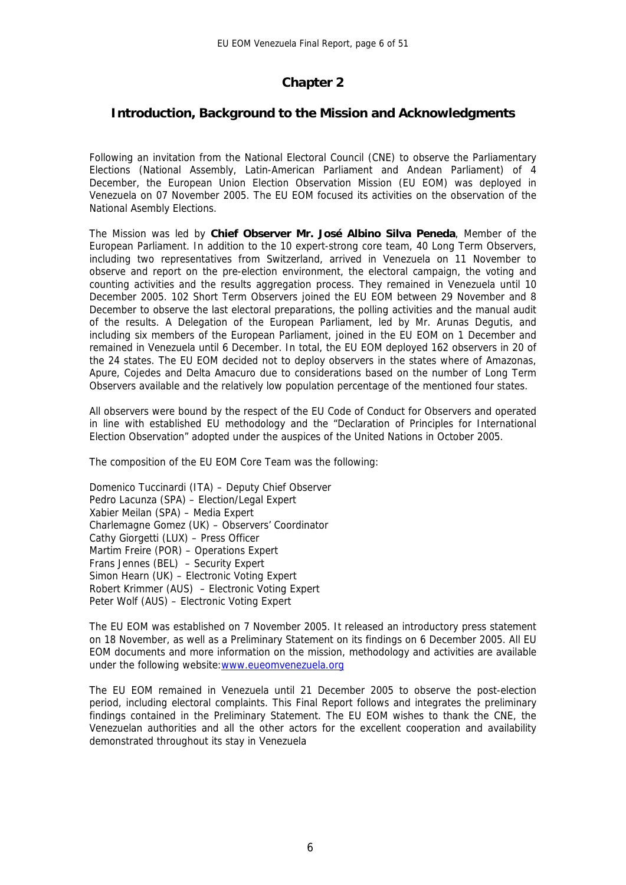# Chapter 2

## Introduction, Background to the Mission and Acknowledgments

Following an invitation from the National Electoral Council (CNE) to observe the Parliamentary Elections (National Assembly, Latin-American Parliament and Andean Parliament) of 4 December, the European Union Election Observation Mission (EU EOM) was deployed in Venezuela on 07 November 2005. The EU EOM focused its activities on the observation of the National Asembly Elections.

The Mission was led by **Chief Observer Mr. José Albino Silva Peneda**, Member of the European Parliament. In addition to the 10 expert-strong core team, 40 Long Term Observers, including two representatives from Switzerland, arrived in Venezuela on 11 November to observe and report on the pre-election environment, the electoral campaign, the voting and counting activities and the results aggregation process. They remained in Venezuela until 10 December 2005. 102 Short Term Observers joined the EU EOM between 29 November and 8 December to observe the last electoral preparations, the polling activities and the manual audit of the results. A Delegation of the European Parliament, led by Mr. Arunas Degutis, and including six members of the European Parliament, joined in the EU EOM on 1 December and remained in Venezuela until 6 December. In total, the EU EOM deployed 162 observers in 20 of the 24 states. The EU EOM decided not to deploy observers in the states where of Amazonas, Apure, Cojedes and Delta Amacuro due to considerations based on the number of Long Term Observers available and the relatively low population percentage of the mentioned four states.

All observers were bound by the respect of the EU Code of Conduct for Observers and operated in line with established EU methodology and the "Declaration of Principles for International Election Observation" adopted under the auspices of the United Nations in October 2005.

The composition of the EU EOM Core Team was the following:

Domenico Tuccinardi (ITA) – Deputy Chief Observer
Pedro Lacunza (SPA) – Election/Legal Expert
Xabier Meilan (SPA) – Media Expert
Charlemagne Gomez (UK) – Observers' Coordinator
Cathy Giorgetti (LUX) – Press Officer
Martim Freire (POR) – Operations Expert
Frans Jennes (BEL) – Security Expert
Simon Hearn (UK) – Electronic Voting Expert
Robert Krimmer (AUS) – Electronic Voting Expert
Peter Wolf (AUS) – Electronic Voting Expert

The EU EOM was established on 7 November 2005. It released an introductory press statement on 18 November, as well as a Preliminary Statement on its findings on 6 December 2005. All EU EOM documents and more information on the mission, methodology and activities are available under the following website: www.eueomvenezuela.org

The EU EOM remained in Venezuela until 21 December 2005 to observe the post-election period, including electoral complaints. This Final Report follows and integrates the preliminary findings contained in the Preliminary Statement. The EU EOM wishes to thank the CNE, the Venezuelan authorities and all the other actors for the excellent cooperation and availability demonstrated throughout its stay in Venezuela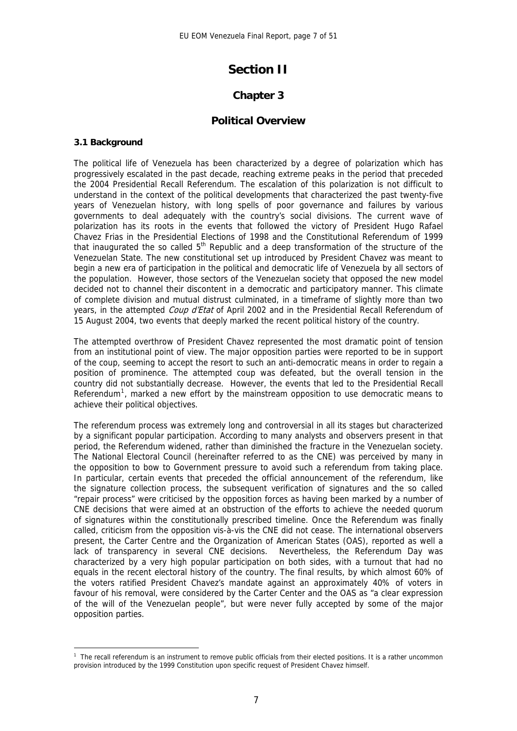# Section II

## Chapter 3

## Political Overview

### 3.1 Background

The political life of Venezuela has been characterized by a degree of polarization which has progressively escalated in the past decade, reaching extreme peaks in the period that preceded the 2004 Presidential Recall Referendum. The escalation of this polarization is not difficult to understand in the context of the political developments that characterized the past twenty-five years of Venezuelan history, with long spells of poor governance and failures by various governments to deal adequately with the country's social divisions. The current wave of polarization has its roots in the events that followed the victory of President Hugo Rafael Chavez Frias in the Presidential Elections of 1998 and the Constitutional Referendum of 1999 that inaugurated the so called 5$^{th}$ Republic and a deep transformation of the structure of the Venezuelan State. The new constitutional set up introduced by President Chavez was meant to begin a new era of participation in the political and democratic life of Venezuela by all sectors of the population. However, those sectors of the Venezuelan society that opposed the new model decided not to channel their discontent in a democratic and participatory manner. This climate of complete division and mutual distrust culminated, in a timeframe of slightly more than two years, in the attempted *Coup d'Etat* of April 2002 and in the Presidential Recall Referendum of 15 August 2004, two events that deeply marked the recent political history of the country.

The attempted overthrow of President Chavez represented the most dramatic point of tension from an institutional point of view. The major opposition parties were reported to be in support of the coup, seeming to accept the resort to such an anti-democratic means in order to regain a position of prominence. The attempted coup was defeated, but the overall tension in the country did not substantially decrease. However, the events that led to the Presidential Recall Referendum[1], marked a new effort by the mainstream opposition to use democratic means to achieve their political objectives.

The referendum process was extremely long and controversial in all its stages but characterized by a significant popular participation. According to many analysts and observers present in that period, the Referendum widened, rather than diminished the fracture in the Venezuelan society. The National Electoral Council (hereinafter referred to as the CNE) was perceived by many in the opposition to bow to Government pressure to avoid such a referendum from taking place. In particular, certain events that preceded the official announcement of the referendum, like the signature collection process, the subsequent verification of signatures and the so called "repair process" were criticised by the opposition forces as having been marked by a number of CNE decisions that were aimed at an obstruction of the efforts to achieve the needed quorum of signatures within the constitutionally prescribed timeline. Once the Referendum was finally called, criticism from the opposition vis-à-vis the CNE did not cease. The international observers present, the Carter Centre and the Organization of American States (OAS), reported as well a lack of transparency in several CNE decisions. Nevertheless, the Referendum Day was characterized by a very high popular participation on both sides, with a turnout that had no equals in the recent electoral history of the country. The final results, by which almost 60% of the voters ratified President Chavez's mandate against an approximately 40% of voters in favour of his removal, were considered by the Carter Center and the OAS as "a clear expression of the will of the Venezuelan people", but were never fully accepted by some of the major opposition parties.

---

[1] The recall referendum is an instrument to remove public officials from their elected positions. It is a rather uncommon provision introduced by the 1999 Constitution upon specific request of President Chavez himself.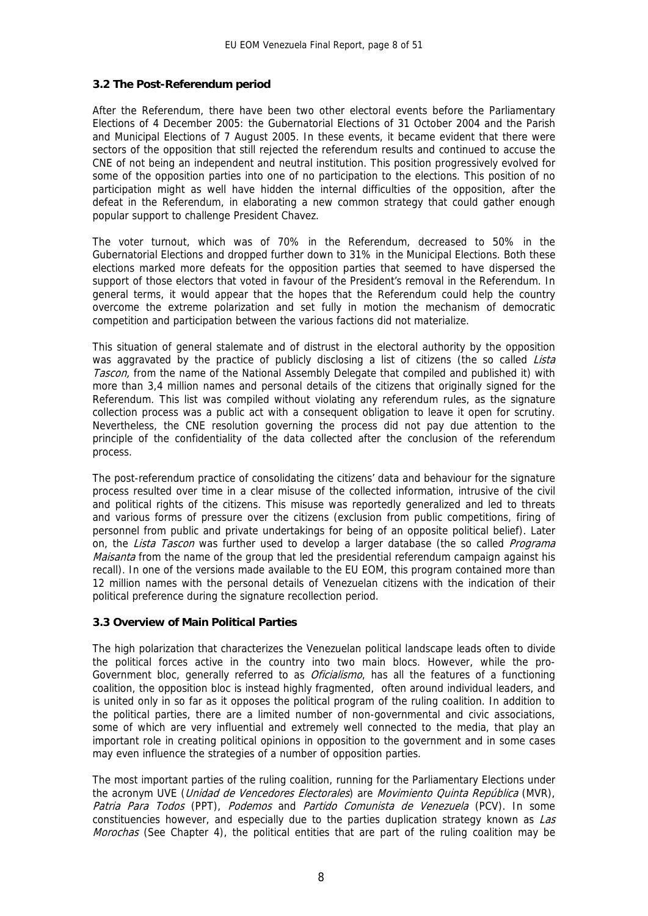### 3.2 The Post-Referendum period

After the Referendum, there have been two other electoral events before the Parliamentary Elections of 4 December 2005: the Gubernatorial Elections of 31 October 2004 and the Parish and Municipal Elections of 7 August 2005. In these events, it became evident that there were sectors of the opposition that still rejected the referendum results and continued to accuse the CNE of not being an independent and neutral institution. This position progressively evolved for some of the opposition parties into one of no participation to the elections. This position of no participation might as well have hidden the internal difficulties of the opposition, after the defeat in the Referendum, in elaborating a new common strategy that could gather enough popular support to challenge President Chavez.

The voter turnout, which was of 70% in the Referendum, decreased to 50% in the Gubernatorial Elections and dropped further down to 31% in the Municipal Elections. Both these elections marked more defeats for the opposition parties that seemed to have dispersed the support of those electors that voted in favour of the President's removal in the Referendum. In general terms, it would appear that the hopes that the Referendum could help the country overcome the extreme polarization and set fully in motion the mechanism of democratic competition and participation between the various factions did not materialize.

This situation of general stalemate and of distrust in the electoral authority by the opposition was aggravated by the practice of publicly disclosing a list of citizens (the so called *Lista Tascon*, from the name of the National Assembly Delegate that compiled and published it) with more than 3,4 million names and personal details of the citizens that originally signed for the Referendum. This list was compiled without violating any referendum rules, as the signature collection process was a public act with a consequent obligation to leave it open for scrutiny. Nevertheless, the CNE resolution governing the process did not pay due attention to the principle of the confidentiality of the data collected after the conclusion of the referendum process.

The post-referendum practice of consolidating the citizens' data and behaviour for the signature process resulted over time in a clear misuse of the collected information, intrusive of the civil and political rights of the citizens. This misuse was reportedly generalized and led to threats and various forms of pressure over the citizens (exclusion from public competitions, firing of personnel from public and private undertakings for being of an opposite political belief). Later on, the *Lista Tascon* was further used to develop a larger database (the so called *Programa Maisanta* from the name of the group that led the presidential referendum campaign against his recall). In one of the versions made available to the EU EOM, this program contained more than 12 million names with the personal details of Venezuelan citizens with the indication of their political preference during the signature recollection period.

### 3.3 Overview of Main Political Parties

The high polarization that characterizes the Venezuelan political landscape leads often to divide the political forces active in the country into two main blocs. However, while the pro-Government bloc, generally referred to as *Oficialismo*, has all the features of a functioning coalition, the opposition bloc is instead highly fragmented, often around individual leaders, and is united only in so far as it opposes the political program of the ruling coalition. In addition to the political parties, there are a limited number of non-governmental and civic associations, some of which are very influential and extremely well connected to the media, that play an important role in creating political opinions in opposition to the government and in some cases may even influence the strategies of a number of opposition parties.

The most important parties of the ruling coalition, running for the Parliamentary Elections under the acronym UVE (*Unidad de Vencedores Electorales*) are *Movimiento Quinta República* (MVR), *Patria Para Todos* (PPT), *Podemos* and *Partido Comunista de Venezuela* (PCV). In some constituencies however, and especially due to the parties duplication strategy known as *Las Morochas* (See Chapter 4), the political entities that are part of the ruling coalition may be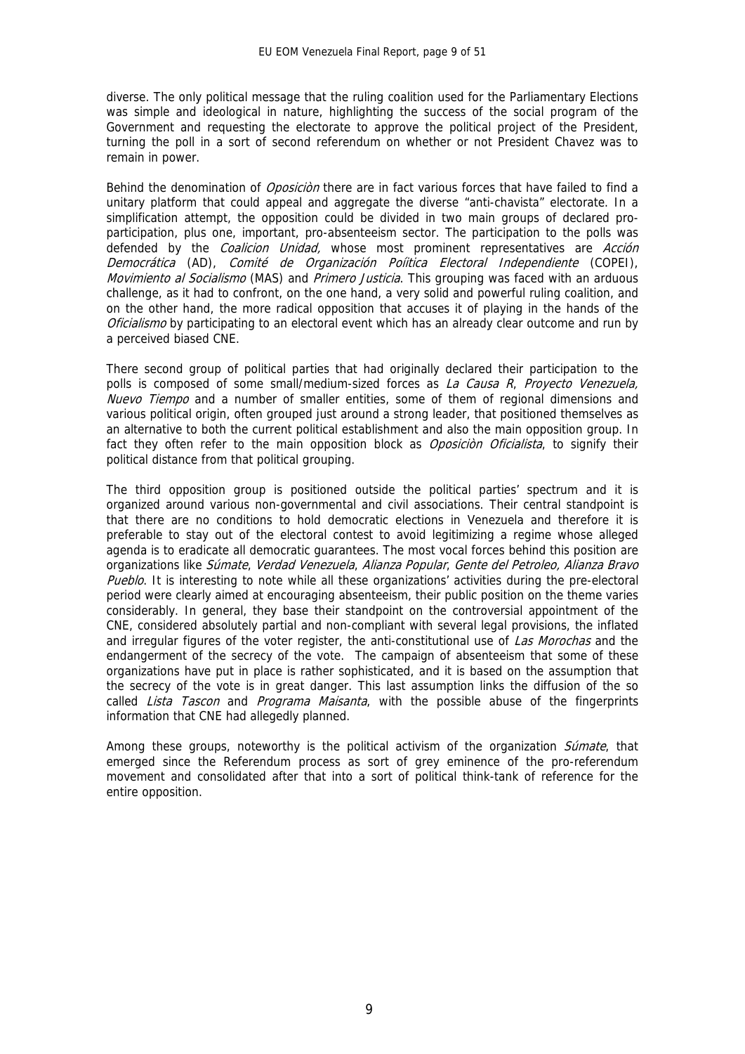diverse. The only political message that the ruling coalition used for the Parliamentary Elections was simple and ideological in nature, highlighting the success of the social program of the Government and requesting the electorate to approve the political project of the President, turning the poll in a sort of second referendum on whether or not President Chavez was to remain in power.

Behind the denomination of *Oposiciòn* there are in fact various forces that have failed to find a unitary platform that could appeal and aggregate the diverse "anti-chavista" electorate. In a simplification attempt, the opposition could be divided in two main groups of declared pro-participation, plus one, important, pro-absenteeism sector. The participation to the polls was defended by the *Coalicion Unidad,* whose most prominent representatives are *Acción Democrática* (AD), *Comité de Organización Poíitica Electoral Independiente* (COPEI), *Movimiento al Socialismo* (MAS) and *Primero Justicia*. This grouping was faced with an arduous challenge, as it had to confront, on the one hand, a very solid and powerful ruling coalition, and on the other hand, the more radical opposition that accuses it of playing in the hands of the *Oficialismo* by participating to an electoral event which has an already clear outcome and run by a perceived biased CNE.

There second group of political parties that had originally declared their participation to the polls is composed of some small/medium-sized forces as *La Causa R*, *Proyecto Venezuela, Nuevo Tiempo* and a number of smaller entities, some of them of regional dimensions and various political origin, often grouped just around a strong leader, that positioned themselves as an alternative to both the current political establishment and also the main opposition group. In fact they often refer to the main opposition block as *Oposiciòn Oficialista*, to signify their political distance from that political grouping.

The third opposition group is positioned outside the political parties' spectrum and it is organized around various non-governmental and civil associations. Their central standpoint is that there are no conditions to hold democratic elections in Venezuela and therefore it is preferable to stay out of the electoral contest to avoid legitimizing a regime whose alleged agenda is to eradicate all democratic guarantees. The most vocal forces behind this position are organizations like *Súmate*, *Verdad Venezuela*, *Alianza Popular*, *Gente del Petroleo, Alianza Bravo Pueblo*. It is interesting to note while all these organizations' activities during the pre-electoral period were clearly aimed at encouraging absenteeism, their public position on the theme varies considerably. In general, they base their standpoint on the controversial appointment of the CNE, considered absolutely partial and non-compliant with several legal provisions, the inflated and irregular figures of the voter register, the anti-constitutional use of *Las Morochas* and the endangerment of the secrecy of the vote. The campaign of absenteeism that some of these organizations have put in place is rather sophisticated, and it is based on the assumption that the secrecy of the vote is in great danger. This last assumption links the diffusion of the so called *Lista Tascon* and *Programa Maisanta*, with the possible abuse of the fingerprints information that CNE had allegedly planned.

Among these groups, noteworthy is the political activism of the organization *Súmate*, that emerged since the Referendum process as sort of grey eminence of the pro-referendum movement and consolidated after that into a sort of political think-tank of reference for the entire opposition.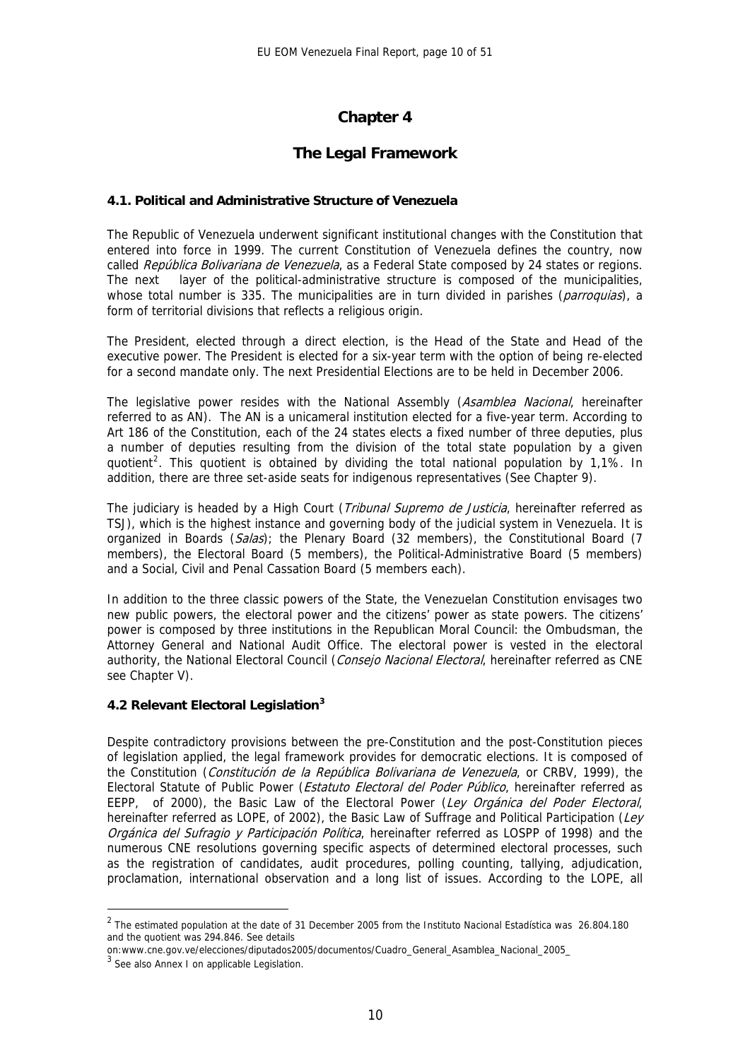# Chapter 4

## The Legal Framework

### 4.1. Political and Administrative Structure of Venezuela

The Republic of Venezuela underwent significant institutional changes with the Constitution that entered into force in 1999. The current Constitution of Venezuela defines the country, now called *República Bolivariana de Venezuela*, as a Federal State composed by 24 states or regions. The next layer of the political-administrative structure is composed of the municipalities, whose total number is 335. The municipalities are in turn divided in parishes (*parroquias*), a form of territorial divisions that reflects a religious origin.

The President, elected through a direct election, is the Head of the State and Head of the executive power. The President is elected for a six-year term with the option of being re-elected for a second mandate only. The next Presidential Elections are to be held in December 2006.

The legislative power resides with the National Assembly (*Asamblea Nacional*, hereinafter referred to as AN). The AN is a unicameral institution elected for a five-year term. According to Art 186 of the Constitution, each of the 24 states elects a fixed number of three deputies, plus a number of deputies resulting from the division of the total state population by a given quotient[2]. This quotient is obtained by dividing the total national population by 1,1%. In addition, there are three set-aside seats for indigenous representatives (See Chapter 9).

The judiciary is headed by a High Court (*Tribunal Supremo de Justicia*, hereinafter referred as TSJ), which is the highest instance and governing body of the judicial system in Venezuela. It is organized in Boards (*Salas*); the Plenary Board (32 members), the Constitutional Board (7 members), the Electoral Board (5 members), the Political-Administrative Board (5 members) and a Social, Civil and Penal Cassation Board (5 members each).

In addition to the three classic powers of the State, the Venezuelan Constitution envisages two new public powers, the electoral power and the citizens' power as state powers. The citizens' power is composed by three institutions in the Republican Moral Council: the Ombudsman, the Attorney General and National Audit Office. The electoral power is vested in the electoral authority, the National Electoral Council (*Consejo Nacional Electoral*, hereinafter referred as CNE see Chapter V).

### 4.2 Relevant Electoral Legislation[3]

Despite contradictory provisions between the pre-Constitution and the post-Constitution pieces of legislation applied, the legal framework provides for democratic elections. It is composed of the Constitution (*Constitución de la República Bolivariana de Venezuela*, or CRBV, 1999), the Electoral Statute of Public Power (*Estatuto Electoral del Poder Público*, hereinafter referred as EEPP, of 2000), the Basic Law of the Electoral Power (*Ley Orgánica del Poder Electoral*, hereinafter referred as LOPE, of 2002), the Basic Law of Suffrage and Political Participation (*Ley Orgánica del Sufragio y Participación Política*, hereinafter referred as LOSPP of 1998) and the numerous CNE resolutions governing specific aspects of determined electoral processes, such as the registration of candidates, audit procedures, polling counting, tallying, adjudication, proclamation, international observation and a long list of issues. According to the LOPE, all

---

[2] The estimated population at the date of 31 December 2005 from the Instituto Nacional Estadística was 26.804.180 and the quotient was 294.846. See details on:www.cne.gov.ve/elecciones/diputados2005/documentos/Cuadro_General_Asamblea_Nacional_2005_

[3] See also Annex I on applicable Legislation.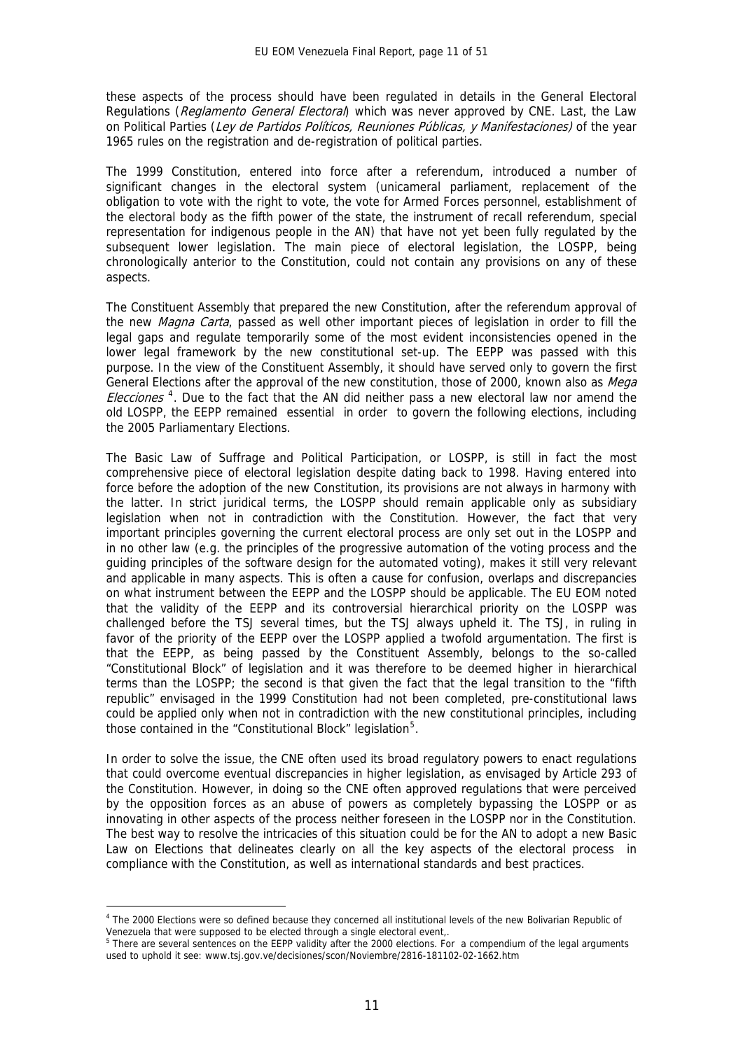these aspects of the process should have been regulated in details in the General Electoral Regulations (*Reglamento General Electoral*) which was never approved by CNE. Last, the Law on Political Parties (*Ley de Partidos Políticos, Reuniones Públicas, y Manifestaciones)* of the year 1965 rules on the registration and de-registration of political parties.

The 1999 Constitution, entered into force after a referendum, introduced a number of significant changes in the electoral system (unicameral parliament, replacement of the obligation to vote with the right to vote, the vote for Armed Forces personnel, establishment of the electoral body as the fifth power of the state, the instrument of recall referendum, special representation for indigenous people in the AN) that have not yet been fully regulated by the subsequent lower legislation. The main piece of electoral legislation, the LOSPP, being chronologically anterior to the Constitution, could not contain any provisions on any of these aspects.

The Constituent Assembly that prepared the new Constitution, after the referendum approval of the new *Magna Carta*, passed as well other important pieces of legislation in order to fill the legal gaps and regulate temporarily some of the most evident inconsistencies opened in the lower legal framework by the new constitutional set-up. The EEPP was passed with this purpose. In the view of the Constituent Assembly, it should have served only to govern the first General Elections after the approval of the new constitution, those of 2000, known also as *Mega Elecciones* [4]. Due to the fact that the AN did neither pass a new electoral law nor amend the old LOSPP, the EEPP remained essential in order to govern the following elections, including the 2005 Parliamentary Elections.

The Basic Law of Suffrage and Political Participation, or LOSPP, is still in fact the most comprehensive piece of electoral legislation despite dating back to 1998. Having entered into force before the adoption of the new Constitution, its provisions are not always in harmony with the latter. In strict juridical terms, the LOSPP should remain applicable only as subsidiary legislation when not in contradiction with the Constitution. However, the fact that very important principles governing the current electoral process are only set out in the LOSPP and in no other law (e.g. the principles of the progressive automation of the voting process and the guiding principles of the software design for the automated voting), makes it still very relevant and applicable in many aspects. This is often a cause for confusion, overlaps and discrepancies on what instrument between the EEPP and the LOSPP should be applicable. The EU EOM noted that the validity of the EEPP and its controversial hierarchical priority on the LOSPP was challenged before the TSJ several times, but the TSJ always upheld it. The TSJ, in ruling in favor of the priority of the EEPP over the LOSPP applied a twofold argumentation. The first is that the EEPP, as being passed by the Constituent Assembly, belongs to the so-called "Constitutional Block" of legislation and it was therefore to be deemed higher in hierarchical terms than the LOSPP; the second is that given the fact that the legal transition to the "fifth republic" envisaged in the 1999 Constitution had not been completed, pre-constitutional laws could be applied only when not in contradiction with the new constitutional principles, including those contained in the "Constitutional Block" legislation[5].

In order to solve the issue, the CNE often used its broad regulatory powers to enact regulations that could overcome eventual discrepancies in higher legislation, as envisaged by Article 293 of the Constitution. However, in doing so the CNE often approved regulations that were perceived by the opposition forces as an abuse of powers as completely bypassing the LOSPP or as innovating in other aspects of the process neither foreseen in the LOSPP nor in the Constitution. The best way to resolve the intricacies of this situation could be for the AN to adopt a new Basic Law on Elections that delineates clearly on all the key aspects of the electoral process in compliance with the Constitution, as well as international standards and best practices.

---

[4] The 2000 Elections were so defined because they concerned all institutional levels of the new Bolivarian Republic of Venezuela that were supposed to be elected through a single electoral event,.

[5] There are several sentences on the EEPP validity after the 2000 elections. For a compendium of the legal arguments used to uphold it see: www.tsj.gov.ve/decisiones/scon/Noviembre/2816-181102-02-1662.htm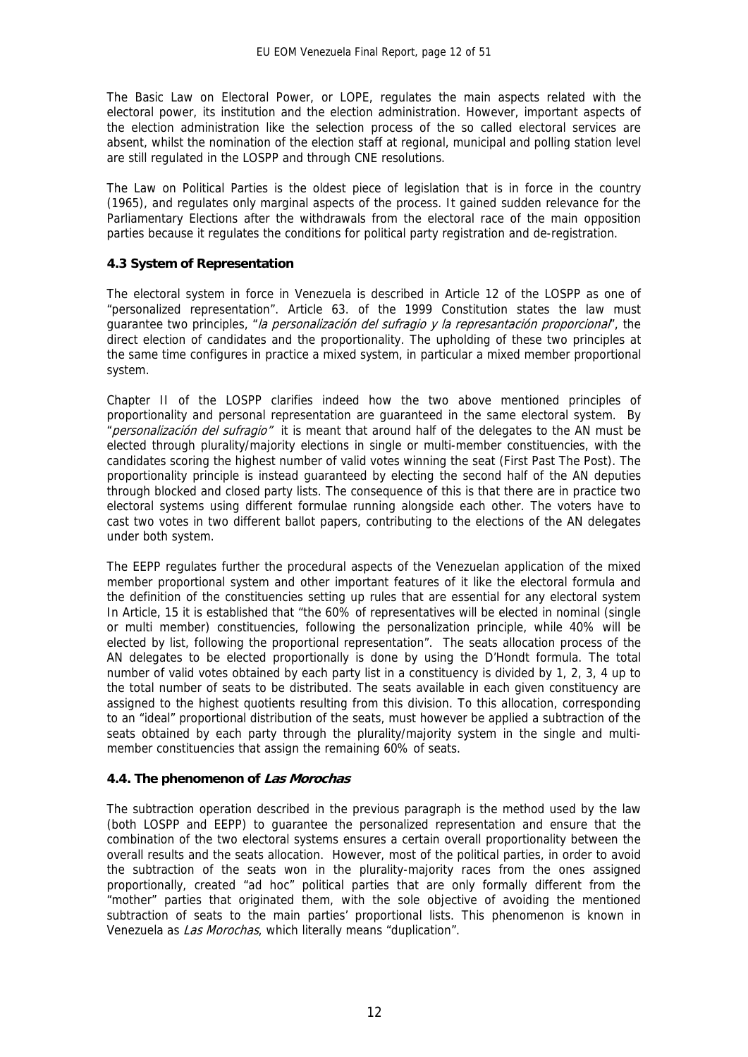The Basic Law on Electoral Power, or LOPE, regulates the main aspects related with the electoral power, its institution and the election administration. However, important aspects of the election administration like the selection process of the so called electoral services are absent, whilst the nomination of the election staff at regional, municipal and polling station level are still regulated in the LOSPP and through CNE resolutions.

The Law on Political Parties is the oldest piece of legislation that is in force in the country (1965), and regulates only marginal aspects of the process. It gained sudden relevance for the Parliamentary Elections after the withdrawals from the electoral race of the main opposition parties because it regulates the conditions for political party registration and de-registration.

### 4.3 System of Representation

The electoral system in force in Venezuela is described in Article 12 of the LOSPP as one of "personalized representation". Article 63. of the 1999 Constitution states the law must guarantee two principles, "*la personalización del sufragio y la represantación proporcional*", the direct election of candidates and the proportionality. The upholding of these two principles at the same time configures in practice a mixed system, in particular a mixed member proportional system.

Chapter II of the LOSPP clarifies indeed how the two above mentioned principles of proportionality and personal representation are guaranteed in the same electoral system. By "*personalización del sufragio"* it is meant that around half of the delegates to the AN must be elected through plurality/majority elections in single or multi-member constituencies, with the candidates scoring the highest number of valid votes winning the seat (First Past The Post). The proportionality principle is instead guaranteed by electing the second half of the AN deputies through blocked and closed party lists. The consequence of this is that there are in practice two electoral systems using different formulae running alongside each other. The voters have to cast two votes in two different ballot papers, contributing to the elections of the AN delegates under both system.

The EEPP regulates further the procedural aspects of the Venezuelan application of the mixed member proportional system and other important features of it like the electoral formula and the definition of the constituencies setting up rules that are essential for any electoral system In Article, 15 it is established that "the 60% of representatives will be elected in nominal (single or multi member) constituencies, following the personalization principle, while 40% will be elected by list, following the proportional representation". The seats allocation process of the AN delegates to be elected proportionally is done by using the D'Hondt formula. The total number of valid votes obtained by each party list in a constituency is divided by 1, 2, 3, 4 up to the total number of seats to be distributed. The seats available in each given constituency are assigned to the highest quotients resulting from this division. To this allocation, corresponding to an "ideal" proportional distribution of the seats, must however be applied a subtraction of the seats obtained by each party through the plurality/majority system in the single and multi-member constituencies that assign the remaining 60% of seats.

### 4.4. The phenomenon of *Las Morochas*

The subtraction operation described in the previous paragraph is the method used by the law (both LOSPP and EEPP) to guarantee the personalized representation and ensure that the combination of the two electoral systems ensures a certain overall proportionality between the overall results and the seats allocation. However, most of the political parties, in order to avoid the subtraction of the seats won in the plurality-majority races from the ones assigned proportionally, created "ad hoc" political parties that are only formally different from the "mother" parties that originated them, with the sole objective of avoiding the mentioned subtraction of seats to the main parties' proportional lists. This phenomenon is known in Venezuela as *Las Morochas*, which literally means "duplication".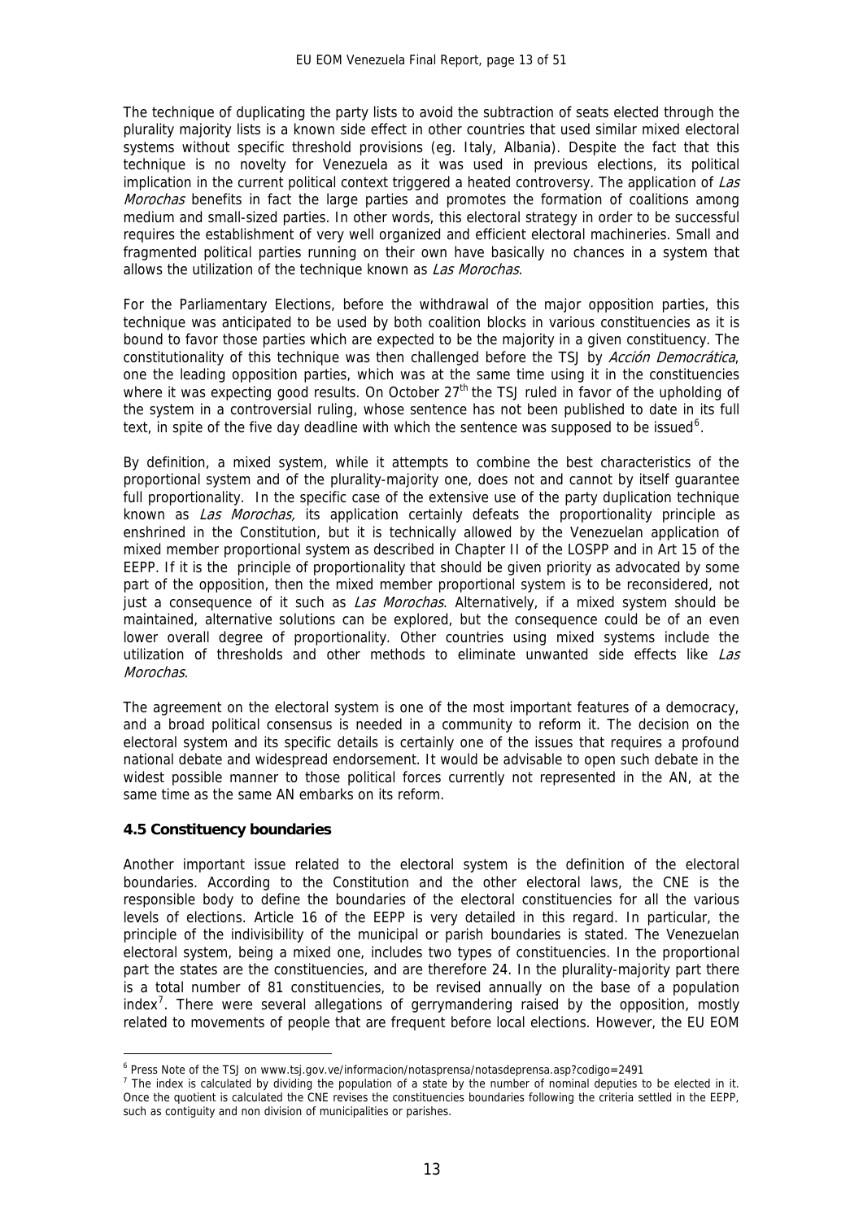The technique of duplicating the party lists to avoid the subtraction of seats elected through the plurality majority lists is a known side effect in other countries that used similar mixed electoral systems without specific threshold provisions (eg. Italy, Albania). Despite the fact that this technique is no novelty for Venezuela as it was used in previous elections, its political implication in the current political context triggered a heated controversy. The application of *Las Morochas* benefits in fact the large parties and promotes the formation of coalitions among medium and small-sized parties. In other words, this electoral strategy in order to be successful requires the establishment of very well organized and efficient electoral machineries. Small and fragmented political parties running on their own have basically no chances in a system that allows the utilization of the technique known as *Las Morochas*.

For the Parliamentary Elections, before the withdrawal of the major opposition parties, this technique was anticipated to be used by both coalition blocks in various constituencies as it is bound to favor those parties which are expected to be the majority in a given constituency. The constitutionality of this technique was then challenged before the TSJ by *Acción Democrática*, one the leading opposition parties, which was at the same time using it in the constituencies where it was expecting good results. On October 27th the TSJ ruled in favor of the upholding of the system in a controversial ruling, whose sentence has not been published to date in its full text, in spite of the five day deadline with which the sentence was supposed to be issued[6].

By definition, a mixed system, while it attempts to combine the best characteristics of the proportional system and of the plurality-majority one, does not and cannot by itself guarantee full proportionality. In the specific case of the extensive use of the party duplication technique known as *Las Morochas,* its application certainly defeats the proportionality principle as enshrined in the Constitution, but it is technically allowed by the Venezuelan application of mixed member proportional system as described in Chapter II of the LOSPP and in Art 15 of the EEPP. If it is the principle of proportionality that should be given priority as advocated by some part of the opposition, then the mixed member proportional system is to be reconsidered, not just a consequence of it such as *Las Morochas*. Alternatively, if a mixed system should be maintained, alternative solutions can be explored, but the consequence could be of an even lower overall degree of proportionality. Other countries using mixed systems include the utilization of thresholds and other methods to eliminate unwanted side effects like *Las Morochas*.

The agreement on the electoral system is one of the most important features of a democracy, and a broad political consensus is needed in a community to reform it. The decision on the electoral system and its specific details is certainly one of the issues that requires a profound national debate and widespread endorsement. It would be advisable to open such debate in the widest possible manner to those political forces currently not represented in the AN, at the same time as the same AN embarks on its reform.

### 4.5 Constituency boundaries

Another important issue related to the electoral system is the definition of the electoral boundaries. According to the Constitution and the other electoral laws, the CNE is the responsible body to define the boundaries of the electoral constituencies for all the various levels of elections. Article 16 of the EEPP is very detailed in this regard. In particular, the principle of the indivisibility of the municipal or parish boundaries is stated. The Venezuelan electoral system, being a mixed one, includes two types of constituencies. In the proportional part the states are the constituencies, and are therefore 24. In the plurality-majority part there is a total number of 81 constituencies, to be revised annually on the base of a population index[7]. There were several allegations of gerrymandering raised by the opposition, mostly related to movements of people that are frequent before local elections. However, the EU EOM

---

[6] Press Note of the TSJ on www.tsj.gov.ve/informacion/notasprensa/notasdeprensa.asp?codigo=2491

[7] The index is calculated by dividing the population of a state by the number of nominal deputies to be elected in it. Once the quotient is calculated the CNE revises the constituencies boundaries following the criteria settled in the EEPP, such as contiguity and non division of municipalities or parishes.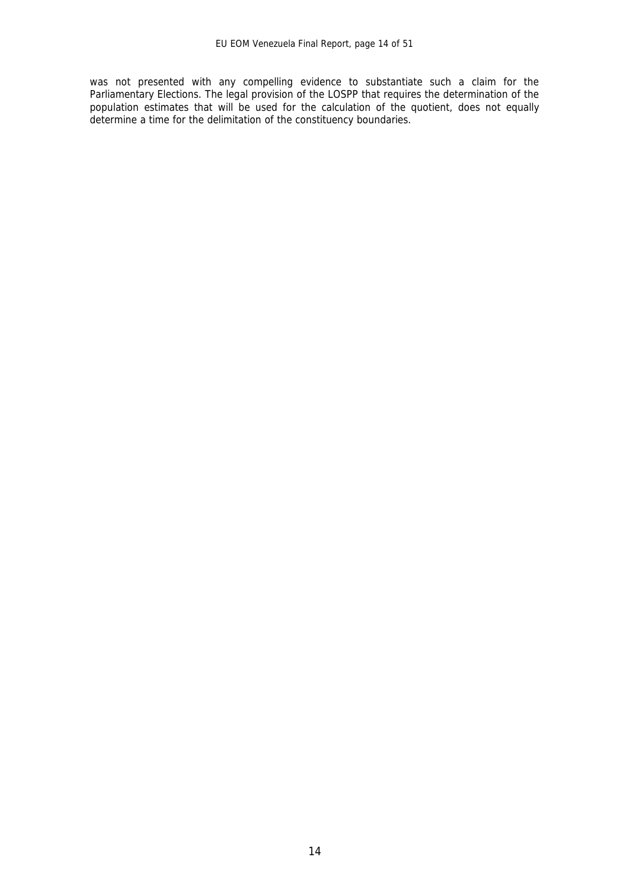was not presented with any compelling evidence to substantiate such a claim for the Parliamentary Elections. The legal provision of the LOSPP that requires the determination of the population estimates that will be used for the calculation of the quotient, does not equally determine a time for the delimitation of the constituency boundaries.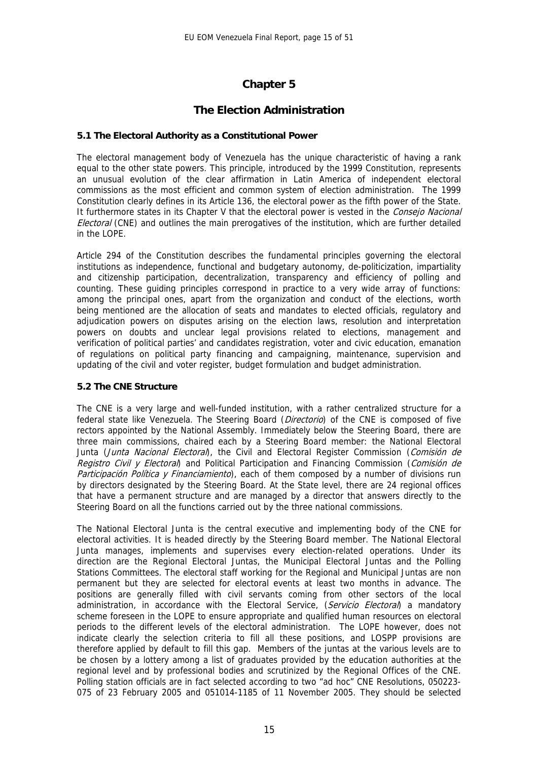# Chapter 5

## The Election Administration

### 5.1 The Electoral Authority as a Constitutional Power

The electoral management body of Venezuela has the unique characteristic of having a rank equal to the other state powers. This principle, introduced by the 1999 Constitution, represents an unusual evolution of the clear affirmation in Latin America of independent electoral commissions as the most efficient and common system of election administration. The 1999 Constitution clearly defines in its Article 136, the electoral power as the fifth power of the State. It furthermore states in its Chapter V that the electoral power is vested in the *Consejo Nacional Electoral* (CNE) and outlines the main prerogatives of the institution, which are further detailed in the LOPE.

Article 294 of the Constitution describes the fundamental principles governing the electoral institutions as independence, functional and budgetary autonomy, de-politicization, impartiality and citizenship participation, decentralization, transparency and efficiency of polling and counting. These guiding principles correspond in practice to a very wide array of functions: among the principal ones, apart from the organization and conduct of the elections, worth being mentioned are the allocation of seats and mandates to elected officials, regulatory and adjudication powers on disputes arising on the election laws, resolution and interpretation powers on doubts and unclear legal provisions related to elections, management and verification of political parties' and candidates registration, voter and civic education, emanation of regulations on political party financing and campaigning, maintenance, supervision and updating of the civil and voter register, budget formulation and budget administration.

### 5.2 The CNE Structure

The CNE is a very large and well-funded institution, with a rather centralized structure for a federal state like Venezuela. The Steering Board (*Directorio*) of the CNE is composed of five rectors appointed by the National Assembly. Immediately below the Steering Board, there are three main commissions, chaired each by a Steering Board member: the National Electoral Junta (*Junta Nacional Electoral*), the Civil and Electoral Register Commission (*Comisión de Registro Civil y Electoral*) and Political Participation and Financing Commission (*Comisión de Participación Política y Financiamiento*), each of them composed by a number of divisions run by directors designated by the Steering Board. At the State level, there are 24 regional offices that have a permanent structure and are managed by a director that answers directly to the Steering Board on all the functions carried out by the three national commissions.

The National Electoral Junta is the central executive and implementing body of the CNE for electoral activities. It is headed directly by the Steering Board member. The National Electoral Junta manages, implements and supervises every election-related operations. Under its direction are the Regional Electoral Juntas, the Municipal Electoral Juntas and the Polling Stations Committees. The electoral staff working for the Regional and Municipal Juntas are non permanent but they are selected for electoral events at least two months in advance. The positions are generally filled with civil servants coming from other sectors of the local administration, in accordance with the Electoral Service, (*Servicio Electoral*) a mandatory scheme foreseen in the LOPE to ensure appropriate and qualified human resources on electoral periods to the different levels of the electoral administration. The LOPE however, does not indicate clearly the selection criteria to fill all these positions, and LOSPP provisions are therefore applied by default to fill this gap. Members of the juntas at the various levels are to be chosen by a lottery among a list of graduates provided by the education authorities at the regional level and by professional bodies and scrutinized by the Regional Offices of the CNE. Polling station officials are in fact selected according to two "ad hoc" CNE Resolutions, 050223-075 of 23 February 2005 and 051014-1185 of 11 November 2005. They should be selected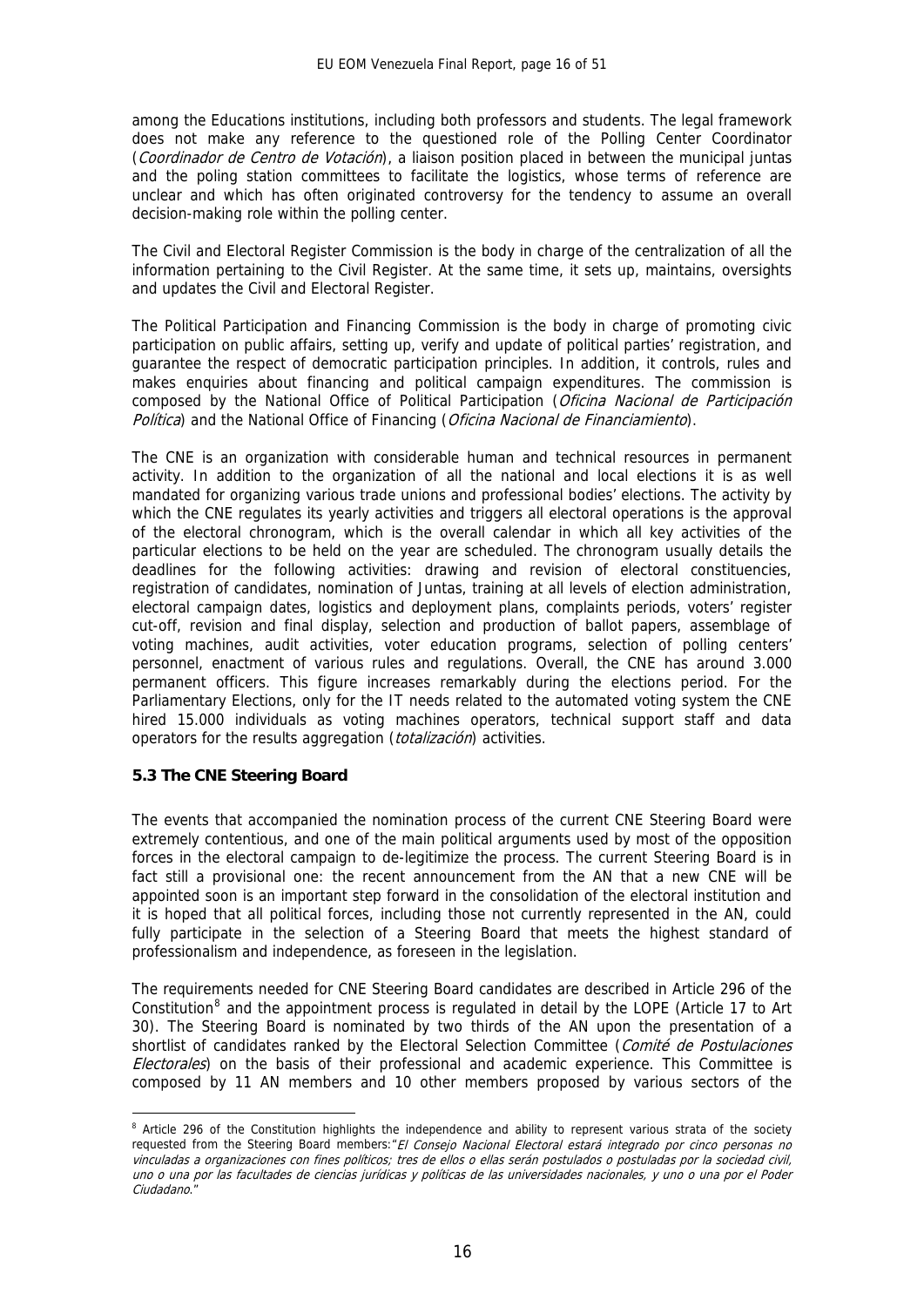among the Educations institutions, including both professors and students. The legal framework does not make any reference to the questioned role of the Polling Center Coordinator (*Coordinador de Centro de Votación*), a liaison position placed in between the municipal juntas and the poling station committees to facilitate the logistics, whose terms of reference are unclear and which has often originated controversy for the tendency to assume an overall decision-making role within the polling center.

The Civil and Electoral Register Commission is the body in charge of the centralization of all the information pertaining to the Civil Register. At the same time, it sets up, maintains, oversights and updates the Civil and Electoral Register.

The Political Participation and Financing Commission is the body in charge of promoting civic participation on public affairs, setting up, verify and update of political parties' registration, and guarantee the respect of democratic participation principles. In addition, it controls, rules and makes enquiries about financing and political campaign expenditures. The commission is composed by the National Office of Political Participation (*Oficina Nacional de Participación Política*) and the National Office of Financing (*Oficina Nacional de Financiamiento*).

The CNE is an organization with considerable human and technical resources in permanent activity. In addition to the organization of all the national and local elections it is as well mandated for organizing various trade unions and professional bodies' elections. The activity by which the CNE regulates its yearly activities and triggers all electoral operations is the approval of the electoral chronogram, which is the overall calendar in which all key activities of the particular elections to be held on the year are scheduled. The chronogram usually details the deadlines for the following activities: drawing and revision of electoral constituencies, registration of candidates, nomination of Juntas, training at all levels of election administration, electoral campaign dates, logistics and deployment plans, complaints periods, voters' register cut-off, revision and final display, selection and production of ballot papers, assemblage of voting machines, audit activities, voter education programs, selection of polling centers' personnel, enactment of various rules and regulations. Overall, the CNE has around 3.000 permanent officers. This figure increases remarkably during the elections period. For the Parliamentary Elections, only for the IT needs related to the automated voting system the CNE hired 15.000 individuals as voting machines operators, technical support staff and data operators for the results aggregation (*totalización*) activities.

### 5.3 The CNE Steering Board

The events that accompanied the nomination process of the current CNE Steering Board were extremely contentious, and one of the main political arguments used by most of the opposition forces in the electoral campaign to de-legitimize the process. The current Steering Board is in fact still a provisional one: the recent announcement from the AN that a new CNE will be appointed soon is an important step forward in the consolidation of the electoral institution and it is hoped that all political forces, including those not currently represented in the AN, could fully participate in the selection of a Steering Board that meets the highest standard of professionalism and independence, as foreseen in the legislation.

The requirements needed for CNE Steering Board candidates are described in Article 296 of the Constitution[8] and the appointment process is regulated in detail by the LOPE (Article 17 to Art 30). The Steering Board is nominated by two thirds of the AN upon the presentation of a shortlist of candidates ranked by the Electoral Selection Committee (*Comité de Postulaciones Electorales*) on the basis of their professional and academic experience. This Committee is composed by 11 AN members and 10 other members proposed by various sectors of the

---

[8] Article 296 of the Constitution highlights the independence and ability to represent various strata of the society requested from the Steering Board members: "*El Consejo Nacional Electoral estará integrado por cinco personas no vinculadas a organizaciones con fines políticos; tres de ellos o ellas serán postulados o postuladas por la sociedad civil, uno o una por las facultades de ciencias jurídicas y políticas de las universidades nacionales, y uno o una por el Poder Ciudadano.*"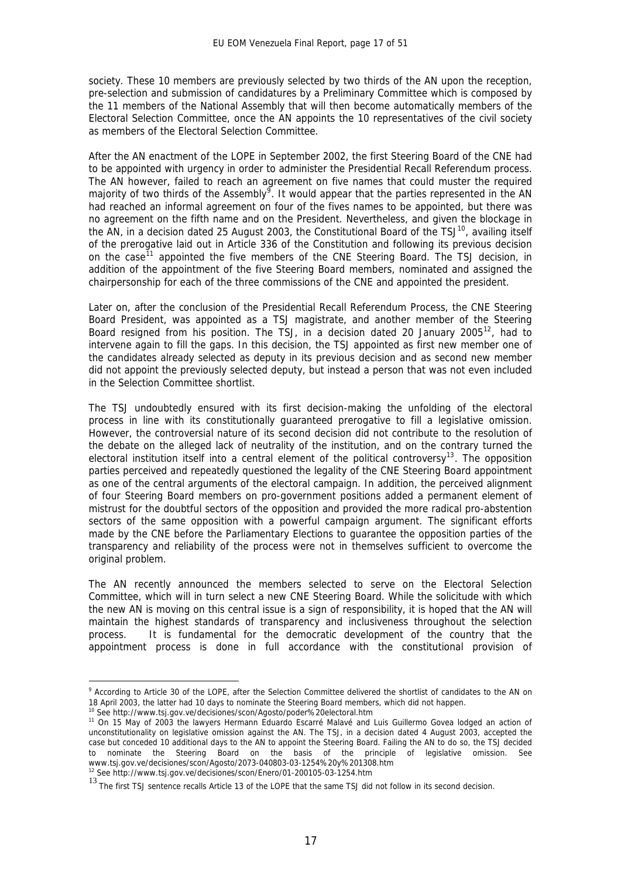society. These 10 members are previously selected by two thirds of the AN upon the reception, pre-selection and submission of candidatures by a Preliminary Committee which is composed by the 11 members of the National Assembly that will then become automatically members of the Electoral Selection Committee, once the AN appoints the 10 representatives of the civil society as members of the Electoral Selection Committee.

After the AN enactment of the LOPE in September 2002, the first Steering Board of the CNE had to be appointed with urgency in order to administer the Presidential Recall Referendum process. The AN however, failed to reach an agreement on five names that could muster the required majority of two thirds of the Assembly[9]. It would appear that the parties represented in the AN had reached an informal agreement on four of the fives names to be appointed, but there was no agreement on the fifth name and on the President. Nevertheless, and given the blockage in the AN, in a decision dated 25 August 2003, the Constitutional Board of the TSJ[10], availing itself of the prerogative laid out in Article 336 of the Constitution and following its previous decision on the case[11] appointed the five members of the CNE Steering Board. The TSJ decision, in addition of the appointment of the five Steering Board members, nominated and assigned the chairpersonship for each of the three commissions of the CNE and appointed the president.

Later on, after the conclusion of the Presidential Recall Referendum Process, the CNE Steering Board President, was appointed as a TSJ magistrate, and another member of the Steering Board resigned from his position. The TSJ, in a decision dated 20 January 2005[12], had to intervene again to fill the gaps. In this decision, the TSJ appointed as first new member one of the candidates already selected as deputy in its previous decision and as second new member did not appoint the previously selected deputy, but instead a person that was not even included in the Selection Committee shortlist.

The TSJ undoubtedly ensured with its first decision-making the unfolding of the electoral process in line with its constitutionally guaranteed prerogative to fill a legislative omission. However, the controversial nature of its second decision did not contribute to the resolution of the debate on the alleged lack of neutrality of the institution, and on the contrary turned the electoral institution itself into a central element of the political controversy[13]. The opposition parties perceived and repeatedly questioned the legality of the CNE Steering Board appointment as one of the central arguments of the electoral campaign. In addition, the perceived alignment of four Steering Board members on pro-government positions added a permanent element of mistrust for the doubtful sectors of the opposition and provided the more radical pro-abstention sectors of the same opposition with a powerful campaign argument. The significant efforts made by the CNE before the Parliamentary Elections to guarantee the opposition parties of the transparency and reliability of the process were not in themselves sufficient to overcome the original problem.

The AN recently announced the members selected to serve on the Electoral Selection Committee, which will in turn select a new CNE Steering Board. While the solicitude with which the new AN is moving on this central issue is a sign of responsibility, it is hoped that the AN will maintain the highest standards of transparency and inclusiveness throughout the selection process. It is fundamental for the democratic development of the country that the appointment process is done in full accordance with the constitutional provision of

---

[9] According to Article 30 of the LOPE, after the Selection Committee delivered the shortlist of candidates to the AN on 18 April 2003, the latter had 10 days to nominate the Steering Board members, which did not happen.

[10] See http://www.tsj.gov.ve/decisiones/scon/Agosto/poder%20electoral.htm

[11] On 15 May of 2003 the lawyers Hermann Eduardo Escarré Malavé and Luis Guillermo Govea lodged an action of unconstitutionality on legislative omission against the AN. The TSJ, in a decision dated 4 August 2003, accepted the case but conceded 10 additional days to the AN to appoint the Steering Board. Failing the AN to do so, the TSJ decided to nominate the Steering Board on the basis of the principle of legislative omission. See www.tsj.gov.ve/decisiones/scon/Agosto/2073-040803-03-1254%20y%201308.htm

[12] See http://www.tsj.gov.ve/decisiones/scon/Enero/01-200105-03-1254.htm

[13] The first TSJ sentence recalls Article 13 of the LOPE that the same TSJ did not follow in its second decision.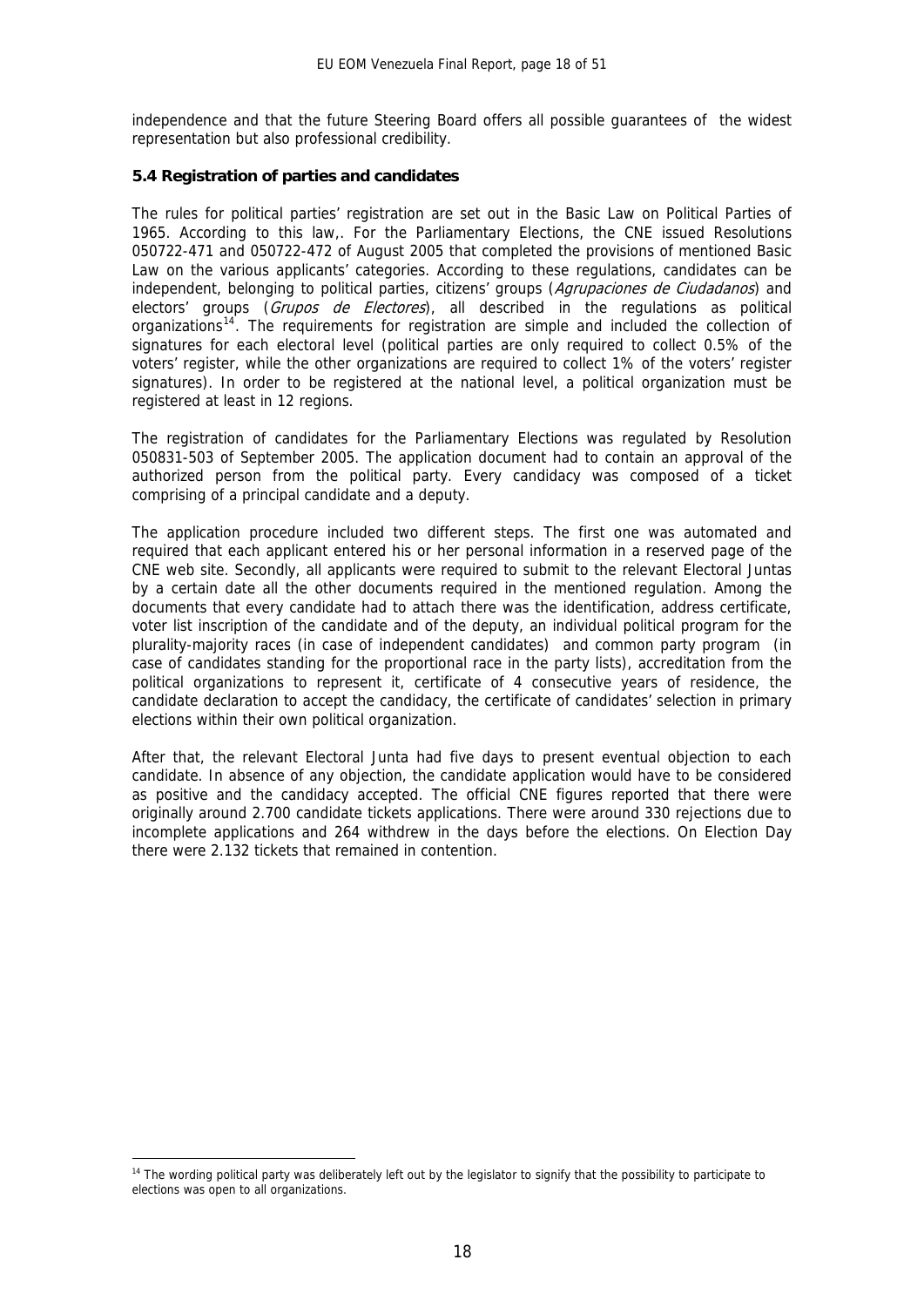independence and that the future Steering Board offers all possible guarantees of the widest representation but also professional credibility.

### 5.4 Registration of parties and candidates

The rules for political parties' registration are set out in the Basic Law on Political Parties of 1965. According to this law,. For the Parliamentary Elections, the CNE issued Resolutions 050722-471 and 050722-472 of August 2005 that completed the provisions of mentioned Basic Law on the various applicants' categories. According to these regulations, candidates can be independent, belonging to political parties, citizens' groups (*Agrupaciones de Ciudadanos*) and electors' groups (*Grupos de Electores*), all described in the regulations as political organizations[14]. The requirements for registration are simple and included the collection of signatures for each electoral level (political parties are only required to collect 0.5% of the voters' register, while the other organizations are required to collect 1% of the voters' register signatures). In order to be registered at the national level, a political organization must be registered at least in 12 regions.

The registration of candidates for the Parliamentary Elections was regulated by Resolution 050831-503 of September 2005. The application document had to contain an approval of the authorized person from the political party. Every candidacy was composed of a ticket comprising of a principal candidate and a deputy.

The application procedure included two different steps. The first one was automated and required that each applicant entered his or her personal information in a reserved page of the CNE web site. Secondly, all applicants were required to submit to the relevant Electoral Juntas by a certain date all the other documents required in the mentioned regulation. Among the documents that every candidate had to attach there was the identification, address certificate, voter list inscription of the candidate and of the deputy, an individual political program for the plurality-majority races (in case of independent candidates) and common party program (in case of candidates standing for the proportional race in the party lists), accreditation from the political organizations to represent it, certificate of 4 consecutive years of residence, the candidate declaration to accept the candidacy, the certificate of candidates' selection in primary elections within their own political organization.

After that, the relevant Electoral Junta had five days to present eventual objection to each candidate. In absence of any objection, the candidate application would have to be considered as positive and the candidacy accepted. The official CNE figures reported that there were originally around 2.700 candidate tickets applications. There were around 330 rejections due to incomplete applications and 264 withdrew in the days before the elections. On Election Day there were 2.132 tickets that remained in contention.

[14] The wording political party was deliberately left out by the legislator to signify that the possibility to participate to elections was open to all organizations.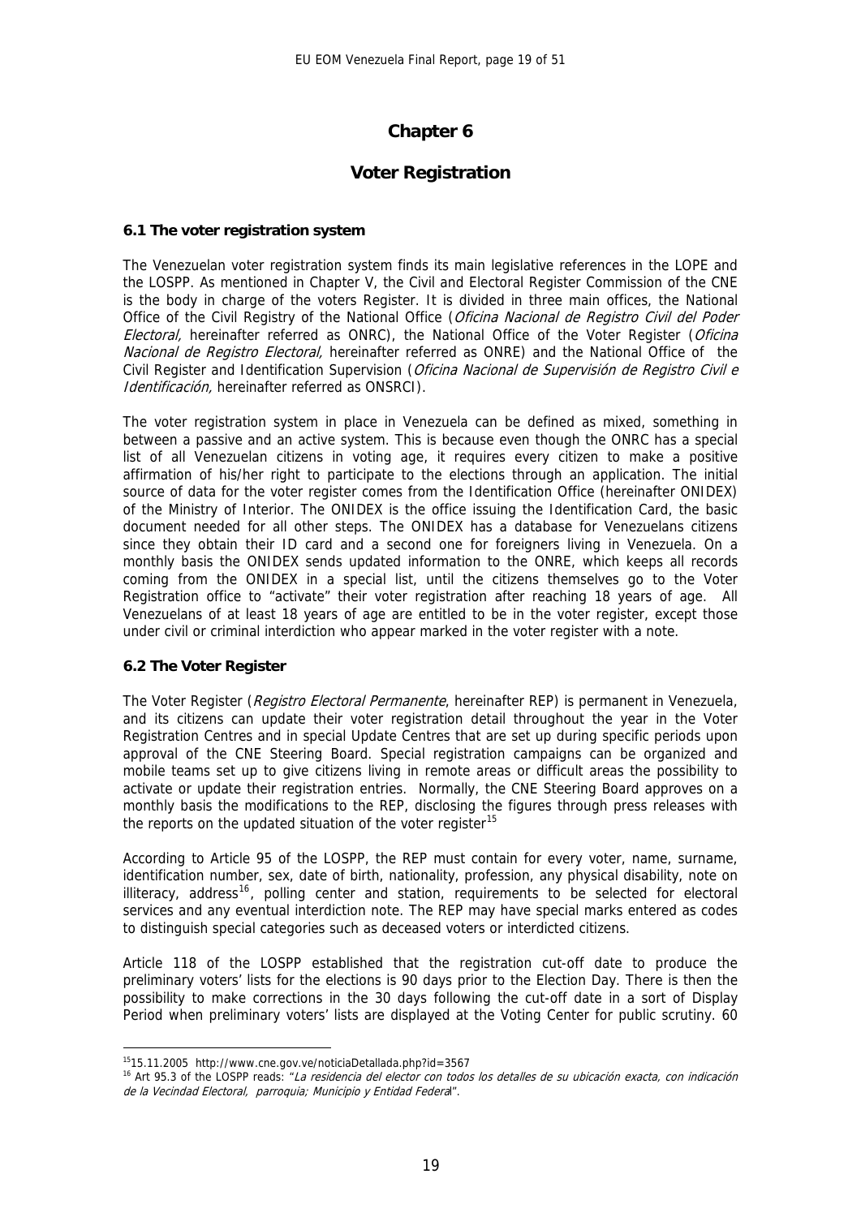# Chapter 6

## Voter Registration

### 6.1 The voter registration system

The Venezuelan voter registration system finds its main legislative references in the LOPE and the LOSPP. As mentioned in Chapter V, the Civil and Electoral Register Commission of the CNE is the body in charge of the voters Register. It is divided in three main offices, the National Office of the Civil Registry of the National Office (*Oficina Nacional de Registro Civil del Poder Electoral,* hereinafter referred as ONRC), the National Office of the Voter Register (*Oficina Nacional de Registro Electoral,* hereinafter referred as ONRE) and the National Office of the Civil Register and Identification Supervision (*Oficina Nacional de Supervisión de Registro Civil e Identificación,* hereinafter referred as ONSRCI).

The voter registration system in place in Venezuela can be defined as mixed, something in between a passive and an active system. This is because even though the ONRC has a special list of all Venezuelan citizens in voting age, it requires every citizen to make a positive affirmation of his/her right to participate to the elections through an application. The initial source of data for the voter register comes from the Identification Office (hereinafter ONIDEX) of the Ministry of Interior. The ONIDEX is the office issuing the Identification Card, the basic document needed for all other steps. The ONIDEX has a database for Venezuelans citizens since they obtain their ID card and a second one for foreigners living in Venezuela. On a monthly basis the ONIDEX sends updated information to the ONRE, which keeps all records coming from the ONIDEX in a special list, until the citizens themselves go to the Voter Registration office to "activate" their voter registration after reaching 18 years of age. All Venezuelans of at least 18 years of age are entitled to be in the voter register, except those under civil or criminal interdiction who appear marked in the voter register with a note.

### 6.2 The Voter Register

The Voter Register (*Registro Electoral Permanente*, hereinafter REP) is permanent in Venezuela, and its citizens can update their voter registration detail throughout the year in the Voter Registration Centres and in special Update Centres that are set up during specific periods upon approval of the CNE Steering Board. Special registration campaigns can be organized and mobile teams set up to give citizens living in remote areas or difficult areas the possibility to activate or update their registration entries. Normally, the CNE Steering Board approves on a monthly basis the modifications to the REP, disclosing the figures through press releases with the reports on the updated situation of the voter register[15]

According to Article 95 of the LOSPP, the REP must contain for every voter, name, surname, identification number, sex, date of birth, nationality, profession, any physical disability, note on illiteracy, address[16], polling center and station, requirements to be selected for electoral services and any eventual interdiction note. The REP may have special marks entered as codes to distinguish special categories such as deceased voters or interdicted citizens.

Article 118 of the LOSPP established that the registration cut-off date to produce the preliminary voters' lists for the elections is 90 days prior to the Election Day. There is then the possibility to make corrections in the 30 days following the cut-off date in a sort of Display Period when preliminary voters' lists are displayed at the Voting Center for public scrutiny. 60

---

[15] 15.11.2005 http://www.cne.gov.ve/noticiaDetallada.php?id=3567

[16] Art 95.3 of the LOSPP reads: "*La residencia del elector con todos los detalles de su ubicación exacta, con indicación de la Vecindad Electoral, parroquia; Municipio y Entidad Federal*".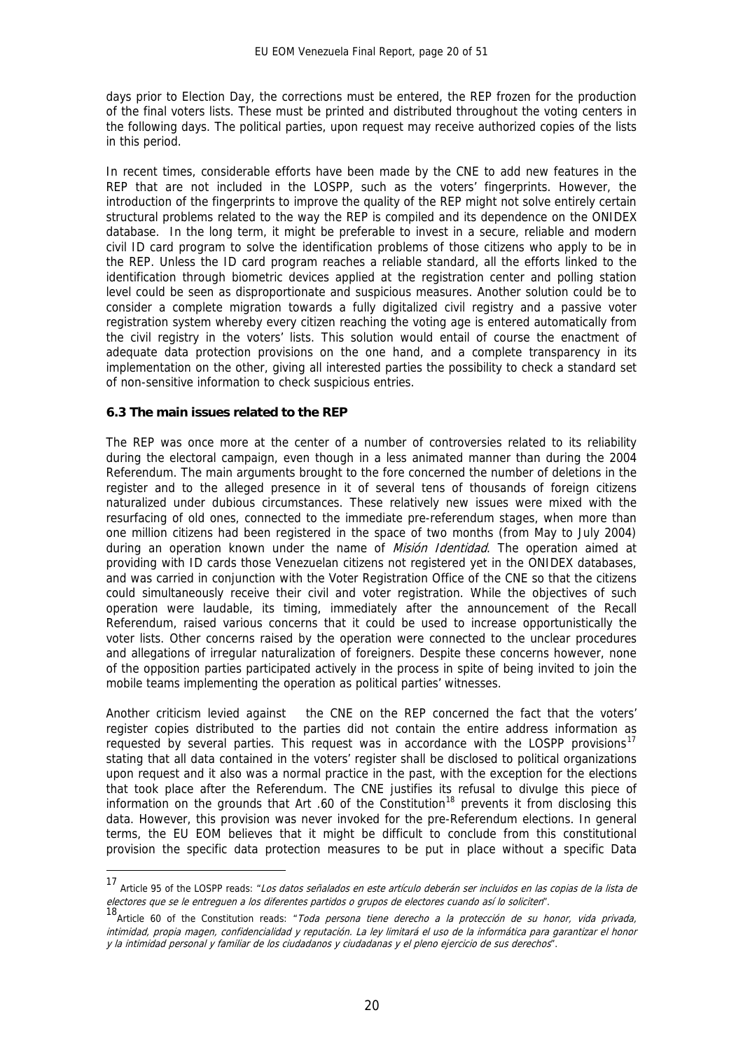days prior to Election Day, the corrections must be entered, the REP frozen for the production of the final voters lists. These must be printed and distributed throughout the voting centers in the following days. The political parties, upon request may receive authorized copies of the lists in this period.

In recent times, considerable efforts have been made by the CNE to add new features in the REP that are not included in the LOSPP, such as the voters' fingerprints. However, the introduction of the fingerprints to improve the quality of the REP might not solve entirely certain structural problems related to the way the REP is compiled and its dependence on the ONIDEX database. In the long term, it might be preferable to invest in a secure, reliable and modern civil ID card program to solve the identification problems of those citizens who apply to be in the REP. Unless the ID card program reaches a reliable standard, all the efforts linked to the identification through biometric devices applied at the registration center and polling station level could be seen as disproportionate and suspicious measures. Another solution could be to consider a complete migration towards a fully digitalized civil registry and a passive voter registration system whereby every citizen reaching the voting age is entered automatically from the civil registry in the voters' lists. This solution would entail of course the enactment of adequate data protection provisions on the one hand, and a complete transparency in its implementation on the other, giving all interested parties the possibility to check a standard set of non-sensitive information to check suspicious entries.

### 6.3 The main issues related to the REP

The REP was once more at the center of a number of controversies related to its reliability during the electoral campaign, even though in a less animated manner than during the 2004 Referendum. The main arguments brought to the fore concerned the number of deletions in the register and to the alleged presence in it of several tens of thousands of foreign citizens naturalized under dubious circumstances. These relatively new issues were mixed with the resurfacing of old ones, connected to the immediate pre-referendum stages, when more than one million citizens had been registered in the space of two months (from May to July 2004) during an operation known under the name of *Misión Identidad*. The operation aimed at providing with ID cards those Venezuelan citizens not registered yet in the ONIDEX databases, and was carried in conjunction with the Voter Registration Office of the CNE so that the citizens could simultaneously receive their civil and voter registration. While the objectives of such operation were laudable, its timing, immediately after the announcement of the Recall Referendum, raised various concerns that it could be used to increase opportunistically the voter lists. Other concerns raised by the operation were connected to the unclear procedures and allegations of irregular naturalization of foreigners. Despite these concerns however, none of the opposition parties participated actively in the process in spite of being invited to join the mobile teams implementing the operation as political parties' witnesses.

Another criticism levied against the CNE on the REP concerned the fact that the voters' register copies distributed to the parties did not contain the entire address information as requested by several parties. This request was in accordance with the LOSPP provisions[17] stating that all data contained in the voters' register shall be disclosed to political organizations upon request and it also was a normal practice in the past, with the exception for the elections that took place after the Referendum. The CNE justifies its refusal to divulge this piece of information on the grounds that Art .60 of the Constitution[18] prevents it from disclosing this data. However, this provision was never invoked for the pre-Referendum elections. In general terms, the EU EOM believes that it might be difficult to conclude from this constitutional provision the specific data protection measures to be put in place without a specific Data

---

[17] Article 95 of the LOSPP reads: "*Los datos señalados en este artículo deberán ser incluidos en las copias de la lista de electores que se le entreguen a los diferentes partidos o grupos de electores cuando así lo soliciten*".

[18] Article 60 of the Constitution reads: "*Toda persona tiene derecho a la protección de su honor, vida privada, intimidad, propia magen, confidencialidad y reputación. La ley limitará el uso de la informática para garantizar el honor y la intimidad personal y familiar de los ciudadanos y ciudadanas y el pleno ejercicio de sus derechos*".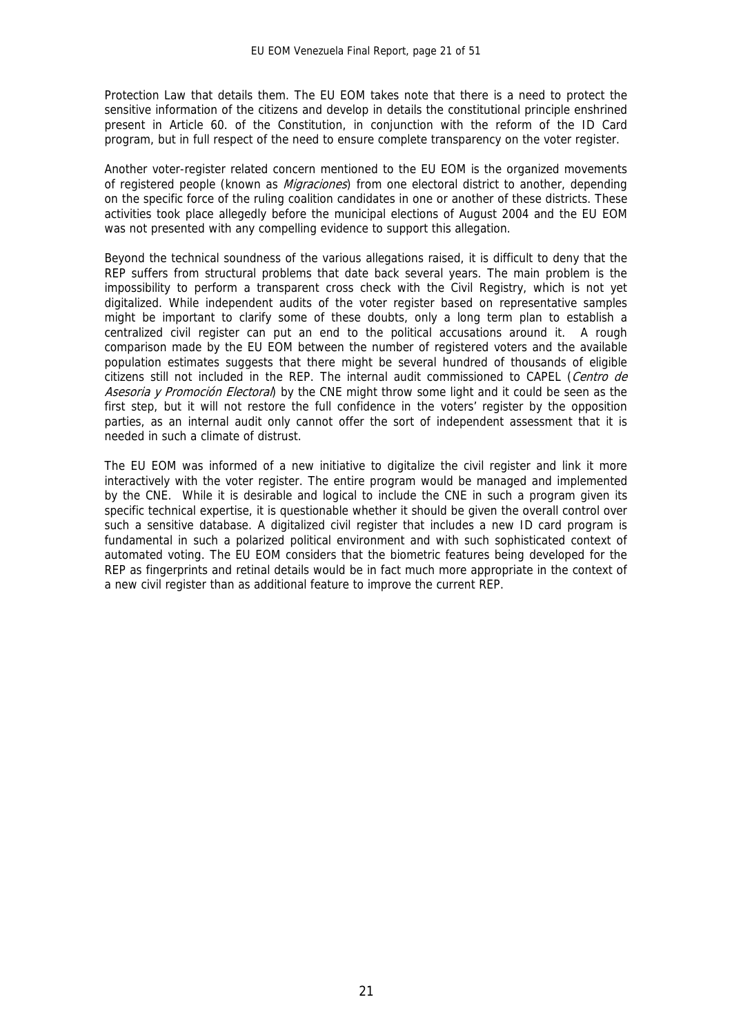Protection Law that details them. The EU EOM takes note that there is a need to protect the sensitive information of the citizens and develop in details the constitutional principle enshrined present in Article 60. of the Constitution, in conjunction with the reform of the ID Card program, but in full respect of the need to ensure complete transparency on the voter register.

Another voter-register related concern mentioned to the EU EOM is the organized movements of registered people (known as *Migraciones*) from one electoral district to another, depending on the specific force of the ruling coalition candidates in one or another of these districts. These activities took place allegedly before the municipal elections of August 2004 and the EU EOM was not presented with any compelling evidence to support this allegation.

Beyond the technical soundness of the various allegations raised, it is difficult to deny that the REP suffers from structural problems that date back several years. The main problem is the impossibility to perform a transparent cross check with the Civil Registry, which is not yet digitalized. While independent audits of the voter register based on representative samples might be important to clarify some of these doubts, only a long term plan to establish a centralized civil register can put an end to the political accusations around it. A rough comparison made by the EU EOM between the number of registered voters and the available population estimates suggests that there might be several hundred of thousands of eligible citizens still not included in the REP. The internal audit commissioned to CAPEL (*Centro de Asesoria y Promoción Electoral*) by the CNE might throw some light and it could be seen as the first step, but it will not restore the full confidence in the voters' register by the opposition parties, as an internal audit only cannot offer the sort of independent assessment that it is needed in such a climate of distrust.

The EU EOM was informed of a new initiative to digitalize the civil register and link it more interactively with the voter register. The entire program would be managed and implemented by the CNE. While it is desirable and logical to include the CNE in such a program given its specific technical expertise, it is questionable whether it should be given the overall control over such a sensitive database. A digitalized civil register that includes a new ID card program is fundamental in such a polarized political environment and with such sophisticated context of automated voting. The EU EOM considers that the biometric features being developed for the REP as fingerprints and retinal details would be in fact much more appropriate in the context of a new civil register than as additional feature to improve the current REP.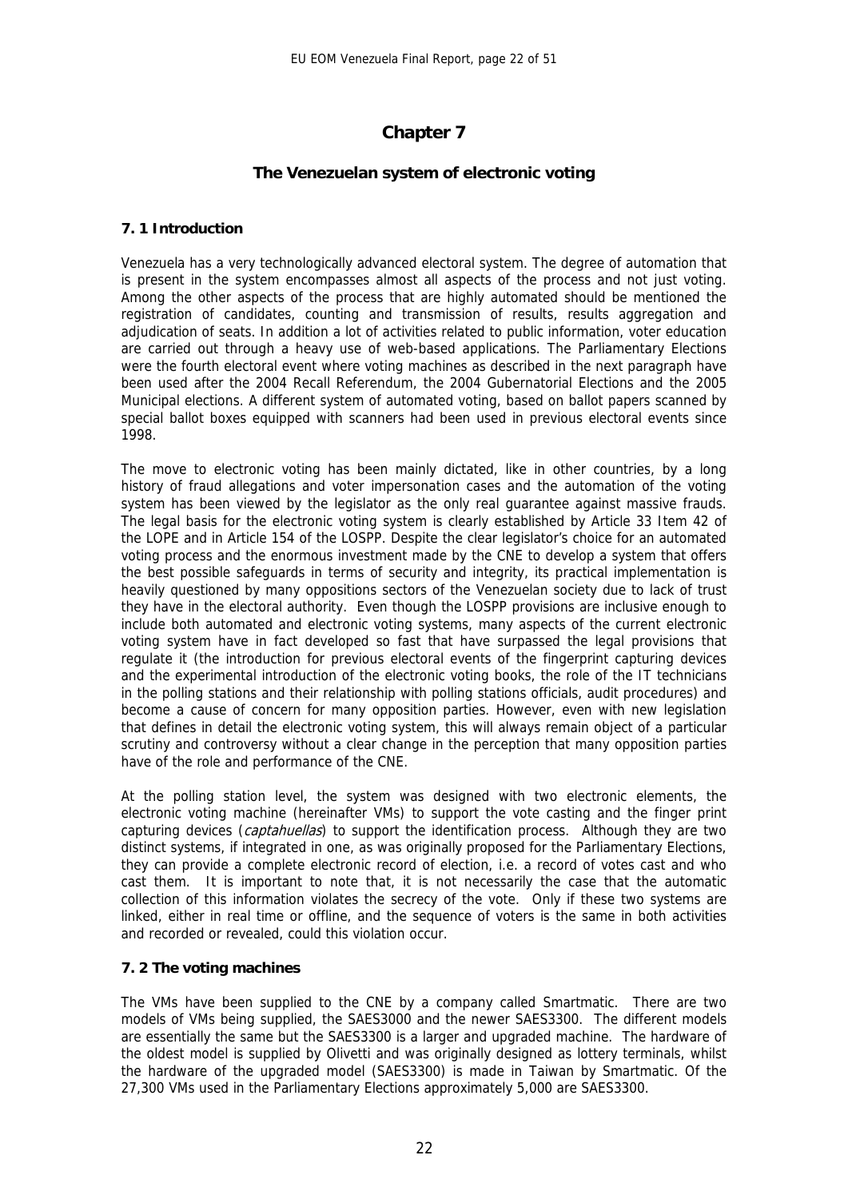# Chapter 7

## The Venezuelan system of electronic voting

### 7. 1 Introduction

Venezuela has a very technologically advanced electoral system. The degree of automation that is present in the system encompasses almost all aspects of the process and not just voting. Among the other aspects of the process that are highly automated should be mentioned the registration of candidates, counting and transmission of results, results aggregation and adjudication of seats. In addition a lot of activities related to public information, voter education are carried out through a heavy use of web-based applications. The Parliamentary Elections were the fourth electoral event where voting machines as described in the next paragraph have been used after the 2004 Recall Referendum, the 2004 Gubernatorial Elections and the 2005 Municipal elections. A different system of automated voting, based on ballot papers scanned by special ballot boxes equipped with scanners had been used in previous electoral events since 1998.

The move to electronic voting has been mainly dictated, like in other countries, by a long history of fraud allegations and voter impersonation cases and the automation of the voting system has been viewed by the legislator as the only real guarantee against massive frauds. The legal basis for the electronic voting system is clearly established by Article 33 Item 42 of the LOPE and in Article 154 of the LOSPP. Despite the clear legislator's choice for an automated voting process and the enormous investment made by the CNE to develop a system that offers the best possible safeguards in terms of security and integrity, its practical implementation is heavily questioned by many oppositions sectors of the Venezuelan society due to lack of trust they have in the electoral authority. Even though the LOSPP provisions are inclusive enough to include both automated and electronic voting systems, many aspects of the current electronic voting system have in fact developed so fast that have surpassed the legal provisions that regulate it (the introduction for previous electoral events of the fingerprint capturing devices and the experimental introduction of the electronic voting books, the role of the IT technicians in the polling stations and their relationship with polling stations officials, audit procedures) and become a cause of concern for many opposition parties. However, even with new legislation that defines in detail the electronic voting system, this will always remain object of a particular scrutiny and controversy without a clear change in the perception that many opposition parties have of the role and performance of the CNE.

At the polling station level, the system was designed with two electronic elements, the electronic voting machine (hereinafter VMs) to support the vote casting and the finger print capturing devices (*captahuellas*) to support the identification process. Although they are two distinct systems, if integrated in one, as was originally proposed for the Parliamentary Elections, they can provide a complete electronic record of election, i.e. a record of votes cast and who cast them. It is important to note that, it is not necessarily the case that the automatic collection of this information violates the secrecy of the vote. Only if these two systems are linked, either in real time or offline, and the sequence of voters is the same in both activities and recorded or revealed, could this violation occur.

### 7. 2 The voting machines

The VMs have been supplied to the CNE by a company called Smartmatic. There are two models of VMs being supplied, the SAES3000 and the newer SAES3300. The different models are essentially the same but the SAES3300 is a larger and upgraded machine. The hardware of the oldest model is supplied by Olivetti and was originally designed as lottery terminals, whilst the hardware of the upgraded model (SAES3300) is made in Taiwan by Smartmatic. Of the 27,300 VMs used in the Parliamentary Elections approximately 5,000 are SAES3300.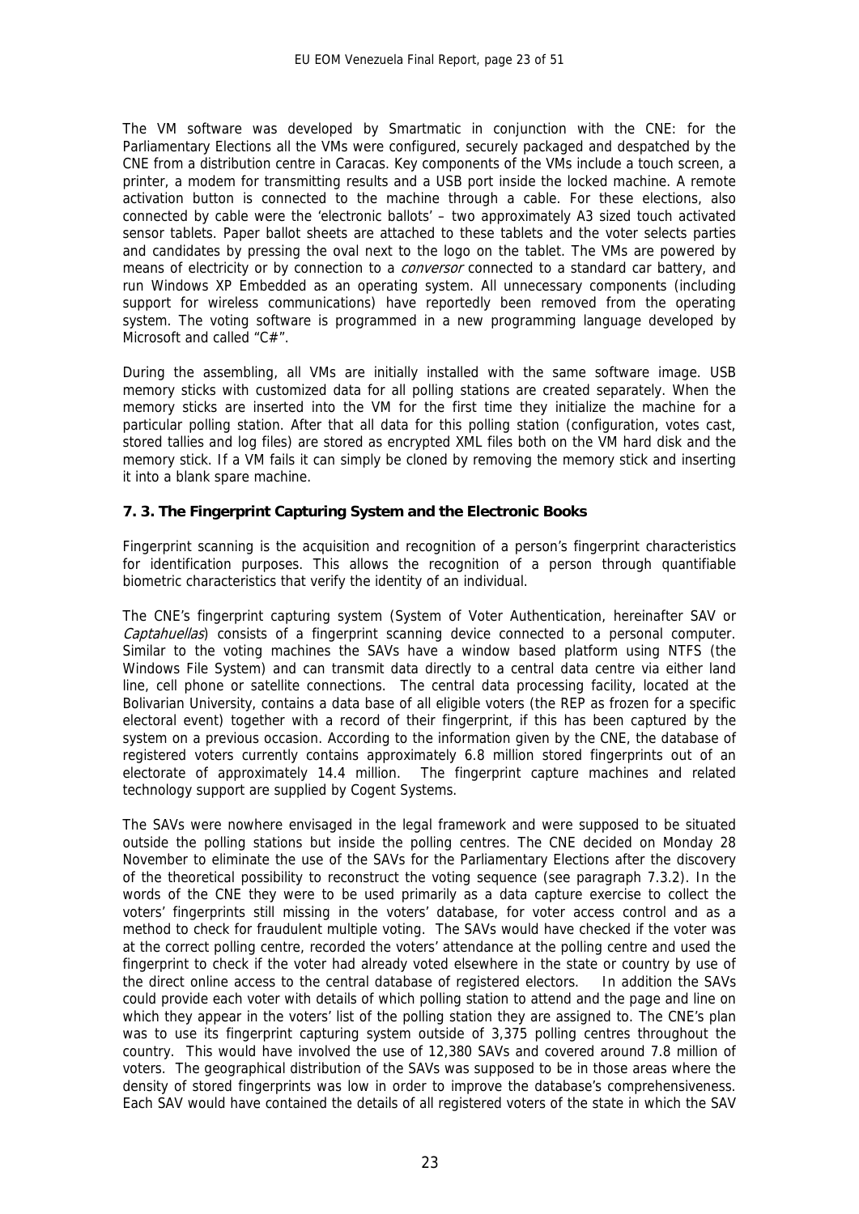The VM software was developed by Smartmatic in conjunction with the CNE: for the Parliamentary Elections all the VMs were configured, securely packaged and despatched by the CNE from a distribution centre in Caracas. Key components of the VMs include a touch screen, a printer, a modem for transmitting results and a USB port inside the locked machine. A remote activation button is connected to the machine through a cable. For these elections, also connected by cable were the 'electronic ballots' – two approximately A3 sized touch activated sensor tablets. Paper ballot sheets are attached to these tablets and the voter selects parties and candidates by pressing the oval next to the logo on the tablet. The VMs are powered by means of electricity or by connection to a *conversor* connected to a standard car battery, and run Windows XP Embedded as an operating system. All unnecessary components (including support for wireless communications) have reportedly been removed from the operating system. The voting software is programmed in a new programming language developed by Microsoft and called "C#".

During the assembling, all VMs are initially installed with the same software image. USB memory sticks with customized data for all polling stations are created separately. When the memory sticks are inserted into the VM for the first time they initialize the machine for a particular polling station. After that all data for this polling station (configuration, votes cast, stored tallies and log files) are stored as encrypted XML files both on the VM hard disk and the memory stick. If a VM fails it can simply be cloned by removing the memory stick and inserting it into a blank spare machine.

### 7. 3. The Fingerprint Capturing System and the Electronic Books

Fingerprint scanning is the acquisition and recognition of a person's fingerprint characteristics for identification purposes. This allows the recognition of a person through quantifiable biometric characteristics that verify the identity of an individual.

The CNE's fingerprint capturing system (System of Voter Authentication, hereinafter SAV or *Captahuellas*) consists of a fingerprint scanning device connected to a personal computer. Similar to the voting machines the SAVs have a window based platform using NTFS (the Windows File System) and can transmit data directly to a central data centre via either land line, cell phone or satellite connections. The central data processing facility, located at the Bolivarian University, contains a data base of all eligible voters (the REP as frozen for a specific electoral event) together with a record of their fingerprint, if this has been captured by the system on a previous occasion. According to the information given by the CNE, the database of registered voters currently contains approximately 6.8 million stored fingerprints out of an electorate of approximately 14.4 million. The fingerprint capture machines and related technology support are supplied by Cogent Systems.

The SAVs were nowhere envisaged in the legal framework and were supposed to be situated outside the polling stations but inside the polling centres. The CNE decided on Monday 28 November to eliminate the use of the SAVs for the Parliamentary Elections after the discovery of the theoretical possibility to reconstruct the voting sequence (see paragraph 7.3.2). In the words of the CNE they were to be used primarily as a data capture exercise to collect the voters' fingerprints still missing in the voters' database, for voter access control and as a method to check for fraudulent multiple voting. The SAVs would have checked if the voter was at the correct polling centre, recorded the voters' attendance at the polling centre and used the fingerprint to check if the voter had already voted elsewhere in the state or country by use of the direct online access to the central database of registered electors. In addition the SAVs could provide each voter with details of which polling station to attend and the page and line on which they appear in the voters' list of the polling station they are assigned to. The CNE's plan was to use its fingerprint capturing system outside of 3,375 polling centres throughout the country. This would have involved the use of 12,380 SAVs and covered around 7.8 million of voters. The geographical distribution of the SAVs was supposed to be in those areas where the density of stored fingerprints was low in order to improve the database's comprehensiveness. Each SAV would have contained the details of all registered voters of the state in which the SAV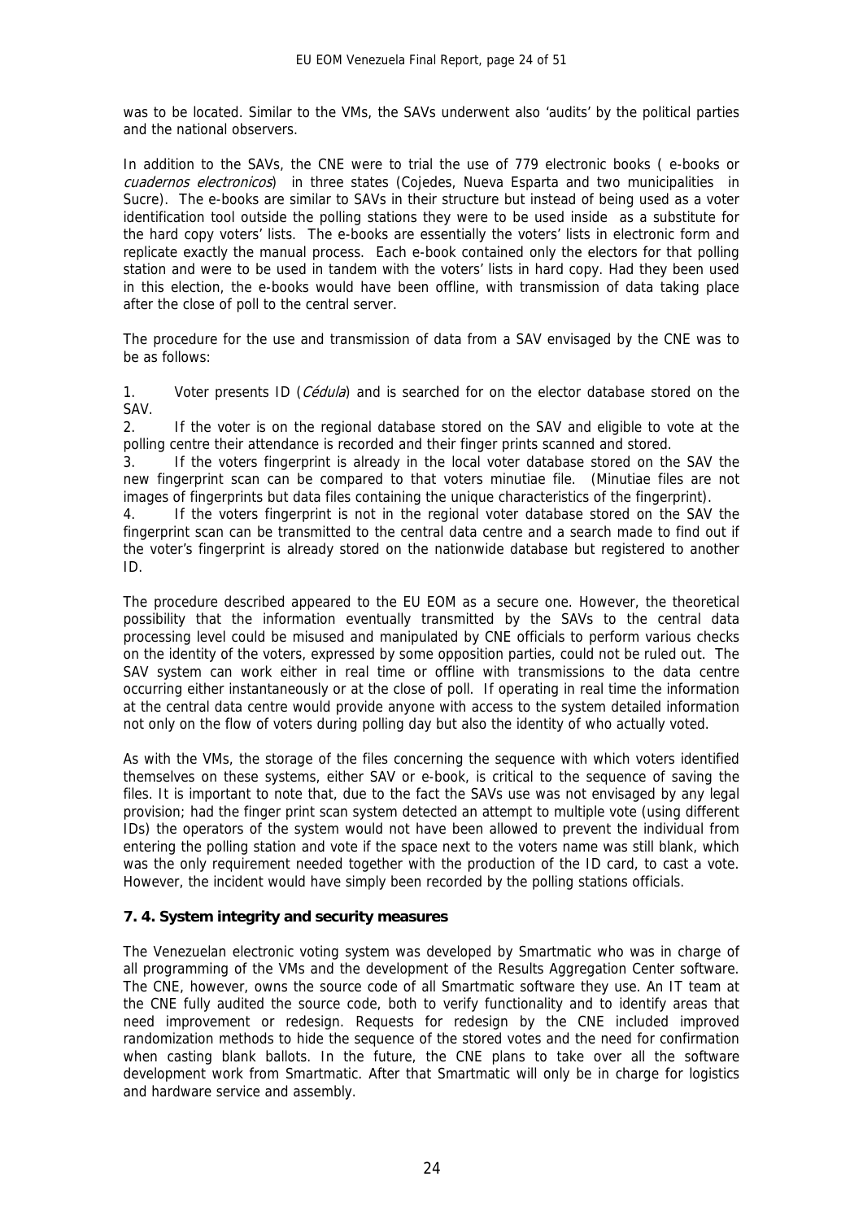was to be located. Similar to the VMs, the SAVs underwent also 'audits' by the political parties and the national observers.

In addition to the SAVs, the CNE were to trial the use of 779 electronic books ( e-books or *cuadernos electronicos*) in three states (Cojedes, Nueva Esparta and two municipalities in Sucre). The e-books are similar to SAVs in their structure but instead of being used as a voter identification tool outside the polling stations they were to be used inside as a substitute for the hard copy voters' lists. The e-books are essentially the voters' lists in electronic form and replicate exactly the manual process. Each e-book contained only the electors for that polling station and were to be used in tandem with the voters' lists in hard copy. Had they been used in this election, the e-books would have been offline, with transmission of data taking place after the close of poll to the central server.

The procedure for the use and transmission of data from a SAV envisaged by the CNE was to be as follows:

1. Voter presents ID (*Cédula*) and is searched for on the elector database stored on the SAV.
2. If the voter is on the regional database stored on the SAV and eligible to vote at the polling centre their attendance is recorded and their finger prints scanned and stored.
3. If the voters fingerprint is already in the local voter database stored on the SAV the new fingerprint scan can be compared to that voters minutiae file. (Minutiae files are not images of fingerprints but data files containing the unique characteristics of the fingerprint).
4. If the voters fingerprint is not in the regional voter database stored on the SAV the fingerprint scan can be transmitted to the central data centre and a search made to find out if the voter's fingerprint is already stored on the nationwide database but registered to another ID.

The procedure described appeared to the EU EOM as a secure one. However, the theoretical possibility that the information eventually transmitted by the SAVs to the central data processing level could be misused and manipulated by CNE officials to perform various checks on the identity of the voters, expressed by some opposition parties, could not be ruled out. The SAV system can work either in real time or offline with transmissions to the data centre occurring either instantaneously or at the close of poll. If operating in real time the information at the central data centre would provide anyone with access to the system detailed information not only on the flow of voters during polling day but also the identity of who actually voted.

As with the VMs, the storage of the files concerning the sequence with which voters identified themselves on these systems, either SAV or e-book, is critical to the sequence of saving the files. It is important to note that, due to the fact the SAVs use was not envisaged by any legal provision; had the finger print scan system detected an attempt to multiple vote (using different IDs) the operators of the system would not have been allowed to prevent the individual from entering the polling station and vote if the space next to the voters name was still blank, which was the only requirement needed together with the production of the ID card, to cast a vote. However, the incident would have simply been recorded by the polling stations officials.

### 7. 4. System integrity and security measures

The Venezuelan electronic voting system was developed by Smartmatic who was in charge of all programming of the VMs and the development of the Results Aggregation Center software. The CNE, however, owns the source code of all Smartmatic software they use. An IT team at the CNE fully audited the source code, both to verify functionality and to identify areas that need improvement or redesign. Requests for redesign by the CNE included improved randomization methods to hide the sequence of the stored votes and the need for confirmation when casting blank ballots. In the future, the CNE plans to take over all the software development work from Smartmatic. After that Smartmatic will only be in charge for logistics and hardware service and assembly.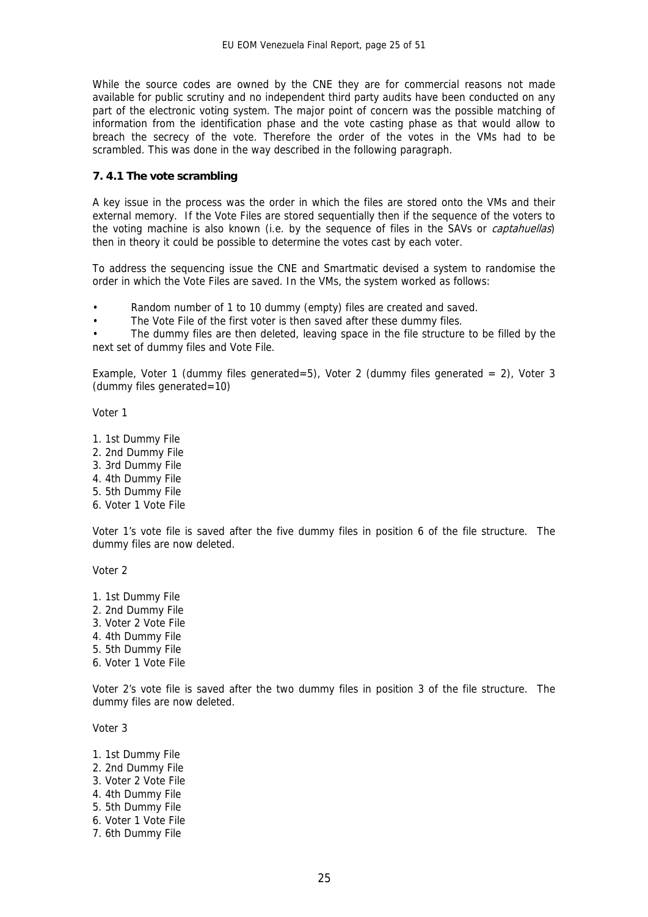While the source codes are owned by the CNE they are for commercial reasons not made available for public scrutiny and no independent third party audits have been conducted on any part of the electronic voting system. The major point of concern was the possible matching of information from the identification phase and the vote casting phase as that would allow to breach the secrecy of the vote. Therefore the order of the votes in the VMs had to be scrambled. This was done in the way described in the following paragraph.

### 7. 4.1 The vote scrambling

A key issue in the process was the order in which the files are stored onto the VMs and their external memory. If the Vote Files are stored sequentially then if the sequence of the voters to the voting machine is also known (i.e. by the sequence of files in the SAVs or *captahuellas*) then in theory it could be possible to determine the votes cast by each voter.

To address the sequencing issue the CNE and Smartmatic devised a system to randomise the order in which the Vote Files are saved. In the VMs, the system worked as follows:

- Random number of 1 to 10 dummy (empty) files are created and saved.
- The Vote File of the first voter is then saved after these dummy files.
- The dummy files are then deleted, leaving space in the file structure to be filled by the next set of dummy files and Vote File.

Example, Voter 1 (dummy files generated=5), Voter 2 (dummy files generated = 2), Voter 3 (dummy files generated=10)

Voter 1

1. 1st Dummy File
2. 2nd Dummy File
3. 3rd Dummy File
4. 4th Dummy File
5. 5th Dummy File
6. Voter 1 Vote File

Voter 1's vote file is saved after the five dummy files in position 6 of the file structure. The dummy files are now deleted.

Voter 2

1. 1st Dummy File
2. 2nd Dummy File
3. Voter 2 Vote File
4. 4th Dummy File
5. 5th Dummy File
6. Voter 1 Vote File

Voter 2's vote file is saved after the two dummy files in position 3 of the file structure. The dummy files are now deleted.

Voter 3

1. 1st Dummy File
2. 2nd Dummy File
3. Voter 2 Vote File
4. 4th Dummy File
5. 5th Dummy File
6. Voter 1 Vote File
7. 6th Dummy File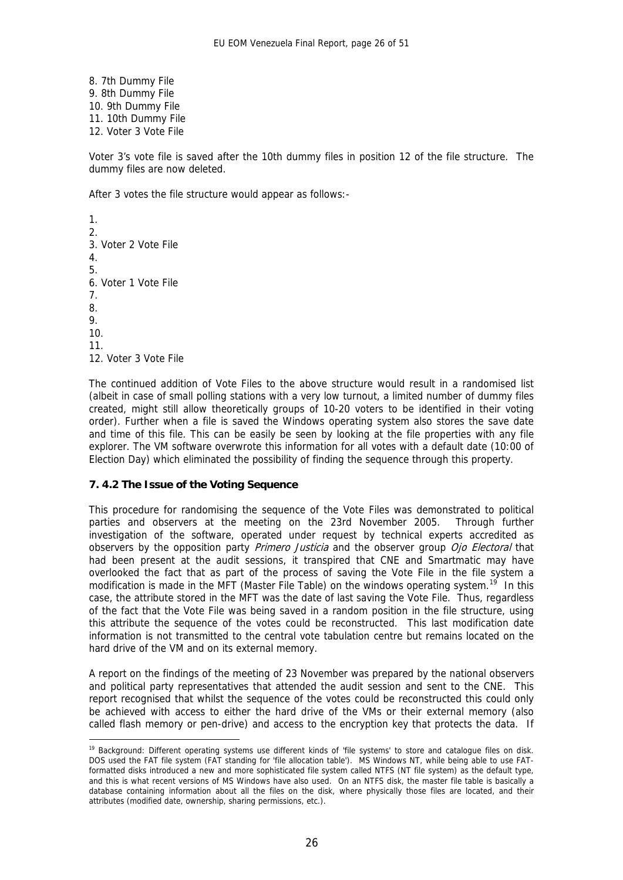8. 7th Dummy File
9. 8th Dummy File
10. 9th Dummy File
11. 10th Dummy File
12. Voter 3 Vote File

Voter 3's vote file is saved after the 10th dummy files in position 12 of the file structure. The dummy files are now deleted.

After 3 votes the file structure would appear as follows:-

1.
2.
3. Voter 2 Vote File
4.
5.
6. Voter 1 Vote File
7.
8.
9.
10.
11.
12. Voter 3 Vote File

The continued addition of Vote Files to the above structure would result in a randomised list (albeit in case of small polling stations with a very low turnout, a limited number of dummy files created, might still allow theoretically groups of 10-20 voters to be identified in their voting order). Further when a file is saved the Windows operating system also stores the save date and time of this file. This can be easily be seen by looking at the file properties with any file explorer. The VM software overwrote this information for all votes with a default date (10:00 of Election Day) which eliminated the possibility of finding the sequence through this property.

### 7. 4.2 The Issue of the Voting Sequence

This procedure for randomising the sequence of the Vote Files was demonstrated to political parties and observers at the meeting on the 23rd November 2005. Through further investigation of the software, operated under request by technical experts accredited as observers by the opposition party *Primero Justicia* and the observer group *Ojo Electoral* that had been present at the audit sessions, it transpired that CNE and Smartmatic may have overlooked the fact that as part of the process of saving the Vote File in the file system a modification is made in the MFT (Master File Table) on the windows operating system.[19] In this case, the attribute stored in the MFT was the date of last saving the Vote File. Thus, regardless of the fact that the Vote File was being saved in a random position in the file structure, using this attribute the sequence of the votes could be reconstructed. This last modification date information is not transmitted to the central vote tabulation centre but remains located on the hard drive of the VM and on its external memory.

A report on the findings of the meeting of 23 November was prepared by the national observers and political party representatives that attended the audit session and sent to the CNE. This report recognised that whilst the sequence of the votes could be reconstructed this could only be achieved with access to either the hard drive of the VMs or their external memory (also called flash memory or pen-drive) and access to the encryption key that protects the data. If

---

[19] Background: Different operating systems use different kinds of 'file systems' to store and catalogue files on disk. DOS used the FAT file system (FAT standing for 'file allocation table'). MS Windows NT, while being able to use FAT-formatted disks introduced a new and more sophisticated file system called NTFS (NT file system) as the default type, and this is what recent versions of MS Windows have also used. On an NTFS disk, the master file table is basically a database containing information about all the files on the disk, where physically those files are located, and their attributes (modified date, ownership, sharing permissions, etc.).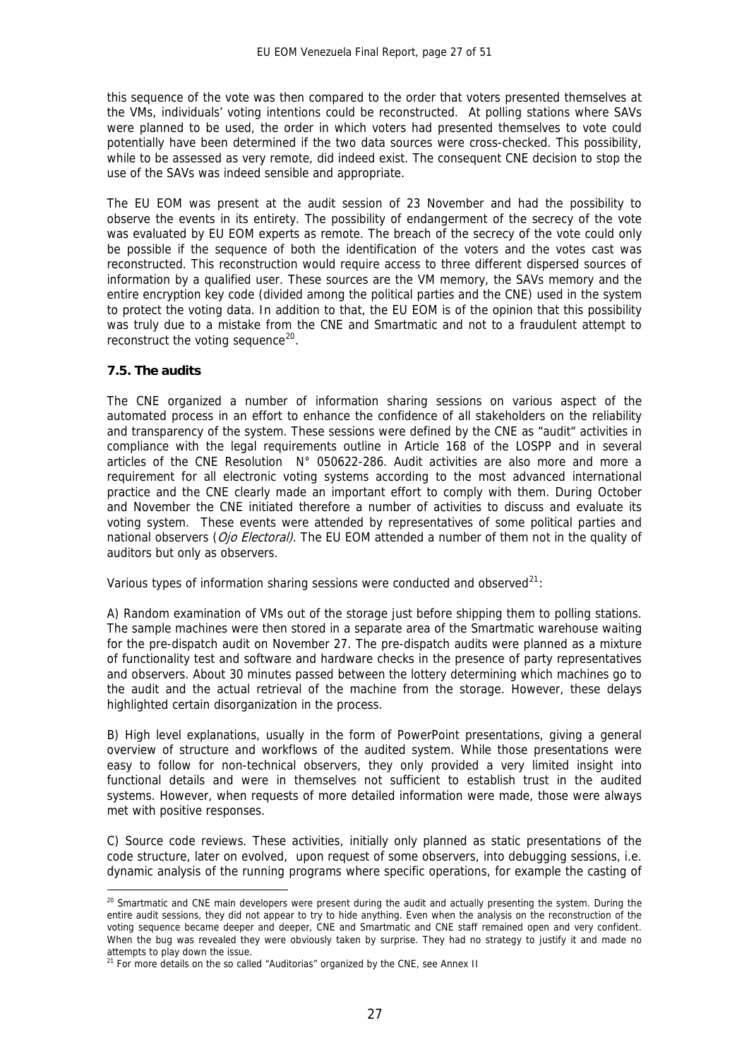this sequence of the vote was then compared to the order that voters presented themselves at the VMs, individuals' voting intentions could be reconstructed. At polling stations where SAVs were planned to be used, the order in which voters had presented themselves to vote could potentially have been determined if the two data sources were cross-checked. This possibility, while to be assessed as very remote, did indeed exist. The consequent CNE decision to stop the use of the SAVs was indeed sensible and appropriate.

The EU EOM was present at the audit session of 23 November and had the possibility to observe the events in its entirety. The possibility of endangerment of the secrecy of the vote was evaluated by EU EOM experts as remote. The breach of the secrecy of the vote could only be possible if the sequence of both the identification of the voters and the votes cast was reconstructed. This reconstruction would require access to three different dispersed sources of information by a qualified user. These sources are the VM memory, the SAVs memory and the entire encryption key code (divided among the political parties and the CNE) used in the system to protect the voting data. In addition to that, the EU EOM is of the opinion that this possibility was truly due to a mistake from the CNE and Smartmatic and not to a fraudulent attempt to reconstruct the voting sequence[20].

### 7.5. The audits

The CNE organized a number of information sharing sessions on various aspect of the automated process in an effort to enhance the confidence of all stakeholders on the reliability and transparency of the system. These sessions were defined by the CNE as "audit" activities in compliance with the legal requirements outline in Article 168 of the LOSPP and in several articles of the CNE Resolution N° 050622-286. Audit activities are also more and more a requirement for all electronic voting systems according to the most advanced international practice and the CNE clearly made an important effort to comply with them. During October and November the CNE initiated therefore a number of activities to discuss and evaluate its voting system. These events were attended by representatives of some political parties and national observers (*Ojo Electoral)*. The EU EOM attended a number of them not in the quality of auditors but only as observers.

Various types of information sharing sessions were conducted and observed[21]:

A) Random examination of VMs out of the storage just before shipping them to polling stations. The sample machines were then stored in a separate area of the Smartmatic warehouse waiting for the pre-dispatch audit on November 27. The pre-dispatch audits were planned as a mixture of functionality test and software and hardware checks in the presence of party representatives and observers. About 30 minutes passed between the lottery determining which machines go to the audit and the actual retrieval of the machine from the storage. However, these delays highlighted certain disorganization in the process.

B) High level explanations, usually in the form of PowerPoint presentations, giving a general overview of structure and workflows of the audited system. While those presentations were easy to follow for non-technical observers, they only provided a very limited insight into functional details and were in themselves not sufficient to establish trust in the audited systems. However, when requests of more detailed information were made, those were always met with positive responses.

C) Source code reviews. These activities, initially only planned as static presentations of the code structure, later on evolved, upon request of some observers, into debugging sessions, i.e. dynamic analysis of the running programs where specific operations, for example the casting of

---

[20] Smartmatic and CNE main developers were present during the audit and actually presenting the system. During the entire audit sessions, they did not appear to try to hide anything. Even when the analysis on the reconstruction of the voting sequence became deeper and deeper, CNE and Smartmatic and CNE staff remained open and very confident. When the bug was revealed they were obviously taken by surprise. They had no strategy to justify it and made no attempts to play down the issue.

[21] For more details on the so called "Auditorias" organized by the CNE, see Annex II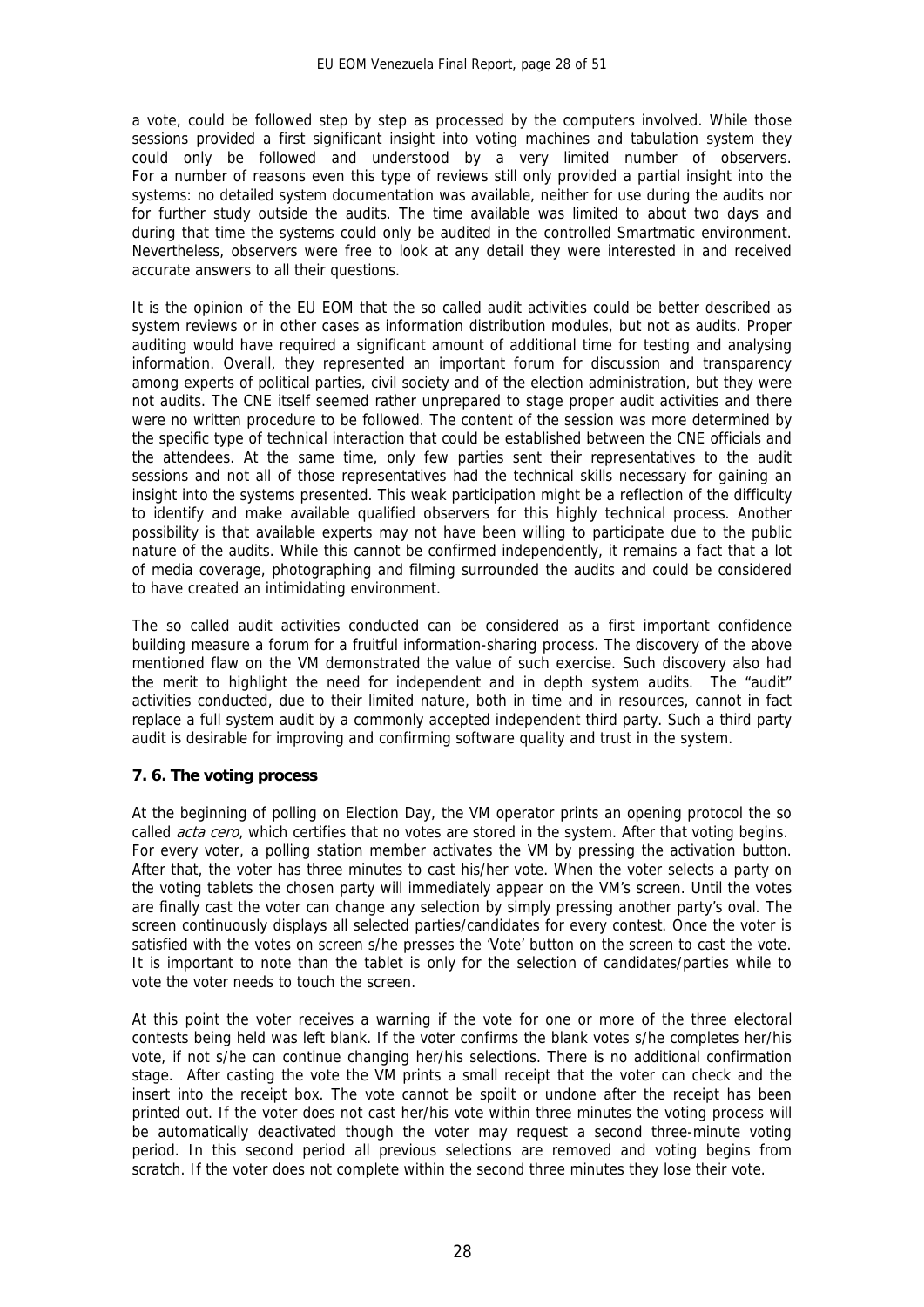a vote, could be followed step by step as processed by the computers involved. While those sessions provided a first significant insight into voting machines and tabulation system they could only be followed and understood by a very limited number of observers. For a number of reasons even this type of reviews still only provided a partial insight into the systems: no detailed system documentation was available, neither for use during the audits nor for further study outside the audits. The time available was limited to about two days and during that time the systems could only be audited in the controlled Smartmatic environment. Nevertheless, observers were free to look at any detail they were interested in and received accurate answers to all their questions.

It is the opinion of the EU EOM that the so called audit activities could be better described as system reviews or in other cases as information distribution modules, but not as audits. Proper auditing would have required a significant amount of additional time for testing and analysing information. Overall, they represented an important forum for discussion and transparency among experts of political parties, civil society and of the election administration, but they were not audits. The CNE itself seemed rather unprepared to stage proper audit activities and there were no written procedure to be followed. The content of the session was more determined by the specific type of technical interaction that could be established between the CNE officials and the attendees. At the same time, only few parties sent their representatives to the audit sessions and not all of those representatives had the technical skills necessary for gaining an insight into the systems presented. This weak participation might be a reflection of the difficulty to identify and make available qualified observers for this highly technical process. Another possibility is that available experts may not have been willing to participate due to the public nature of the audits. While this cannot be confirmed independently, it remains a fact that a lot of media coverage, photographing and filming surrounded the audits and could be considered to have created an intimidating environment.

The so called audit activities conducted can be considered as a first important confidence building measure a forum for a fruitful information-sharing process. The discovery of the above mentioned flaw on the VM demonstrated the value of such exercise. Such discovery also had the merit to highlight the need for independent and in depth system audits. The "audit" activities conducted, due to their limited nature, both in time and in resources, cannot in fact replace a full system audit by a commonly accepted independent third party. Such a third party audit is desirable for improving and confirming software quality and trust in the system.

### 7. 6. The voting process

At the beginning of polling on Election Day, the VM operator prints an opening protocol the so called *acta cero*, which certifies that no votes are stored in the system. After that voting begins. For every voter, a polling station member activates the VM by pressing the activation button. After that, the voter has three minutes to cast his/her vote. When the voter selects a party on the voting tablets the chosen party will immediately appear on the VM's screen. Until the votes are finally cast the voter can change any selection by simply pressing another party's oval. The screen continuously displays all selected parties/candidates for every contest. Once the voter is satisfied with the votes on screen s/he presses the 'Vote' button on the screen to cast the vote. It is important to note than the tablet is only for the selection of candidates/parties while to vote the voter needs to touch the screen.

At this point the voter receives a warning if the vote for one or more of the three electoral contests being held was left blank. If the voter confirms the blank votes s/he completes her/his vote, if not s/he can continue changing her/his selections. There is no additional confirmation stage. After casting the vote the VM prints a small receipt that the voter can check and the insert into the receipt box. The vote cannot be spoilt or undone after the receipt has been printed out. If the voter does not cast her/his vote within three minutes the voting process will be automatically deactivated though the voter may request a second three-minute voting period. In this second period all previous selections are removed and voting begins from scratch. If the voter does not complete within the second three minutes they lose their vote.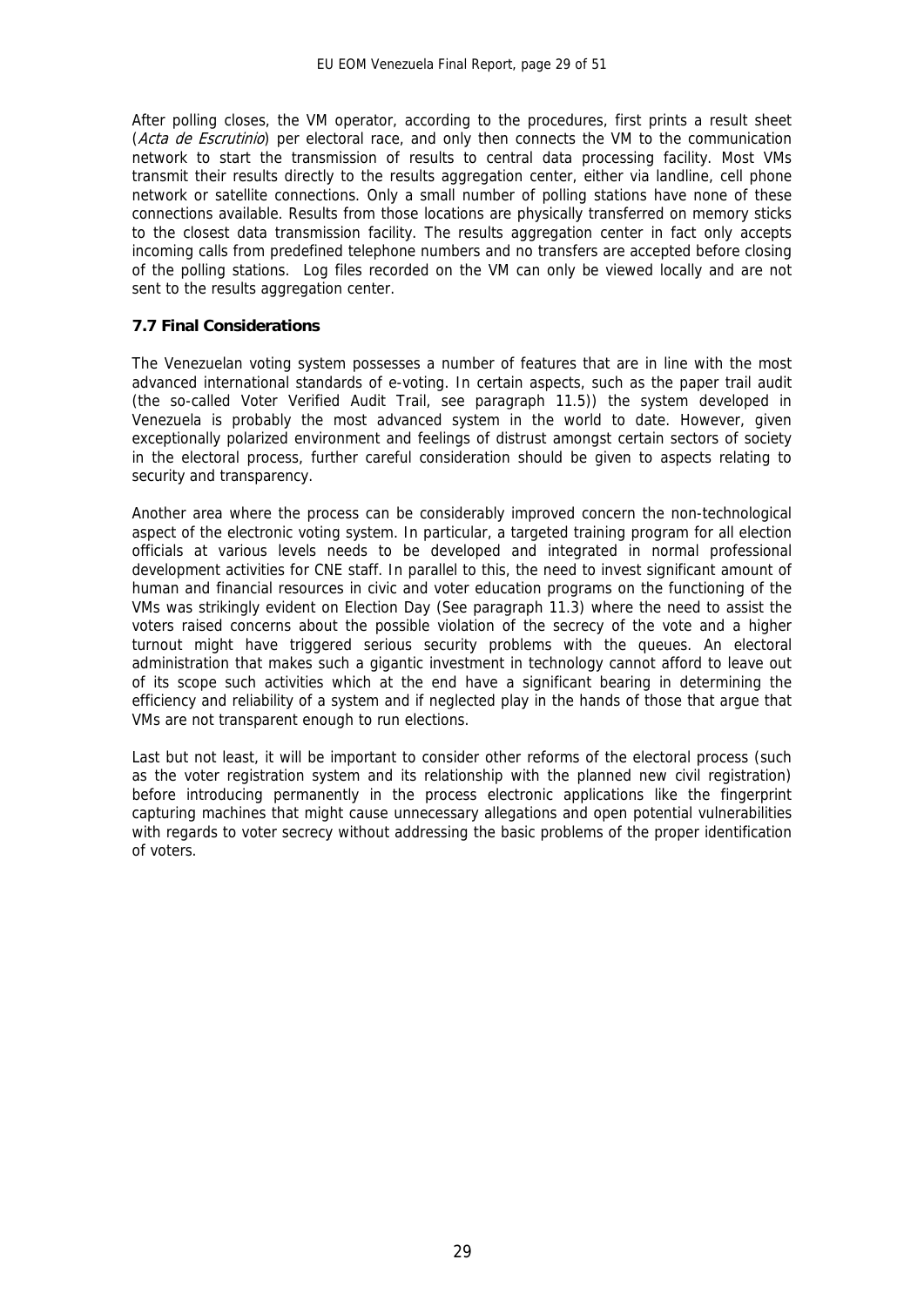After polling closes, the VM operator, according to the procedures, first prints a result sheet (*Acta de Escrutinio*) per electoral race, and only then connects the VM to the communication network to start the transmission of results to central data processing facility. Most VMs transmit their results directly to the results aggregation center, either via landline, cell phone network or satellite connections. Only a small number of polling stations have none of these connections available. Results from those locations are physically transferred on memory sticks to the closest data transmission facility. The results aggregation center in fact only accepts incoming calls from predefined telephone numbers and no transfers are accepted before closing of the polling stations. Log files recorded on the VM can only be viewed locally and are not sent to the results aggregation center.

### 7.7 Final Considerations

The Venezuelan voting system possesses a number of features that are in line with the most advanced international standards of e-voting. In certain aspects, such as the paper trail audit (the so-called Voter Verified Audit Trail, see paragraph 11.5)) the system developed in Venezuela is probably the most advanced system in the world to date. However, given exceptionally polarized environment and feelings of distrust amongst certain sectors of society in the electoral process, further careful consideration should be given to aspects relating to security and transparency.

Another area where the process can be considerably improved concern the non-technological aspect of the electronic voting system. In particular, a targeted training program for all election officials at various levels needs to be developed and integrated in normal professional development activities for CNE staff. In parallel to this, the need to invest significant amount of human and financial resources in civic and voter education programs on the functioning of the VMs was strikingly evident on Election Day (See paragraph 11.3) where the need to assist the voters raised concerns about the possible violation of the secrecy of the vote and a higher turnout might have triggered serious security problems with the queues. An electoral administration that makes such a gigantic investment in technology cannot afford to leave out of its scope such activities which at the end have a significant bearing in determining the efficiency and reliability of a system and if neglected play in the hands of those that argue that VMs are not transparent enough to run elections.

Last but not least, it will be important to consider other reforms of the electoral process (such as the voter registration system and its relationship with the planned new civil registration) before introducing permanently in the process electronic applications like the fingerprint capturing machines that might cause unnecessary allegations and open potential vulnerabilities with regards to voter secrecy without addressing the basic problems of the proper identification of voters.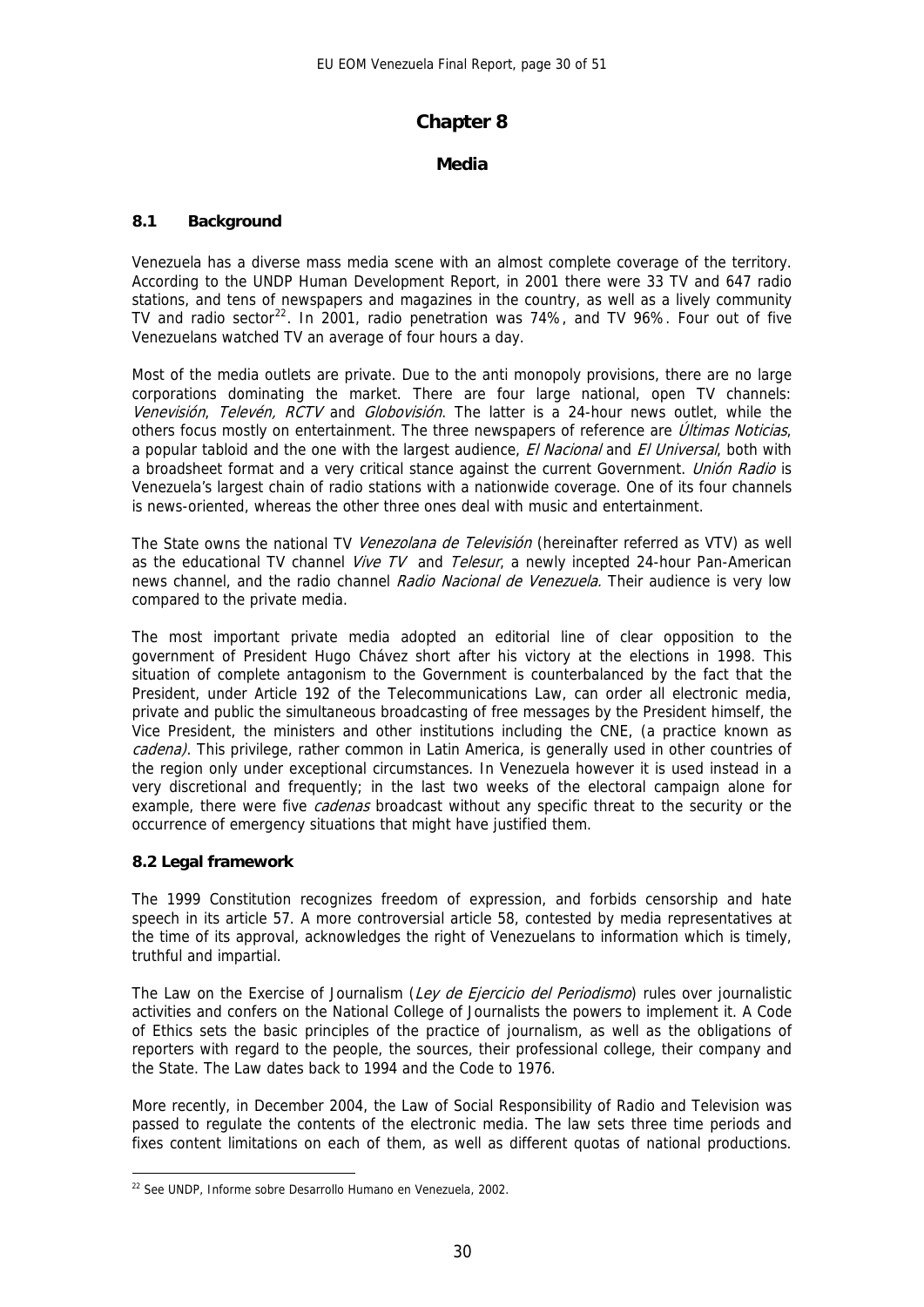# Chapter 8

## Media

### 8.1 Background

Venezuela has a diverse mass media scene with an almost complete coverage of the territory. According to the UNDP Human Development Report, in 2001 there were 33 TV and 647 radio stations, and tens of newspapers and magazines in the country, as well as a lively community TV and radio sector[22]. In 2001, radio penetration was 74%, and TV 96%. Four out of five Venezuelans watched TV an average of four hours a day.

Most of the media outlets are private. Due to the anti monopoly provisions, there are no large corporations dominating the market. There are four large national, open TV channels: *Venevisión*, *Televén, RCTV* and *Globovisión*. The latter is a 24-hour news outlet, while the others focus mostly on entertainment. The three newspapers of reference are *Últimas Noticias*, a popular tabloid and the one with the largest audience, *El Nacional* and *El Universal*, both with a broadsheet format and a very critical stance against the current Government. *Unión Radio* is Venezuela's largest chain of radio stations with a nationwide coverage. One of its four channels is news-oriented, whereas the other three ones deal with music and entertainment.

The State owns the national TV *Venezolana de Televisión* (hereinafter referred as VTV) as well as the educational TV channel *Vive TV* and *Telesur*, a newly incepted 24-hour Pan-American news channel, and the radio channel *Radio Nacional de Venezuela.* Their audience is very low compared to the private media.

The most important private media adopted an editorial line of clear opposition to the government of President Hugo Chávez short after his victory at the elections in 1998. This situation of complete antagonism to the Government is counterbalanced by the fact that the President, under Article 192 of the Telecommunications Law, can order all electronic media, private and public the simultaneous broadcasting of free messages by the President himself, the Vice President, the ministers and other institutions including the CNE, (a practice known as *cadena)*. This privilege, rather common in Latin America, is generally used in other countries of the region only under exceptional circumstances. In Venezuela however it is used instead in a very discretional and frequently; in the last two weeks of the electoral campaign alone for example, there were five *cadenas* broadcast without any specific threat to the security or the occurrence of emergency situations that might have justified them.

### 8.2 Legal framework

The 1999 Constitution recognizes freedom of expression, and forbids censorship and hate speech in its article 57. A more controversial article 58, contested by media representatives at the time of its approval, acknowledges the right of Venezuelans to information which is timely, truthful and impartial.

The Law on the Exercise of Journalism (*Ley de Ejercicio del Periodismo*) rules over journalistic activities and confers on the National College of Journalists the powers to implement it. A Code of Ethics sets the basic principles of the practice of journalism, as well as the obligations of reporters with regard to the people, the sources, their professional college, their company and the State. The Law dates back to 1994 and the Code to 1976.

More recently, in December 2004, the Law of Social Responsibility of Radio and Television was passed to regulate the contents of the electronic media. The law sets three time periods and fixes content limitations on each of them, as well as different quotas of national productions.

[22] See UNDP, Informe sobre Desarrollo Humano en Venezuela, 2002.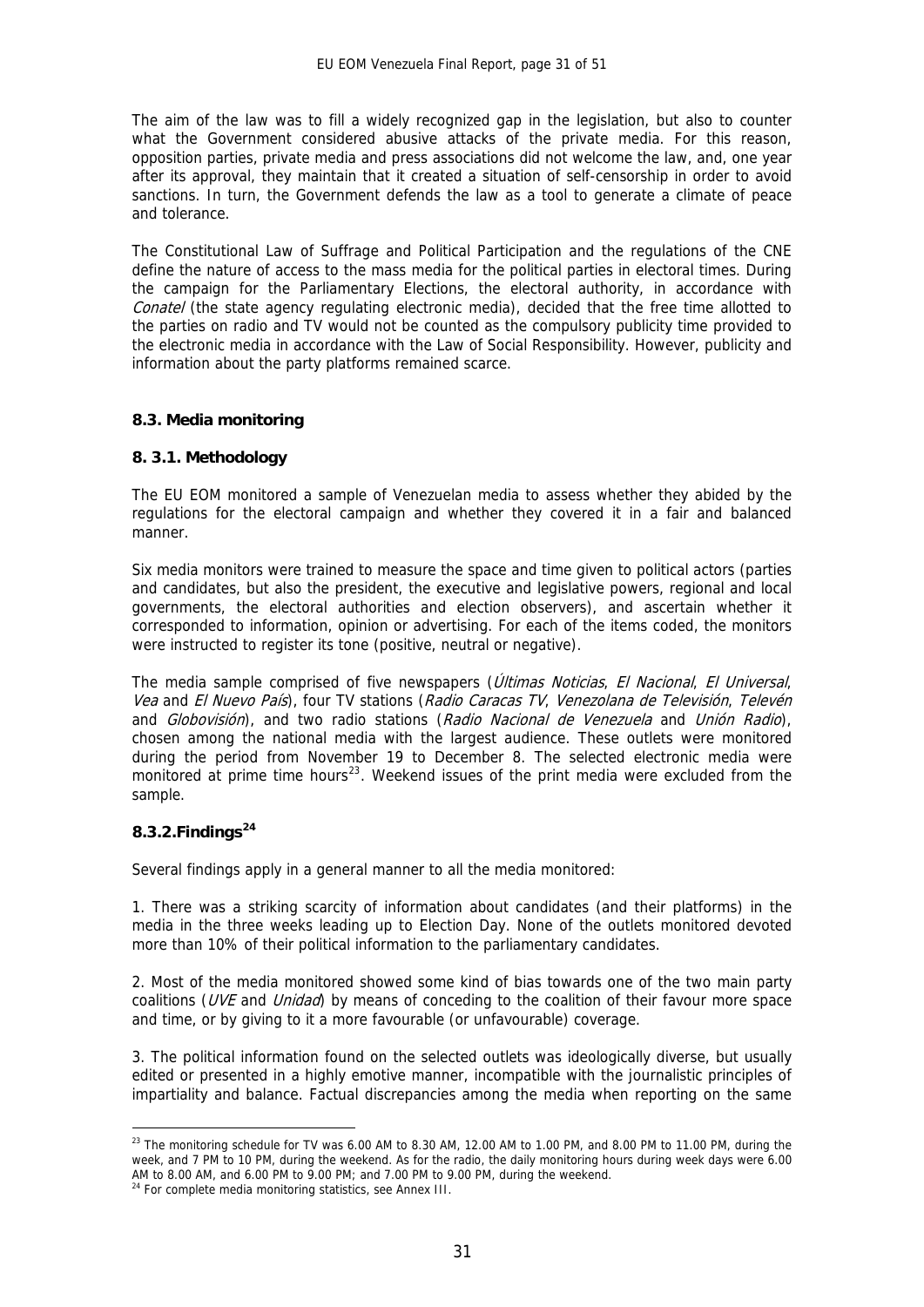The aim of the law was to fill a widely recognized gap in the legislation, but also to counter what the Government considered abusive attacks of the private media. For this reason, opposition parties, private media and press associations did not welcome the law, and, one year after its approval, they maintain that it created a situation of self-censorship in order to avoid sanctions. In turn, the Government defends the law as a tool to generate a climate of peace and tolerance.

The Constitutional Law of Suffrage and Political Participation and the regulations of the CNE define the nature of access to the mass media for the political parties in electoral times. During the campaign for the Parliamentary Elections, the electoral authority, in accordance with *Conatel* (the state agency regulating electronic media), decided that the free time allotted to the parties on radio and TV would not be counted as the compulsory publicity time provided to the electronic media in accordance with the Law of Social Responsibility. However, publicity and information about the party platforms remained scarce.

### 8.3. Media monitoring

#### 8. 3.1. Methodology

The EU EOM monitored a sample of Venezuelan media to assess whether they abided by the regulations for the electoral campaign and whether they covered it in a fair and balanced manner.

Six media monitors were trained to measure the space and time given to political actors (parties and candidates, but also the president, the executive and legislative powers, regional and local governments, the electoral authorities and election observers), and ascertain whether it corresponded to information, opinion or advertising. For each of the items coded, the monitors were instructed to register its tone (positive, neutral or negative).

The media sample comprised of five newspapers (*Últimas Noticias*, *El Nacional*, *El Universal*, *Vea* and *El Nuevo País*), four TV stations (*Radio Caracas TV*, *Venezolana de Televisión*, *Televén* and *Globovisión*), and two radio stations (*Radio Nacional de Venezuela* and *Unión Radio*), chosen among the national media with the largest audience. These outlets were monitored during the period from November 19 to December 8. The selected electronic media were monitored at prime time hours[23]. Weekend issues of the print media were excluded from the sample.

#### 8.3.2.Findings[24]

Several findings apply in a general manner to all the media monitored:

1. There was a striking scarcity of information about candidates (and their platforms) in the media in the three weeks leading up to Election Day. None of the outlets monitored devoted more than 10% of their political information to the parliamentary candidates.

2. Most of the media monitored showed some kind of bias towards one of the two main party coalitions (*UVE* and *Unidad*) by means of conceding to the coalition of their favour more space and time, or by giving to it a more favourable (or unfavourable) coverage.

3. The political information found on the selected outlets was ideologically diverse, but usually edited or presented in a highly emotive manner, incompatible with the journalistic principles of impartiality and balance. Factual discrepancies among the media when reporting on the same

---

[23] The monitoring schedule for TV was 6.00 AM to 8.30 AM, 12.00 AM to 1.00 PM, and 8.00 PM to 11.00 PM, during the week, and 7 PM to 10 PM, during the weekend. As for the radio, the daily monitoring hours during week days were 6.00 AM to 8.00 AM, and 6.00 PM to 9.00 PM; and 7.00 PM to 9.00 PM, during the weekend.

[24] For complete media monitoring statistics, see Annex III.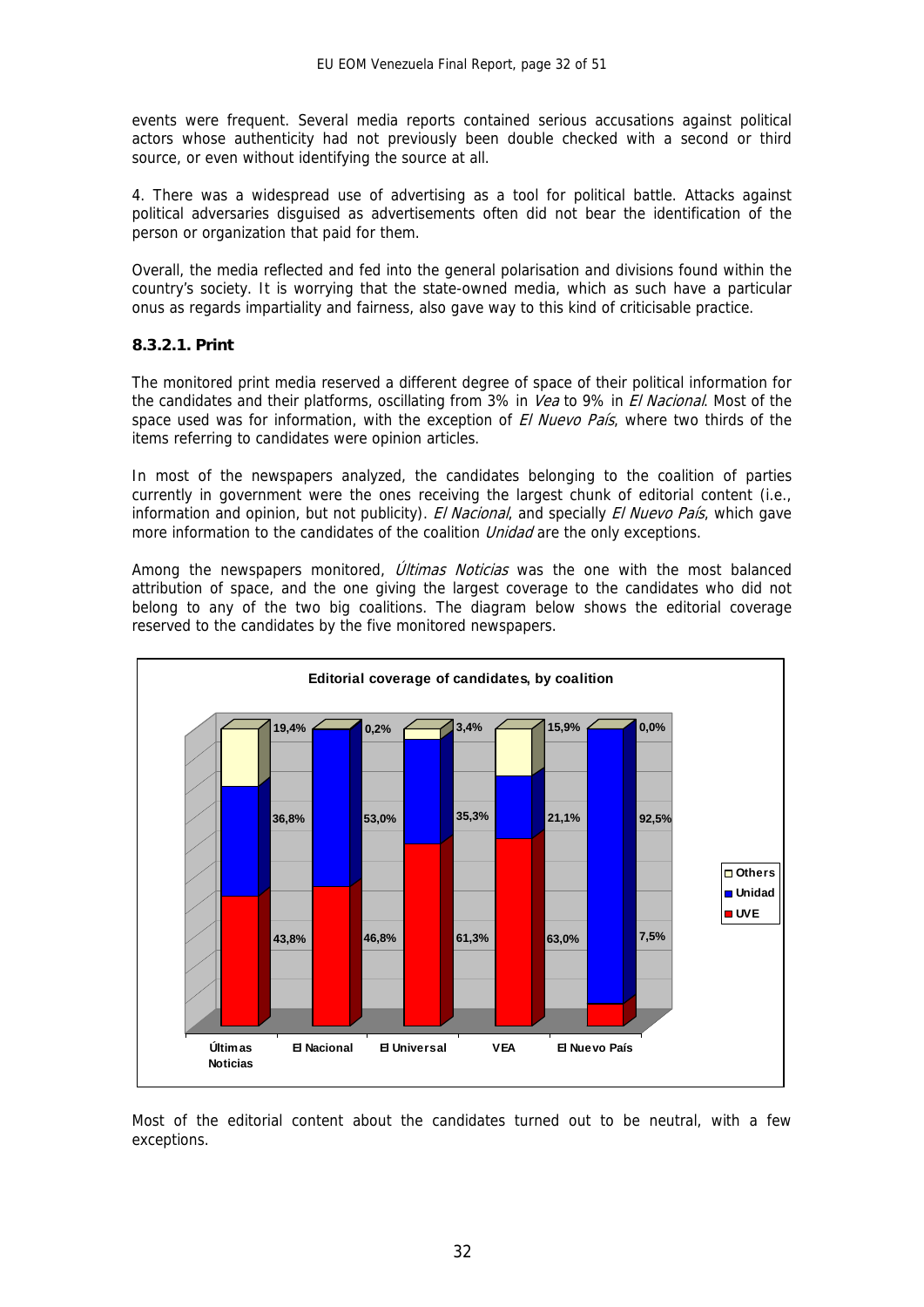events were frequent. Several media reports contained serious accusations against political actors whose authenticity had not previously been double checked with a second or third source, or even without identifying the source at all.

4. There was a widespread use of advertising as a tool for political battle. Attacks against political adversaries disguised as advertisements often did not bear the identification of the person or organization that paid for them.

Overall, the media reflected and fed into the general polarisation and divisions found within the country's society. It is worrying that the state-owned media, which as such have a particular onus as regards impartiality and fairness, also gave way to this kind of criticisable practice.

#### 8.3.2.1. Print

The monitored print media reserved a different degree of space of their political information for the candidates and their platforms, oscillating from 3% in *Vea* to 9% in *El Nacional*. Most of the space used was for information, with the exception of *El Nuevo País*, where two thirds of the items referring to candidates were opinion articles.

In most of the newspapers analyzed, the candidates belonging to the coalition of parties currently in government were the ones receiving the largest chunk of editorial content (i.e., information and opinion, but not publicity). *El Nacional*, and specially *El Nuevo País*, which gave more information to the candidates of the coalition *Unidad* are the only exceptions.

Among the newspapers monitored, *Últimas Noticias* was the one with the most balanced attribution of space, and the one giving the largest coverage to the candidates who did not belong to any of the two big coalitions. The diagram below shows the editorial coverage reserved to the candidates by the five monitored newspapers.

**Editorial coverage of candidates, by coalition**

| | Últimas Noticias | El Nacional | El Universal | VEA | El Nuevo País |
|---|---|---|---|---|---|
| Others | 19,4% | 0,2% | 3,4% | 15,9% | 0,0% |
| Unidad | 36,8% | 53,0% | 35,3% | 21,1% | 92,5% |
| UVE | 43,8% | 46,8% | 61,3% | 63,0% | 7,5% |

Most of the editorial content about the candidates turned out to be neutral, with a few exceptions.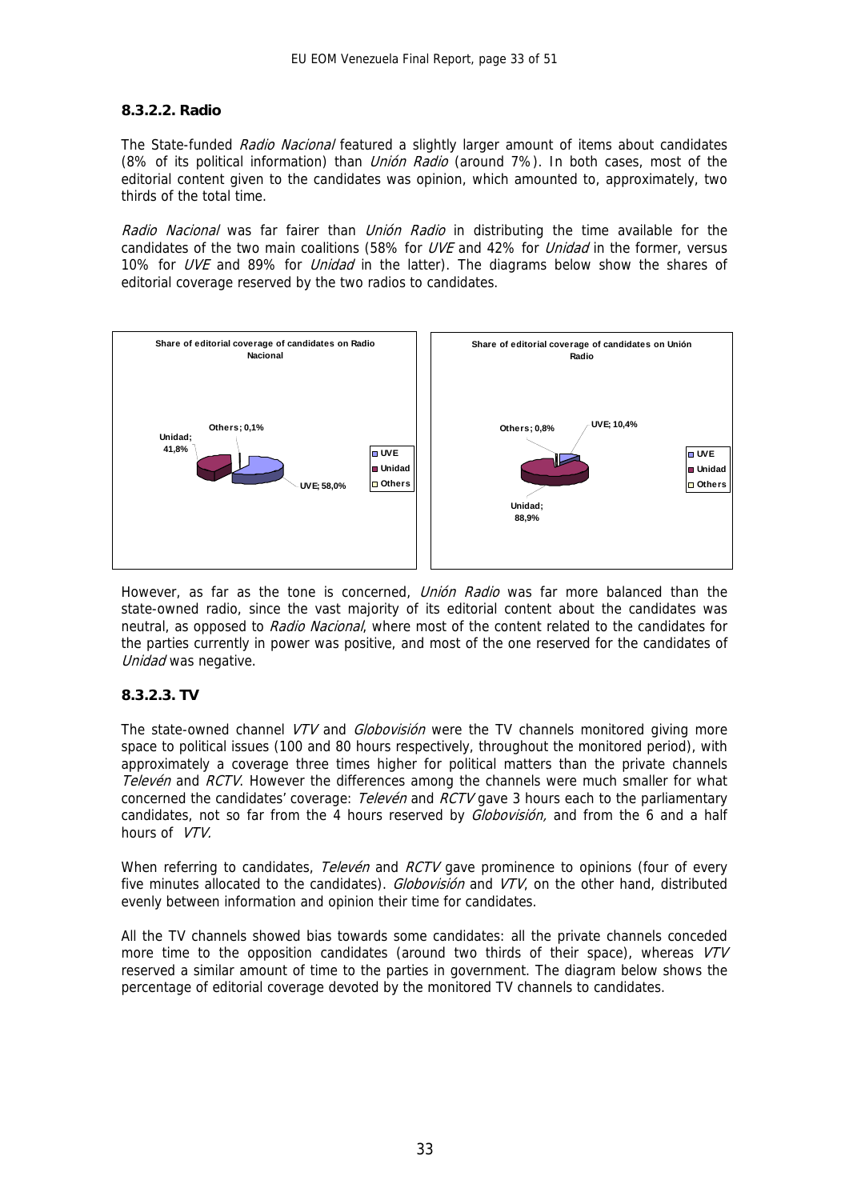#### 8.3.2.2. Radio

The State-funded *Radio Nacional* featured a slightly larger amount of items about candidates (8% of its political information) than *Unión Radio* (around 7%). In both cases, most of the editorial content given to the candidates was opinion, which amounted to, approximately, two thirds of the total time.

*Radio Nacional* was far fairer than *Unión Radio* in distributing the time available for the candidates of the two main coalitions (58% for *UVE* and 42% for *Unidad* in the former, versus 10% for *UVE* and 89% for *Unidad* in the latter). The diagrams below show the shares of editorial coverage reserved by the two radios to candidates.

**Share of editorial coverage of candidates on Radio Nacional**

| | Share |
|---|---|
| UVE | 58,0% |
| Unidad | 41,8% |
| Others | 0,1% |

**Share of editorial coverage of candidates on Unión Radio**

| | Share |
|---|---|
| UVE | 10,4% |
| Unidad | 88,9% |
| Others | 0,8% |

However, as far as the tone is concerned, *Unión Radio* was far more balanced than the state-owned radio, since the vast majority of its editorial content about the candidates was neutral, as opposed to *Radio Nacional*, where most of the content related to the candidates for the parties currently in power was positive, and most of the one reserved for the candidates of *Unidad* was negative.

#### 8.3.2.3. TV

The state-owned channel *VTV* and *Globovisión* were the TV channels monitored giving more space to political issues (100 and 80 hours respectively, throughout the monitored period), with approximately a coverage three times higher for political matters than the private channels *Televén* and *RCTV*. However the differences among the channels were much smaller for what concerned the candidates' coverage: *Televén* and *RCTV* gave 3 hours each to the parliamentary candidates, not so far from the 4 hours reserved by *Globovisión,* and from the 6 and a half hours of *VTV.*

When referring to candidates, *Televén* and *RCTV* gave prominence to opinions (four of every five minutes allocated to the candidates). *Globovisión* and *VTV*, on the other hand, distributed evenly between information and opinion their time for candidates.

All the TV channels showed bias towards some candidates: all the private channels conceded more time to the opposition candidates (around two thirds of their space), whereas *VTV* reserved a similar amount of time to the parties in government. The diagram below shows the percentage of editorial coverage devoted by the monitored TV channels to candidates.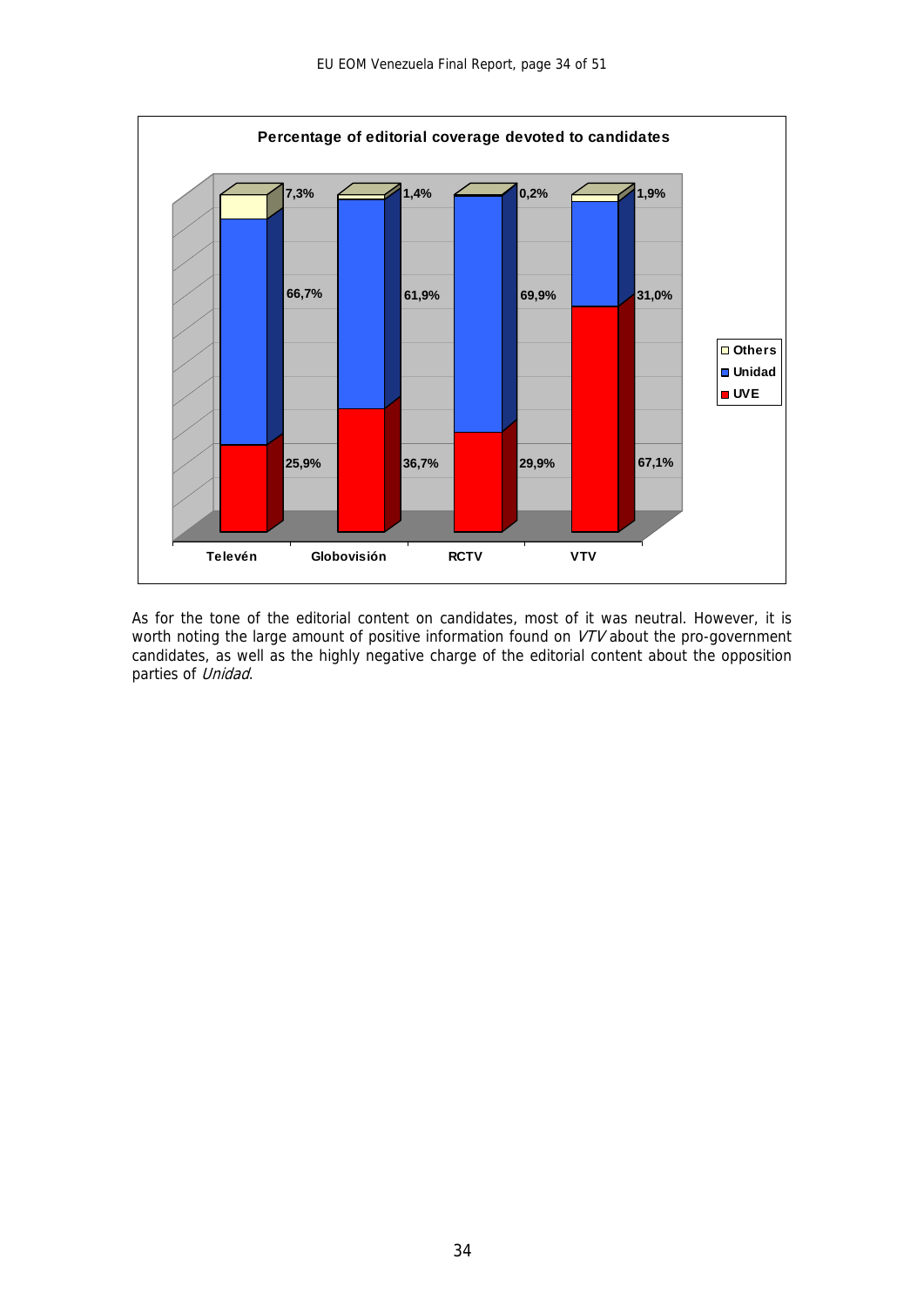**Percentage of editorial coverage devoted to candidates**

| | Televén | Globovisión | RCTV | VTV |
|---|---|---|---|---|
| Others | 7,3% | 1,4% | 0,2% | 1,9% |
| Unidad | 66,7% | 61,9% | 69,9% | 31,0% |
| UVE | 25,9% | 36,7% | 29,9% | 67,1% |

As for the tone of the editorial content on candidates, most of it was neutral. However, it is worth noting the large amount of positive information found on *VTV* about the pro-government candidates, as well as the highly negative charge of the editorial content about the opposition parties of *Unidad*.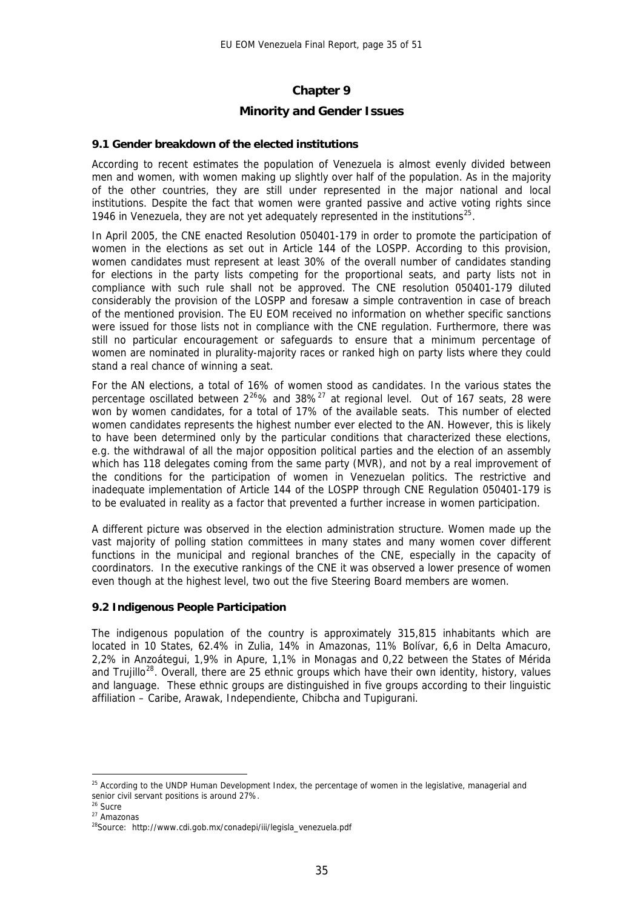## Chapter 9

## Minority and Gender Issues

### 9.1 Gender breakdown of the elected institutions

According to recent estimates the population of Venezuela is almost evenly divided between men and women, with women making up slightly over half of the population. As in the majority of the other countries, they are still under represented in the major national and local institutions. Despite the fact that women were granted passive and active voting rights since 1946 in Venezuela, they are not yet adequately represented in the institutions[25].

In April 2005, the CNE enacted Resolution 050401-179 in order to promote the participation of women in the elections as set out in Article 144 of the LOSPP. According to this provision, women candidates must represent at least 30% of the overall number of candidates standing for elections in the party lists competing for the proportional seats, and party lists not in compliance with such rule shall not be approved. The CNE resolution 050401-179 diluted considerably the provision of the LOSPP and foresaw a simple contravention in case of breach of the mentioned provision. The EU EOM received no information on whether specific sanctions were issued for those lists not in compliance with the CNE regulation. Furthermore, there was still no particular encouragement or safeguards to ensure that a minimum percentage of women are nominated in plurality-majority races or ranked high on party lists where they could stand a real chance of winning a seat.

For the AN elections, a total of 16% of women stood as candidates. In the various states the percentage oscillated between 2[26]% and 38%[27] at regional level. Out of 167 seats, 28 were won by women candidates, for a total of 17% of the available seats. This number of elected women candidates represents the highest number ever elected to the AN. However, this is likely to have been determined only by the particular conditions that characterized these elections, e.g. the withdrawal of all the major opposition political parties and the election of an assembly which has 118 delegates coming from the same party (MVR), and not by a real improvement of the conditions for the participation of women in Venezuelan politics. The restrictive and inadequate implementation of Article 144 of the LOSPP through CNE Regulation 050401-179 is to be evaluated in reality as a factor that prevented a further increase in women participation.

A different picture was observed in the election administration structure. Women made up the vast majority of polling station committees in many states and many women cover different functions in the municipal and regional branches of the CNE, especially in the capacity of coordinators. In the executive rankings of the CNE it was observed a lower presence of women even though at the highest level, two out the five Steering Board members are women.

### 9.2 Indigenous People Participation

The indigenous population of the country is approximately 315,815 inhabitants which are located in 10 States, 62.4% in Zulia, 14% in Amazonas, 11% Bolívar, 6,6 in Delta Amacuro, 2,2% in Anzoátegui, 1,9% in Apure, 1,1% in Monagas and 0,22 between the States of Mérida and Trujillo[28]. Overall, there are 25 ethnic groups which have their own identity, history, values and language. These ethnic groups are distinguished in five groups according to their linguistic affiliation – Caribe, Arawak, Independiente, Chibcha and Tupigurani.

---

[25] According to the UNDP Human Development Index, the percentage of women in the legislative, managerial and senior civil servant positions is around 27%.

[26] Sucre

[27] Amazonas

[28] Source: http://www.cdi.gob.mx/conadepi/iii/legisla_venezuela.pdf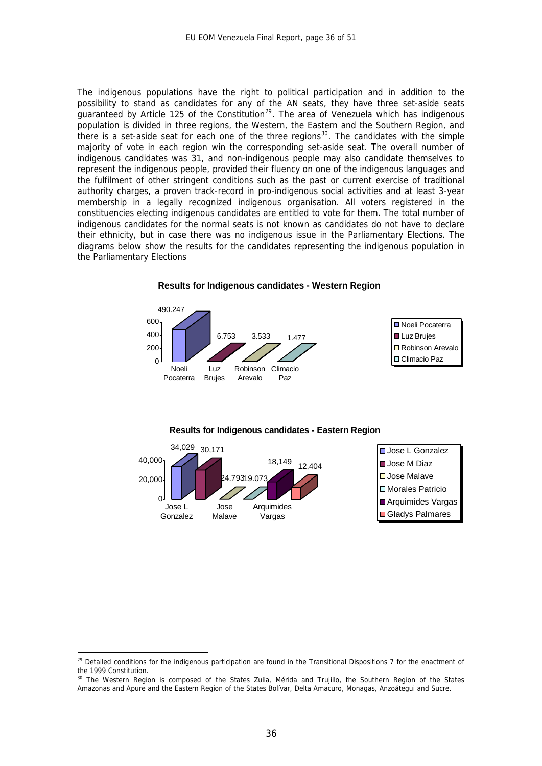The indigenous populations have the right to political participation and in addition to the possibility to stand as candidates for any of the AN seats, they have three set-aside seats guaranteed by Article 125 of the Constitution[29]. The area of Venezuela which has indigenous population is divided in three regions, the Western, the Eastern and the Southern Region, and there is a set-aside seat for each one of the three regions[30]. The candidates with the simple majority of vote in each region win the corresponding set-aside seat. The overall number of indigenous candidates was 31, and non-indigenous people may also candidate themselves to represent the indigenous people, provided their fluency on one of the indigenous languages and the fulfilment of other stringent conditions such as the past or current exercise of traditional authority charges, a proven track-record in pro-indigenous social activities and at least 3-year membership in a legally recognized indigenous organisation. All voters registered in the constituencies electing indigenous candidates are entitled to vote for them. The total number of indigenous candidates for the normal seats is not known as candidates do not have to declare their ethnicity, but in case there was no indigenous issue in the Parliamentary Elections. The diagrams below show the results for the candidates representing the indigenous population in the Parliamentary Elections

**Results for Indigenous candidates - Western Region**

| Candidate | Votes |
|---|---|
| Noeli Pocaterra | 490.247 |
| Luz Brujes | 6.753 |
| Robinson Arevalo | 3.533 |
| Climacio Paz | 1.477 |

**Results for Indigenous candidates - Eastern Region**

| Candidate | Votes |
|---|---|
| Jose L Gonzalez | 34,029 |
| Jose M Diaz | 30,171 |
| Jose Malave | 24.793 |
| Morales Patricio | 19.073 |
| Arquimides Vargas | 18,149 |
| Gladys Palmares | 12,404 |

---

[29] Detailed conditions for the indigenous participation are found in the Transitional Dispositions 7 for the enactment of the 1999 Constitution.

[30] The Western Region is composed of the States Zulia, Mérida and Trujillo, the Southern Region of the States Amazonas and Apure and the Eastern Region of the States Bolívar, Delta Amacuro, Monagas, Anzoátegui and Sucre.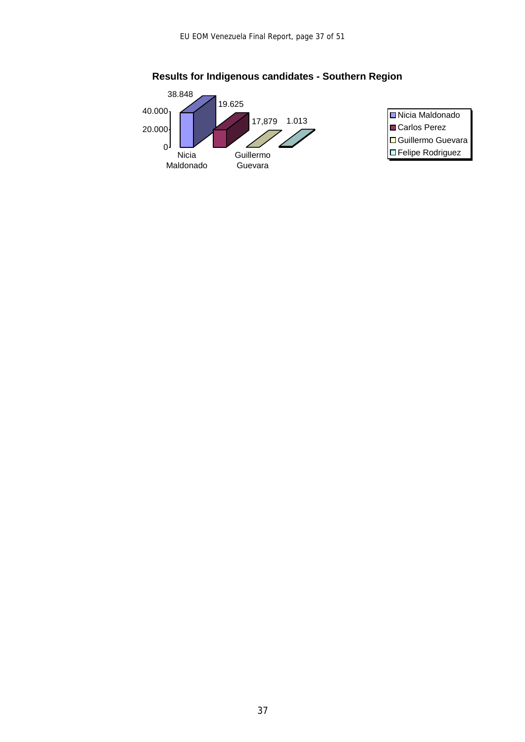**Results for Indigenous candidates - Southern Region**

| Candidate | Votes |
|---|---|
| Nicia Maldonado | 38.848 |
| Carlos Perez | 19.625 |
| Guillermo Guevara | 17,879 |
| Felipe Rodriguez | 1.013 |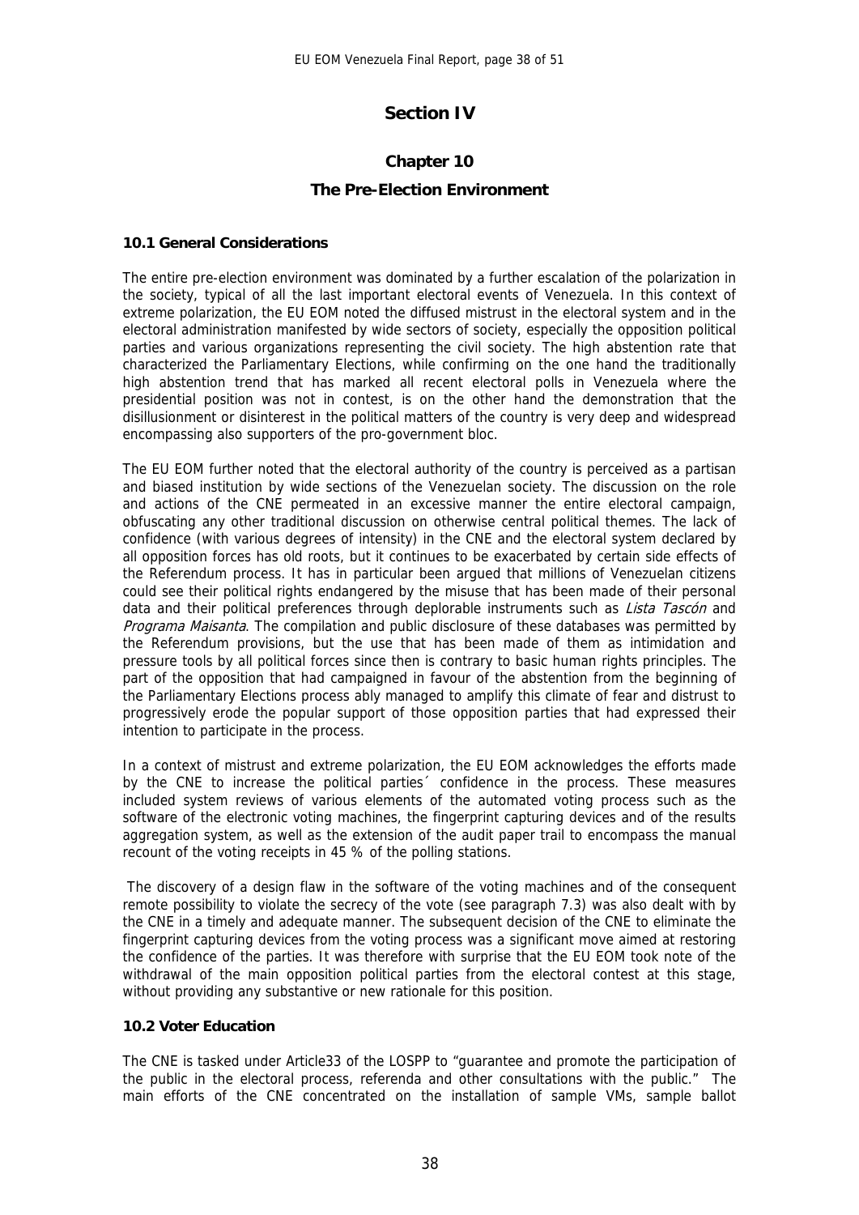# Section IV

## Chapter 10

## The Pre-Election Environment

### 10.1 General Considerations

The entire pre-election environment was dominated by a further escalation of the polarization in the society, typical of all the last important electoral events of Venezuela. In this context of extreme polarization, the EU EOM noted the diffused mistrust in the electoral system and in the electoral administration manifested by wide sectors of society, especially the opposition political parties and various organizations representing the civil society. The high abstention rate that characterized the Parliamentary Elections, while confirming on the one hand the traditionally high abstention trend that has marked all recent electoral polls in Venezuela where the presidential position was not in contest, is on the other hand the demonstration that the disillusionment or disinterest in the political matters of the country is very deep and widespread encompassing also supporters of the pro-government bloc.

The EU EOM further noted that the electoral authority of the country is perceived as a partisan and biased institution by wide sections of the Venezuelan society. The discussion on the role and actions of the CNE permeated in an excessive manner the entire electoral campaign, obfuscating any other traditional discussion on otherwise central political themes. The lack of confidence (with various degrees of intensity) in the CNE and the electoral system declared by all opposition forces has old roots, but it continues to be exacerbated by certain side effects of the Referendum process. It has in particular been argued that millions of Venezuelan citizens could see their political rights endangered by the misuse that has been made of their personal data and their political preferences through deplorable instruments such as *Lista Tascón* and *Programa Maisanta*. The compilation and public disclosure of these databases was permitted by the Referendum provisions, but the use that has been made of them as intimidation and pressure tools by all political forces since then is contrary to basic human rights principles. The part of the opposition that had campaigned in favour of the abstention from the beginning of the Parliamentary Elections process ably managed to amplify this climate of fear and distrust to progressively erode the popular support of those opposition parties that had expressed their intention to participate in the process.

In a context of mistrust and extreme polarization, the EU EOM acknowledges the efforts made by the CNE to increase the political parties´ confidence in the process. These measures included system reviews of various elements of the automated voting process such as the software of the electronic voting machines, the fingerprint capturing devices and of the results aggregation system, as well as the extension of the audit paper trail to encompass the manual recount of the voting receipts in 45 % of the polling stations.

The discovery of a design flaw in the software of the voting machines and of the consequent remote possibility to violate the secrecy of the vote (see paragraph 7.3) was also dealt with by the CNE in a timely and adequate manner. The subsequent decision of the CNE to eliminate the fingerprint capturing devices from the voting process was a significant move aimed at restoring the confidence of the parties. It was therefore with surprise that the EU EOM took note of the withdrawal of the main opposition political parties from the electoral contest at this stage, without providing any substantive or new rationale for this position.

### 10.2 Voter Education

The CNE is tasked under Article33 of the LOSPP to "guarantee and promote the participation of the public in the electoral process, referenda and other consultations with the public." The main efforts of the CNE concentrated on the installation of sample VMs, sample ballot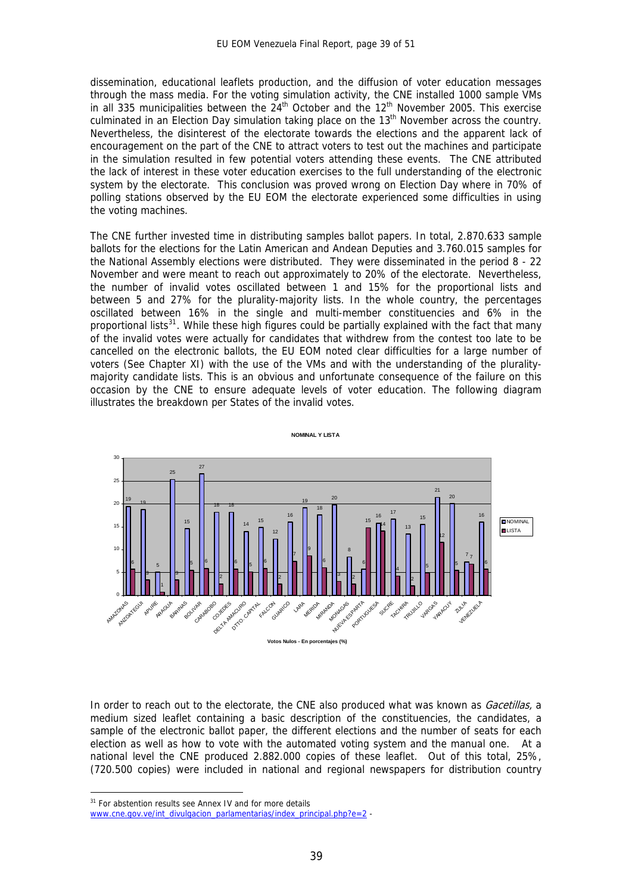dissemination, educational leaflets production, and the diffusion of voter education messages through the mass media. For the voting simulation activity, the CNE installed 1000 sample VMs in all 335 municipalities between the 24th October and the 12th November 2005. This exercise culminated in an Election Day simulation taking place on the 13th November across the country. Nevertheless, the disinterest of the electorate towards the elections and the apparent lack of encouragement on the part of the CNE to attract voters to test out the machines and participate in the simulation resulted in few potential voters attending these events. The CNE attributed the lack of interest in these voter education exercises to the full understanding of the electronic system by the electorate. This conclusion was proved wrong on Election Day where in 70% of polling stations observed by the EU EOM the electorate experienced some difficulties in using the voting machines.

The CNE further invested time in distributing samples ballot papers. In total, 2.870.633 sample ballots for the elections for the Latin American and Andean Deputies and 3.760.015 samples for the National Assembly elections were distributed. They were disseminated in the period 8 - 22 November and were meant to reach out approximately to 20% of the electorate. Nevertheless, the number of invalid votes oscillated between 1 and 15% for the proportional lists and between 5 and 27% for the plurality-majority lists. In the whole country, the percentages oscillated between 16% in the single and multi-member constituencies and 6% in the proportional lists[31]. While these high figures could be partially explained with the fact that many of the invalid votes were actually for candidates that withdrew from the contest too late to be cancelled on the electronic ballots, the EU EOM noted clear difficulties for a large number of voters (See Chapter XI) with the use of the VMs and with the understanding of the plurality-majority candidate lists. This is an obvious and unfortunate consequence of the failure on this occasion by the CNE to ensure adequate levels of voter education. The following diagram illustrates the breakdown per States of the invalid votes.

**NOMINAL Y LISTA**

| State | NOMINAL | LISTA |
|---|---|---|
| AMAZONAS | 19 | 6 |
| ANZOATEGUI | 19 | 3 |
| APURE | 5 | 1 |
| ARAGUA | 25 | 3 |
| BARINAS | 15 | 5 |
| BOLIVAR | 27 | 6 |
| CARABOBO | 18 | 2 |
| COJEDES | 18 | 6 |
| DELTA AMACURO | 14 | 5 |
| DTTO. CAPITAL | 15 | 6 |
| FALCON | 12 | 2 |
| GUARICO | 16 | 7 |
| LARA | 19 | 9 |
| MERIDA | 18 | 6 |
| MIRANDA | 20 | 3 |
| MONAGAS | 8 | 2 |
| NUEVA ESPARTA | 6 | 15 |
| PORTUGUESA | 16 | 14 |
| SUCRE | 17 | 4 |
| TACHIRA | 13 | 2 |
| TRUJILLO | 15 | 5 |
| VARGAS | 21 | 12 |
| YARACUY | 20 | 5 |
| ZULIA | 7 | 7 |
| VENEZUELA | 16 | 6 |

Votos Nulos - En porcentajes (%)

In order to reach out to the electorate, the CNE also produced what was known as *Gacetillas,* a medium sized leaflet containing a basic description of the constituencies, the candidates, a sample of the electronic ballot paper, the different elections and the number of seats for each election as well as how to vote with the automated voting system and the manual one. At a national level the CNE produced 2.882.000 copies of these leaflet. Out of this total, 25%, (720.500 copies) were included in national and regional newspapers for distribution country

[31] For abstention results see Annex IV and for more details www.cne.gov.ve/int_divulgacion_parlamentarias/index_principal.php?e=2 -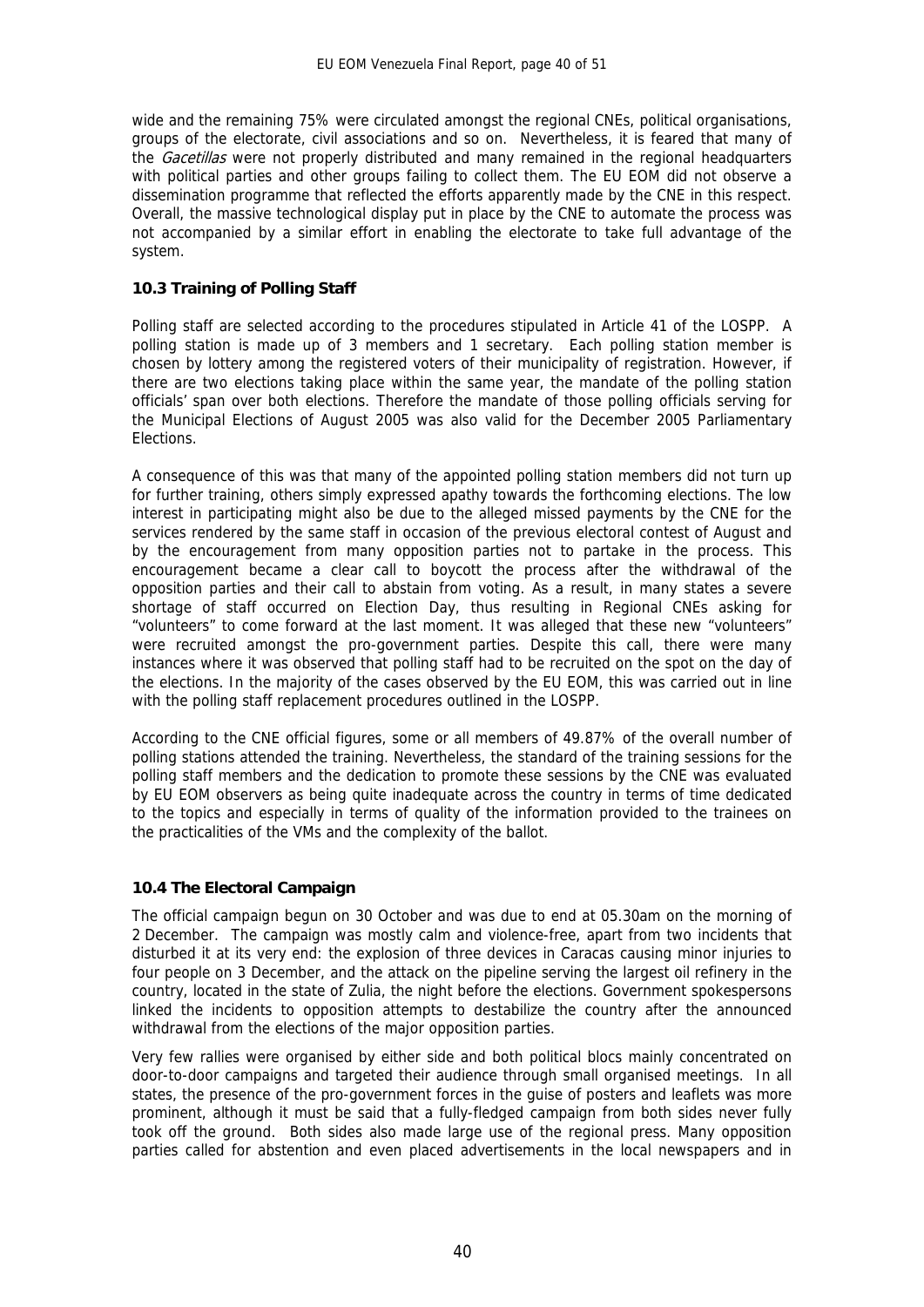wide and the remaining 75% were circulated amongst the regional CNEs, political organisations, groups of the electorate, civil associations and so on. Nevertheless, it is feared that many of the *Gacetillas* were not properly distributed and many remained in the regional headquarters with political parties and other groups failing to collect them. The EU EOM did not observe a dissemination programme that reflected the efforts apparently made by the CNE in this respect. Overall, the massive technological display put in place by the CNE to automate the process was not accompanied by a similar effort in enabling the electorate to take full advantage of the system.

### 10.3 Training of Polling Staff

Polling staff are selected according to the procedures stipulated in Article 41 of the LOSPP. A polling station is made up of 3 members and 1 secretary. Each polling station member is chosen by lottery among the registered voters of their municipality of registration. However, if there are two elections taking place within the same year, the mandate of the polling station officials' span over both elections. Therefore the mandate of those polling officials serving for the Municipal Elections of August 2005 was also valid for the December 2005 Parliamentary Elections.

A consequence of this was that many of the appointed polling station members did not turn up for further training, others simply expressed apathy towards the forthcoming elections. The low interest in participating might also be due to the alleged missed payments by the CNE for the services rendered by the same staff in occasion of the previous electoral contest of August and by the encouragement from many opposition parties not to partake in the process. This encouragement became a clear call to boycott the process after the withdrawal of the opposition parties and their call to abstain from voting. As a result, in many states a severe shortage of staff occurred on Election Day, thus resulting in Regional CNEs asking for "volunteers" to come forward at the last moment. It was alleged that these new "volunteers" were recruited amongst the pro-government parties. Despite this call, there were many instances where it was observed that polling staff had to be recruited on the spot on the day of the elections. In the majority of the cases observed by the EU EOM, this was carried out in line with the polling staff replacement procedures outlined in the LOSPP.

According to the CNE official figures, some or all members of 49.87% of the overall number of polling stations attended the training. Nevertheless, the standard of the training sessions for the polling staff members and the dedication to promote these sessions by the CNE was evaluated by EU EOM observers as being quite inadequate across the country in terms of time dedicated to the topics and especially in terms of quality of the information provided to the trainees on the practicalities of the VMs and the complexity of the ballot.

### 10.4 The Electoral Campaign

The official campaign begun on 30 October and was due to end at 05.30am on the morning of 2 December. The campaign was mostly calm and violence-free, apart from two incidents that disturbed it at its very end: the explosion of three devices in Caracas causing minor injuries to four people on 3 December, and the attack on the pipeline serving the largest oil refinery in the country, located in the state of Zulia, the night before the elections. Government spokespersons linked the incidents to opposition attempts to destabilize the country after the announced withdrawal from the elections of the major opposition parties.

Very few rallies were organised by either side and both political blocs mainly concentrated on door-to-door campaigns and targeted their audience through small organised meetings. In all states, the presence of the pro-government forces in the guise of posters and leaflets was more prominent, although it must be said that a fully-fledged campaign from both sides never fully took off the ground. Both sides also made large use of the regional press. Many opposition parties called for abstention and even placed advertisements in the local newspapers and in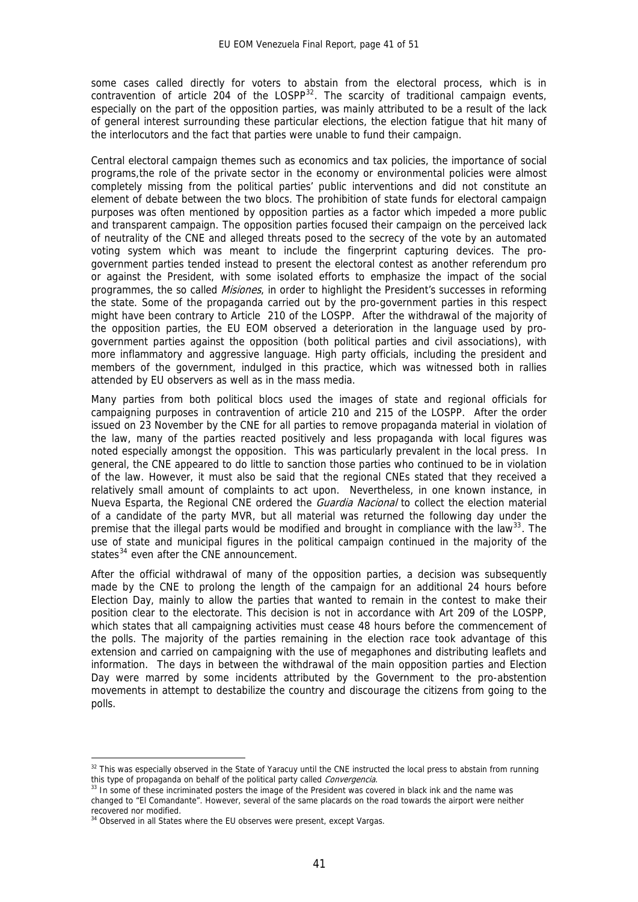some cases called directly for voters to abstain from the electoral process, which is in contravention of article 204 of the LOSPP[32]. The scarcity of traditional campaign events, especially on the part of the opposition parties, was mainly attributed to be a result of the lack of general interest surrounding these particular elections, the election fatigue that hit many of the interlocutors and the fact that parties were unable to fund their campaign.

Central electoral campaign themes such as economics and tax policies, the importance of social programs,the role of the private sector in the economy or environmental policies were almost completely missing from the political parties' public interventions and did not constitute an element of debate between the two blocs. The prohibition of state funds for electoral campaign purposes was often mentioned by opposition parties as a factor which impeded a more public and transparent campaign. The opposition parties focused their campaign on the perceived lack of neutrality of the CNE and alleged threats posed to the secrecy of the vote by an automated voting system which was meant to include the fingerprint capturing devices. The pro-government parties tended instead to present the electoral contest as another referendum pro or against the President, with some isolated efforts to emphasize the impact of the social programmes, the so called *Misiones*, in order to highlight the President's successes in reforming the state. Some of the propaganda carried out by the pro-government parties in this respect might have been contrary to Article 210 of the LOSPP. After the withdrawal of the majority of the opposition parties, the EU EOM observed a deterioration in the language used by pro-government parties against the opposition (both political parties and civil associations), with more inflammatory and aggressive language. High party officials, including the president and members of the government, indulged in this practice, which was witnessed both in rallies attended by EU observers as well as in the mass media.

Many parties from both political blocs used the images of state and regional officials for campaigning purposes in contravention of article 210 and 215 of the LOSPP. After the order issued on 23 November by the CNE for all parties to remove propaganda material in violation of the law, many of the parties reacted positively and less propaganda with local figures was noted especially amongst the opposition. This was particularly prevalent in the local press. In general, the CNE appeared to do little to sanction those parties who continued to be in violation of the law. However, it must also be said that the regional CNEs stated that they received a relatively small amount of complaints to act upon. Nevertheless, in one known instance, in Nueva Esparta, the Regional CNE ordered the *Guardia Nacional* to collect the election material of a candidate of the party MVR, but all material was returned the following day under the premise that the illegal parts would be modified and brought in compliance with the law[33]. The use of state and municipal figures in the political campaign continued in the majority of the states[34] even after the CNE announcement.

After the official withdrawal of many of the opposition parties, a decision was subsequently made by the CNE to prolong the length of the campaign for an additional 24 hours before Election Day, mainly to allow the parties that wanted to remain in the contest to make their position clear to the electorate. This decision is not in accordance with Art 209 of the LOSPP, which states that all campaigning activities must cease 48 hours before the commencement of the polls. The majority of the parties remaining in the election race took advantage of this extension and carried on campaigning with the use of megaphones and distributing leaflets and information. The days in between the withdrawal of the main opposition parties and Election Day were marred by some incidents attributed by the Government to the pro-abstention movements in attempt to destabilize the country and discourage the citizens from going to the polls.

---

[32] This was especially observed in the State of Yaracuy until the CNE instructed the local press to abstain from running this type of propaganda on behalf of the political party called *Convergencia*.

[33] In some of these incriminated posters the image of the President was covered in black ink and the name was changed to "El Comandante". However, several of the same placards on the road towards the airport were neither recovered nor modified.

[34] Observed in all States where the EU observes were present, except Vargas.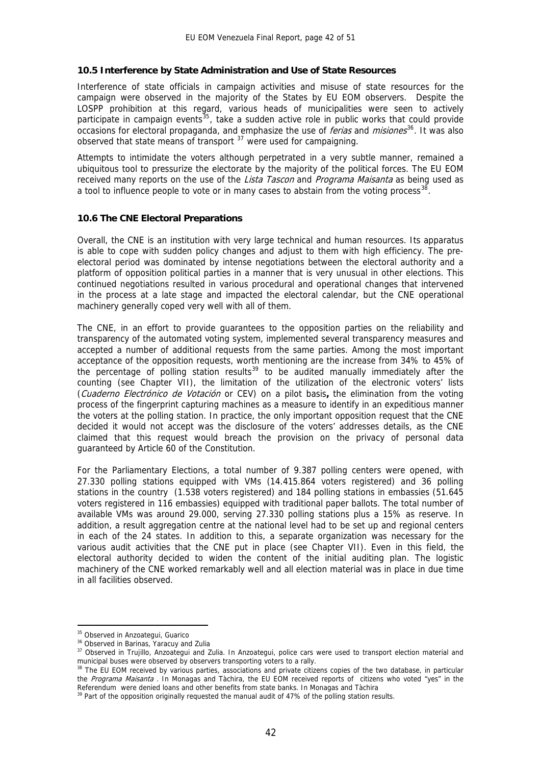### 10.5 Interference by State Administration and Use of State Resources

Interference of state officials in campaign activities and misuse of state resources for the campaign were observed in the majority of the States by EU EOM observers. Despite the LOSPP prohibition at this regard, various heads of municipalities were seen to actively participate in campaign events[35], take a sudden active role in public works that could provide occasions for electoral propaganda, and emphasize the use of *ferias* and *misiones*[36]. It was also observed that state means of transport [37] were used for campaigning.

Attempts to intimidate the voters although perpetrated in a very subtle manner, remained a ubiquitous tool to pressurize the electorate by the majority of the political forces. The EU EOM received many reports on the use of the *Lista Tascon* and *Programa Maisanta* as being used as a tool to influence people to vote or in many cases to abstain from the voting process[38].

### 10.6 The CNE Electoral Preparations

Overall, the CNE is an institution with very large technical and human resources. Its apparatus is able to cope with sudden policy changes and adjust to them with high efficiency. The pre-electoral period was dominated by intense negotiations between the electoral authority and a platform of opposition political parties in a manner that is very unusual in other elections. This continued negotiations resulted in various procedural and operational changes that intervened in the process at a late stage and impacted the electoral calendar, but the CNE operational machinery generally coped very well with all of them.

The CNE, in an effort to provide guarantees to the opposition parties on the reliability and transparency of the automated voting system, implemented several transparency measures and accepted a number of additional requests from the same parties. Among the most important acceptance of the opposition requests, worth mentioning are the increase from 34% to 45% of the percentage of polling station results[39] to be audited manually immediately after the counting (see Chapter VII), the limitation of the utilization of the electronic voters' lists (*Cuaderno Electrónico de Votación* or CEV) on a pilot basis**,** the elimination from the voting process of the fingerprint capturing machines as a measure to identify in an expeditious manner the voters at the polling station. In practice, the only important opposition request that the CNE decided it would not accept was the disclosure of the voters' addresses details, as the CNE claimed that this request would breach the provision on the privacy of personal data guaranteed by Article 60 of the Constitution.

For the Parliamentary Elections, a total number of 9.387 polling centers were opened, with 27.330 polling stations equipped with VMs (14.415.864 voters registered) and 36 polling stations in the country (1.538 voters registered) and 184 polling stations in embassies (51.645 voters registered in 116 embassies) equipped with traditional paper ballots. The total number of available VMs was around 29.000, serving 27.330 polling stations plus a 15% as reserve. In addition, a result aggregation centre at the national level had to be set up and regional centers in each of the 24 states. In addition to this, a separate organization was necessary for the various audit activities that the CNE put in place (see Chapter VII). Even in this field, the electoral authority decided to widen the content of the initial auditing plan. The logistic machinery of the CNE worked remarkably well and all election material was in place in due time in all facilities observed.

---

[35] Observed in Anzoategui, Guarico

[36] Observed in Barinas, Yaracuy and Zulia

[37] Observed in Trujillo, Anzoategui and Zulia. In Anzoategui, police cars were used to transport election material and municipal buses were observed by observers transporting voters to a rally.

[38] The EU EOM received by various parties, associations and private citizens copies of the two database, in particular the *Programa Maisanta* . In Monagas and Tàchira, the EU EOM received reports of citizens who voted "yes" in the Referendum were denied loans and other benefits from state banks. In Monagas and Tàchira

[39] Part of the opposition originally requested the manual audit of 47% of the polling station results.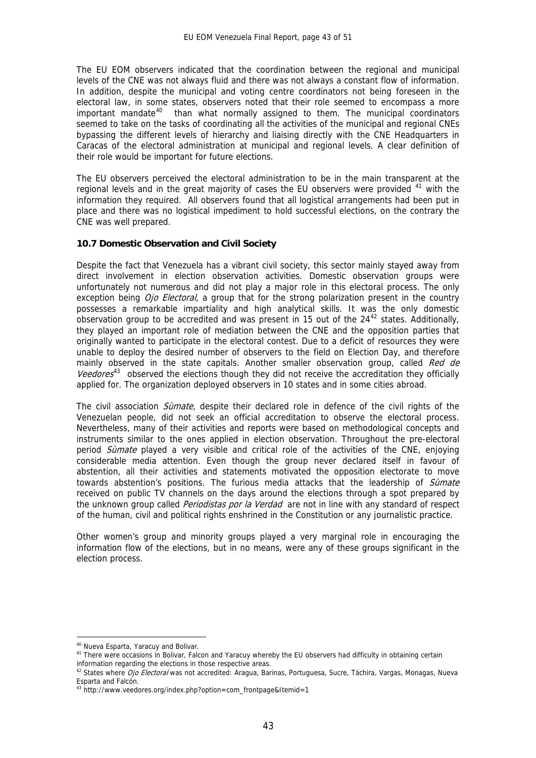The EU EOM observers indicated that the coordination between the regional and municipal levels of the CNE was not always fluid and there was not always a constant flow of information. In addition, despite the municipal and voting centre coordinators not being foreseen in the electoral law, in some states, observers noted that their role seemed to encompass a more important mandate[40] than what normally assigned to them. The municipal coordinators seemed to take on the tasks of coordinating all the activities of the municipal and regional CNEs bypassing the different levels of hierarchy and liaising directly with the CNE Headquarters in Caracas of the electoral administration at municipal and regional levels. A clear definition of their role would be important for future elections.

The EU observers perceived the electoral administration to be in the main transparent at the regional levels and in the great majority of cases the EU observers were provided [41] with the information they required. All observers found that all logistical arrangements had been put in place and there was no logistical impediment to hold successful elections, on the contrary the CNE was well prepared.

### 10.7 Domestic Observation and Civil Society

Despite the fact that Venezuela has a vibrant civil society, this sector mainly stayed away from direct involvement in election observation activities. Domestic observation groups were unfortunately not numerous and did not play a major role in this electoral process. The only exception being *Ojo Electoral*, a group that for the strong polarization present in the country possesses a remarkable impartiality and high analytical skills. It was the only domestic observation group to be accredited and was present in 15 out of the 24[42] states. Additionally, they played an important role of mediation between the CNE and the opposition parties that originally wanted to participate in the electoral contest. Due to a deficit of resources they were unable to deploy the desired number of observers to the field on Election Day, and therefore mainly observed in the state capitals. Another smaller observation group, called *Red de Veedores*[43] observed the elections though they did not receive the accreditation they officially applied for. The organization deployed observers in 10 states and in some cities abroad.

The civil association *Sùmate*, despite their declared role in defence of the civil rights of the Venezuelan people, did not seek an official accreditation to observe the electoral process. Nevertheless, many of their activities and reports were based on methodological concepts and instruments similar to the ones applied in election observation. Throughout the pre-electoral period *Sùmate* played a very visible and critical role of the activities of the CNE, enjoying considerable media attention. Even though the group never declared itself in favour of abstention, all their activities and statements motivated the opposition electorate to move towards abstention's positions. The furious media attacks that the leadership of *Sùmate* received on public TV channels on the days around the elections through a spot prepared by the unknown group called *Periodistas por la Verdad* are not in line with any standard of respect of the human, civil and political rights enshrined in the Constitution or any journalistic practice.

Other women's group and minority groups played a very marginal role in encouraging the information flow of the elections, but in no means, were any of these groups significant in the election process.

---

[40] Nueva Esparta, Yaracuy and Bolivar.

[41] There were occasions in Bolivar, Falcon and Yaracuy whereby the EU observers had difficulty in obtaining certain information regarding the elections in those respective areas.

[42] States where *Ojo Electoral* was not accredited: Aragua, Barinas, Portuguesa, Sucre, Táchira, Vargas, Monagas, Nueva Esparta and Falcón.

[43] http://www.veedores.org/index.php?option=com_frontpage&Itemid=1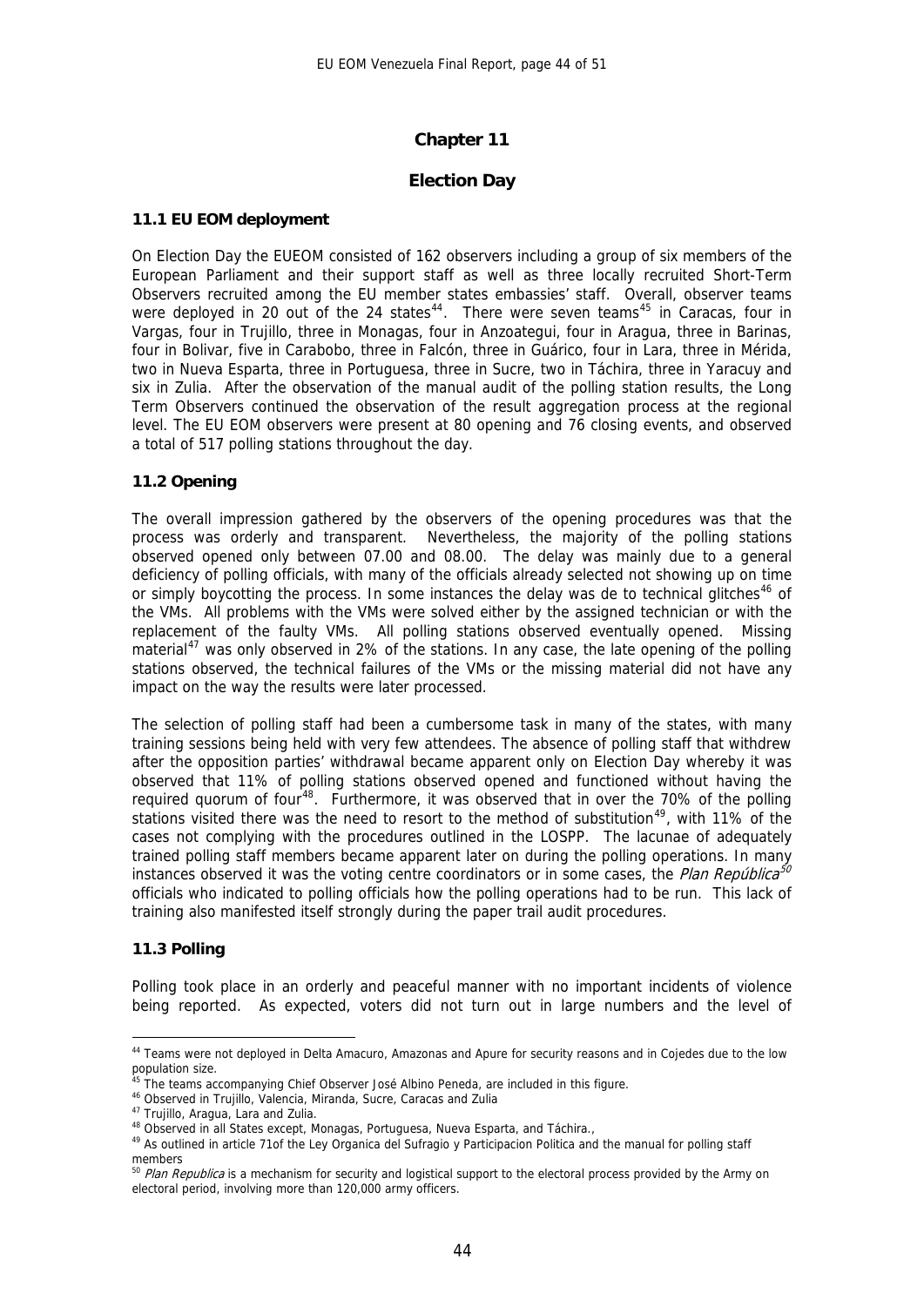# Chapter 11

## Election Day

### 11.1 EU EOM deployment

On Election Day the EUEOM consisted of 162 observers including a group of six members of the European Parliament and their support staff as well as three locally recruited Short-Term Observers recruited among the EU member states embassies' staff. Overall, observer teams were deployed in 20 out of the 24 states[44]. There were seven teams[45] in Caracas, four in Vargas, four in Trujillo, three in Monagas, four in Anzoategui, four in Aragua, three in Barinas, four in Bolivar, five in Carabobo, three in Falcón, three in Guárico, four in Lara, three in Mérida, two in Nueva Esparta, three in Portuguesa, three in Sucre, two in Táchira, three in Yaracuy and six in Zulia. After the observation of the manual audit of the polling station results, the Long Term Observers continued the observation of the result aggregation process at the regional level. The EU EOM observers were present at 80 opening and 76 closing events, and observed a total of 517 polling stations throughout the day.

### 11.2 Opening

The overall impression gathered by the observers of the opening procedures was that the process was orderly and transparent. Nevertheless, the majority of the polling stations observed opened only between 07.00 and 08.00. The delay was mainly due to a general deficiency of polling officials, with many of the officials already selected not showing up on time or simply boycotting the process. In some instances the delay was de to technical glitches[46] of the VMs. All problems with the VMs were solved either by the assigned technician or with the replacement of the faulty VMs. All polling stations observed eventually opened. Missing material[47] was only observed in 2% of the stations. In any case, the late opening of the polling stations observed, the technical failures of the VMs or the missing material did not have any impact on the way the results were later processed.

The selection of polling staff had been a cumbersome task in many of the states, with many training sessions being held with very few attendees. The absence of polling staff that withdrew after the opposition parties' withdrawal became apparent only on Election Day whereby it was observed that 11% of polling stations observed opened and functioned without having the required quorum of four[48]. Furthermore, it was observed that in over the 70% of the polling stations visited there was the need to resort to the method of substitution[49], with 11% of the cases not complying with the procedures outlined in the LOSPP. The lacunae of adequately trained polling staff members became apparent later on during the polling operations. In many instances observed it was the voting centre coordinators or in some cases, the *Plan República*[50] officials who indicated to polling officials how the polling operations had to be run. This lack of training also manifested itself strongly during the paper trail audit procedures.

### 11.3 Polling

Polling took place in an orderly and peaceful manner with no important incidents of violence being reported. As expected, voters did not turn out in large numbers and the level of

---

[44] Teams were not deployed in Delta Amacuro, Amazonas and Apure for security reasons and in Cojedes due to the low population size.

[45] The teams accompanying Chief Observer José Albino Peneda, are included in this figure.

[46] Observed in Trujillo, Valencia, Miranda, Sucre, Caracas and Zulia

[47] Trujillo, Aragua, Lara and Zulia.

[48] Observed in all States except, Monagas, Portuguesa, Nueva Esparta, and Táchira.,

[49] As outlined in article 71of the Ley Organica del Sufragio y Participacion Politica and the manual for polling staff members

[50] *Plan Republica* is a mechanism for security and logistical support to the electoral process provided by the Army on electoral period, involving more than 120,000 army officers.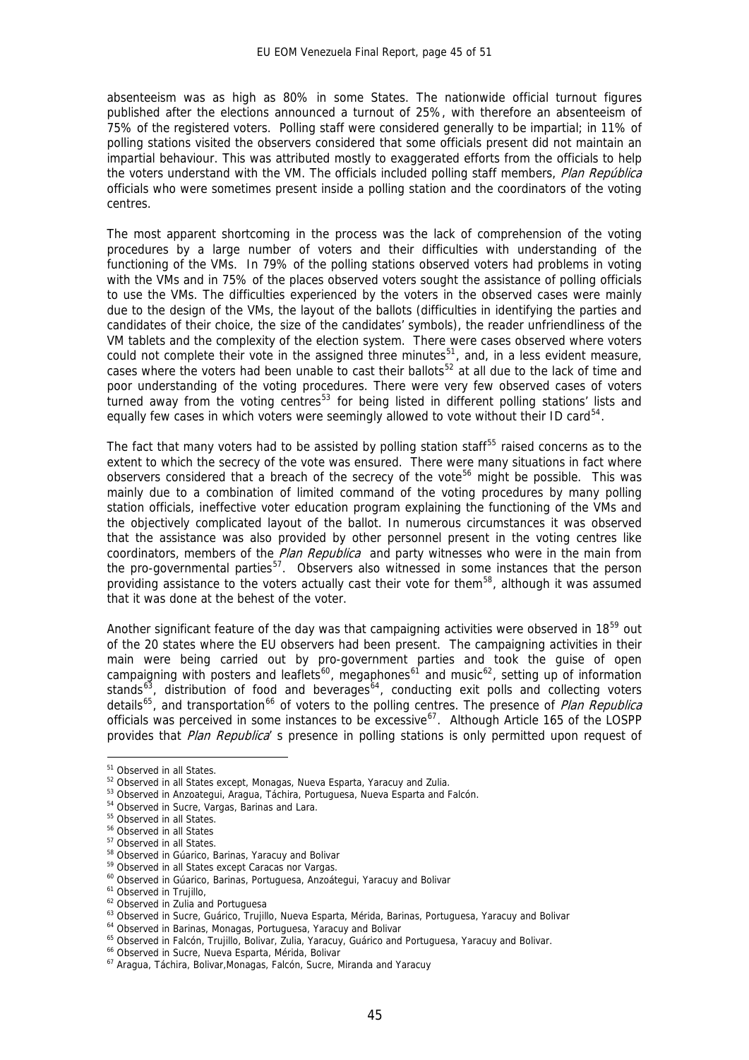absenteeism was as high as 80% in some States. The nationwide official turnout figures published after the elections announced a turnout of 25%, with therefore an absenteeism of 75% of the registered voters. Polling staff were considered generally to be impartial; in 11% of polling stations visited the observers considered that some officials present did not maintain an impartial behaviour. This was attributed mostly to exaggerated efforts from the officials to help the voters understand with the VM. The officials included polling staff members, *Plan República* officials who were sometimes present inside a polling station and the coordinators of the voting centres.

The most apparent shortcoming in the process was the lack of comprehension of the voting procedures by a large number of voters and their difficulties with understanding of the functioning of the VMs. In 79% of the polling stations observed voters had problems in voting with the VMs and in 75% of the places observed voters sought the assistance of polling officials to use the VMs. The difficulties experienced by the voters in the observed cases were mainly due to the design of the VMs, the layout of the ballots (difficulties in identifying the parties and candidates of their choice, the size of the candidates' symbols), the reader unfriendliness of the VM tablets and the complexity of the election system. There were cases observed where voters could not complete their vote in the assigned three minutes[51], and, in a less evident measure, cases where the voters had been unable to cast their ballots[52] at all due to the lack of time and poor understanding of the voting procedures. There were very few observed cases of voters turned away from the voting centres[53] for being listed in different polling stations' lists and equally few cases in which voters were seemingly allowed to vote without their ID card[54].

The fact that many voters had to be assisted by polling station staff[55] raised concerns as to the extent to which the secrecy of the vote was ensured. There were many situations in fact where observers considered that a breach of the secrecy of the vote[56] might be possible. This was mainly due to a combination of limited command of the voting procedures by many polling station officials, ineffective voter education program explaining the functioning of the VMs and the objectively complicated layout of the ballot. In numerous circumstances it was observed that the assistance was also provided by other personnel present in the voting centres like coordinators, members of the *Plan Republica* and party witnesses who were in the main from the pro-governmental parties[57]. Observers also witnessed in some instances that the person providing assistance to the voters actually cast their vote for them[58], although it was assumed that it was done at the behest of the voter.

Another significant feature of the day was that campaigning activities were observed in 18[59] out of the 20 states where the EU observers had been present. The campaigning activities in their main were being carried out by pro-government parties and took the guise of open campaigning with posters and leaflets[60], megaphones[61] and music[62], setting up of information stands[63], distribution of food and beverages[64], conducting exit polls and collecting voters details[65], and transportation[66] of voters to the polling centres. The presence of *Plan Republica* officials was perceived in some instances to be excessive[67]. Although Article 165 of the LOSPP provides that *Plan Republica*' s presence in polling stations is only permitted upon request of

---

[51] Observed in all States.
[52] Observed in all States except, Monagas, Nueva Esparta, Yaracuy and Zulia.
[53] Observed in Anzoategui, Aragua, Táchira, Portuguesa, Nueva Esparta and Falcón.
[54] Observed in Sucre, Vargas, Barinas and Lara.
[55] Observed in all States.
[56] Observed in all States
[57] Observed in all States.
[58] Observed in Gúarico, Barinas, Yaracuy and Bolivar
[59] Observed in all States except Caracas nor Vargas.
[60] Observed in Gúarico, Barinas, Portuguesa, Anzoátegui, Yaracuy and Bolivar
[61] Observed in Trujillo,
[62] Observed in Zulia and Portuguesa
[63] Observed in Sucre, Guárico, Trujillo, Nueva Esparta, Mérida, Barinas, Portuguesa, Yaracuy and Bolivar
[64] Observed in Barinas, Monagas, Portuguesa, Yaracuy and Bolivar
[65] Observed in Falcón, Trujillo, Bolivar, Zulia, Yaracuy, Guárico and Portuguesa, Yaracuy and Bolivar.
[66] Observed in Sucre, Nueva Esparta, Mérida, Bolivar
[67] Aragua, Táchira, Bolivar,Monagas, Falcón, Sucre, Miranda and Yaracuy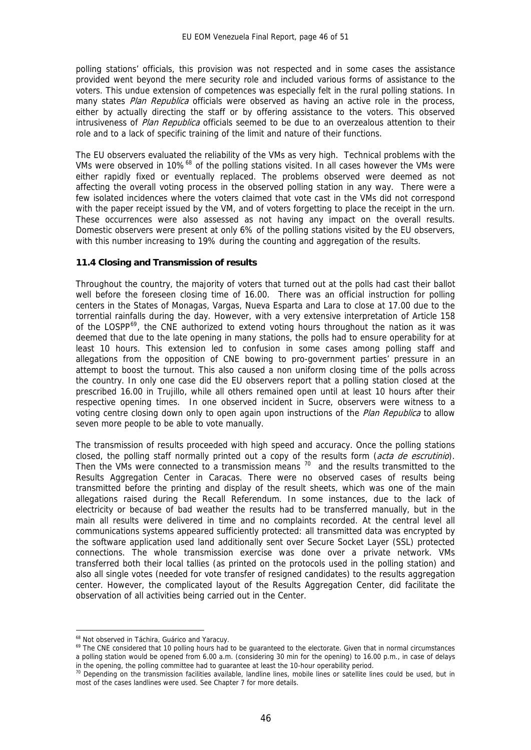polling stations' officials, this provision was not respected and in some cases the assistance provided went beyond the mere security role and included various forms of assistance to the voters. This undue extension of competences was especially felt in the rural polling stations. In many states *Plan Republica* officials were observed as having an active role in the process, either by actually directing the staff or by offering assistance to the voters. This observed intrusiveness of *Plan Republica* officials seemed to be due to an overzealous attention to their role and to a lack of specific training of the limit and nature of their functions.

The EU observers evaluated the reliability of the VMs as very high. Technical problems with the VMs were observed in 10%[68] of the polling stations visited. In all cases however the VMs were either rapidly fixed or eventually replaced. The problems observed were deemed as not affecting the overall voting process in the observed polling station in any way. There were a few isolated incidences where the voters claimed that vote cast in the VMs did not correspond with the paper receipt issued by the VM, and of voters forgetting to place the receipt in the urn. These occurrences were also assessed as not having any impact on the overall results. Domestic observers were present at only 6% of the polling stations visited by the EU observers, with this number increasing to 19% during the counting and aggregation of the results.

### 11.4 Closing and Transmission of results

Throughout the country, the majority of voters that turned out at the polls had cast their ballot well before the foreseen closing time of 16.00. There was an official instruction for polling centers in the States of Monagas, Vargas, Nueva Esparta and Lara to close at 17.00 due to the torrential rainfalls during the day. However, with a very extensive interpretation of Article 158 of the LOSPP[69], the CNE authorized to extend voting hours throughout the nation as it was deemed that due to the late opening in many stations, the polls had to ensure operability for at least 10 hours. This extension led to confusion in some cases among polling staff and allegations from the opposition of CNE bowing to pro-government parties' pressure in an attempt to boost the turnout. This also caused a non uniform closing time of the polls across the country. In only one case did the EU observers report that a polling station closed at the prescribed 16.00 in Trujillo, while all others remained open until at least 10 hours after their respective opening times. In one observed incident in Sucre, observers were witness to a voting centre closing down only to open again upon instructions of the *Plan Republica* to allow seven more people to be able to vote manually.

The transmission of results proceeded with high speed and accuracy. Once the polling stations closed, the polling staff normally printed out a copy of the results form (*acta de escrutinio*). Then the VMs were connected to a transmission means[70] and the results transmitted to the Results Aggregation Center in Caracas. There were no observed cases of results being transmitted before the printing and display of the result sheets, which was one of the main allegations raised during the Recall Referendum. In some instances, due to the lack of electricity or because of bad weather the results had to be transferred manually, but in the main all results were delivered in time and no complaints recorded. At the central level all communications systems appeared sufficiently protected: all transmitted data was encrypted by the software application used land additionally sent over Secure Socket Layer (SSL) protected connections. The whole transmission exercise was done over a private network. VMs transferred both their local tallies (as printed on the protocols used in the polling station) and also all single votes (needed for vote transfer of resigned candidates) to the results aggregation center. However, the complicated layout of the Results Aggregation Center, did facilitate the observation of all activities being carried out in the Center.

---

[68] Not observed in Táchira, Guárico and Yaracuy.

[69] The CNE considered that 10 polling hours had to be guaranteed to the electorate. Given that in normal circumstances a polling station would be opened from 6.00 a.m. (considering 30 min for the opening) to 16.00 p.m., in case of delays in the opening, the polling committee had to guarantee at least the 10-hour operability period.

[70] Depending on the transmission facilities available, landline lines, mobile lines or satellite lines could be used, but in most of the cases landlines were used. See Chapter 7 for more details.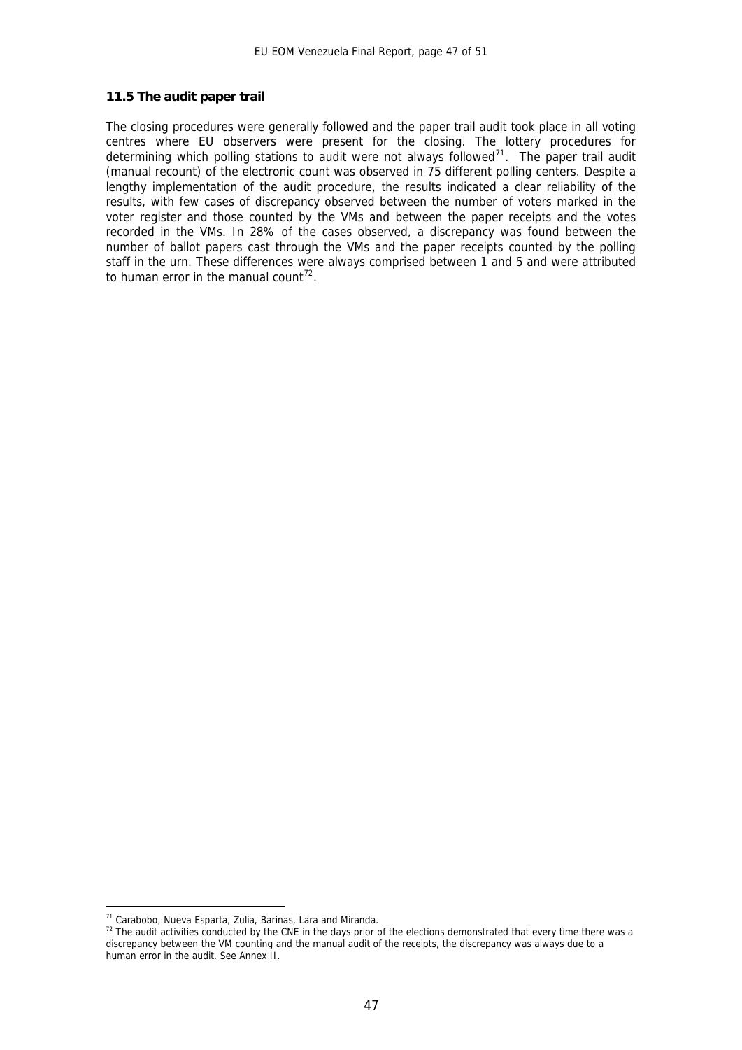### 11.5 The audit paper trail

The closing procedures were generally followed and the paper trail audit took place in all voting centres where EU observers were present for the closing. The lottery procedures for determining which polling stations to audit were not always followed[71]. The paper trail audit (manual recount) of the electronic count was observed in 75 different polling centers. Despite a lengthy implementation of the audit procedure, the results indicated a clear reliability of the results, with few cases of discrepancy observed between the number of voters marked in the voter register and those counted by the VMs and between the paper receipts and the votes recorded in the VMs. In 28% of the cases observed, a discrepancy was found between the number of ballot papers cast through the VMs and the paper receipts counted by the polling staff in the urn. These differences were always comprised between 1 and 5 and were attributed to human error in the manual count[72].

---

[71] Carabobo, Nueva Esparta, Zulia, Barinas, Lara and Miranda.

[72] The audit activities conducted by the CNE in the days prior of the elections demonstrated that every time there was a discrepancy between the VM counting and the manual audit of the receipts, the discrepancy was always due to a human error in the audit. See Annex II.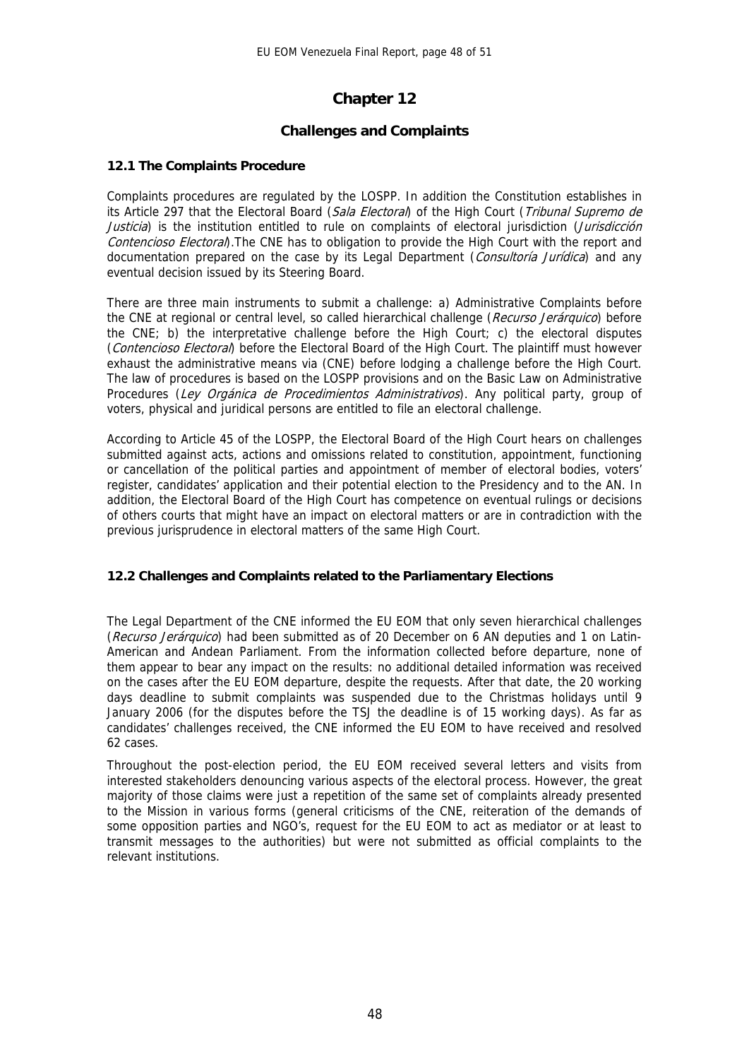# Chapter 12

## Challenges and Complaints

### 12.1 The Complaints Procedure

Complaints procedures are regulated by the LOSPP. In addition the Constitution establishes in its Article 297 that the Electoral Board (*Sala Electoral*) of the High Court (*Tribunal Supremo de Justicia*) is the institution entitled to rule on complaints of electoral jurisdiction (*Jurisdicción Contencioso Electoral*).The CNE has to obligation to provide the High Court with the report and documentation prepared on the case by its Legal Department (*Consultoría Jurídica*) and any eventual decision issued by its Steering Board.

There are three main instruments to submit a challenge: a) Administrative Complaints before the CNE at regional or central level, so called hierarchical challenge (*Recurso Jerárquico*) before the CNE; b) the interpretative challenge before the High Court; c) the electoral disputes (*Contencioso Electoral*) before the Electoral Board of the High Court. The plaintiff must however exhaust the administrative means via (CNE) before lodging a challenge before the High Court. The law of procedures is based on the LOSPP provisions and on the Basic Law on Administrative Procedures (*Ley Orgánica de Procedimientos Administrativos*). Any political party, group of voters, physical and juridical persons are entitled to file an electoral challenge.

According to Article 45 of the LOSPP, the Electoral Board of the High Court hears on challenges submitted against acts, actions and omissions related to constitution, appointment, functioning or cancellation of the political parties and appointment of member of electoral bodies, voters' register, candidates' application and their potential election to the Presidency and to the AN. In addition, the Electoral Board of the High Court has competence on eventual rulings or decisions of others courts that might have an impact on electoral matters or are in contradiction with the previous jurisprudence in electoral matters of the same High Court.

### 12.2 Challenges and Complaints related to the Parliamentary Elections

The Legal Department of the CNE informed the EU EOM that only seven hierarchical challenges (*Recurso Jerárquico*) had been submitted as of 20 December on 6 AN deputies and 1 on Latin-American and Andean Parliament. From the information collected before departure, none of them appear to bear any impact on the results: no additional detailed information was received on the cases after the EU EOM departure, despite the requests. After that date, the 20 working days deadline to submit complaints was suspended due to the Christmas holidays until 9 January 2006 (for the disputes before the TSJ the deadline is of 15 working days). As far as candidates' challenges received, the CNE informed the EU EOM to have received and resolved 62 cases.

Throughout the post-election period, the EU EOM received several letters and visits from interested stakeholders denouncing various aspects of the electoral process. However, the great majority of those claims were just a repetition of the same set of complaints already presented to the Mission in various forms (general criticisms of the CNE, reiteration of the demands of some opposition parties and NGO's, request for the EU EOM to act as mediator or at least to transmit messages to the authorities) but were not submitted as official complaints to the relevant institutions.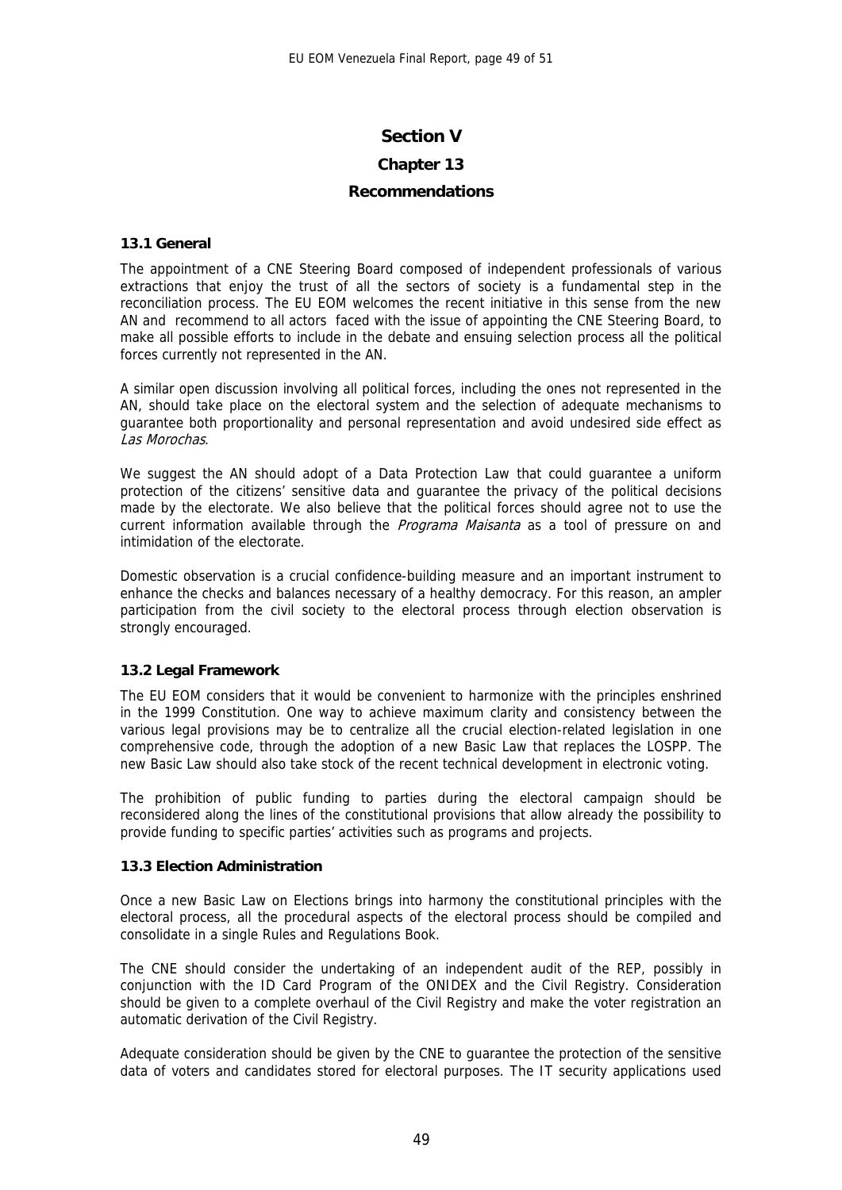# Section V

## Chapter 13

## Recommendations

### 13.1 General

The appointment of a CNE Steering Board composed of independent professionals of various extractions that enjoy the trust of all the sectors of society is a fundamental step in the reconciliation process. The EU EOM welcomes the recent initiative in this sense from the new AN and recommend to all actors faced with the issue of appointing the CNE Steering Board, to make all possible efforts to include in the debate and ensuing selection process all the political forces currently not represented in the AN.

A similar open discussion involving all political forces, including the ones not represented in the AN, should take place on the electoral system and the selection of adequate mechanisms to guarantee both proportionality and personal representation and avoid undesired side effect as *Las Morochas*.

We suggest the AN should adopt of a Data Protection Law that could guarantee a uniform protection of the citizens' sensitive data and guarantee the privacy of the political decisions made by the electorate. We also believe that the political forces should agree not to use the current information available through the *Programa Maisanta* as a tool of pressure on and intimidation of the electorate.

Domestic observation is a crucial confidence-building measure and an important instrument to enhance the checks and balances necessary of a healthy democracy. For this reason, an ampler participation from the civil society to the electoral process through election observation is strongly encouraged.

### 13.2 Legal Framework

The EU EOM considers that it would be convenient to harmonize with the principles enshrined in the 1999 Constitution. One way to achieve maximum clarity and consistency between the various legal provisions may be to centralize all the crucial election-related legislation in one comprehensive code, through the adoption of a new Basic Law that replaces the LOSPP. The new Basic Law should also take stock of the recent technical development in electronic voting.

The prohibition of public funding to parties during the electoral campaign should be reconsidered along the lines of the constitutional provisions that allow already the possibility to provide funding to specific parties' activities such as programs and projects.

### 13.3 Election Administration

Once a new Basic Law on Elections brings into harmony the constitutional principles with the electoral process, all the procedural aspects of the electoral process should be compiled and consolidate in a single Rules and Regulations Book.

The CNE should consider the undertaking of an independent audit of the REP, possibly in conjunction with the ID Card Program of the ONIDEX and the Civil Registry. Consideration should be given to a complete overhaul of the Civil Registry and make the voter registration an automatic derivation of the Civil Registry.

Adequate consideration should be given by the CNE to guarantee the protection of the sensitive data of voters and candidates stored for electoral purposes. The IT security applications used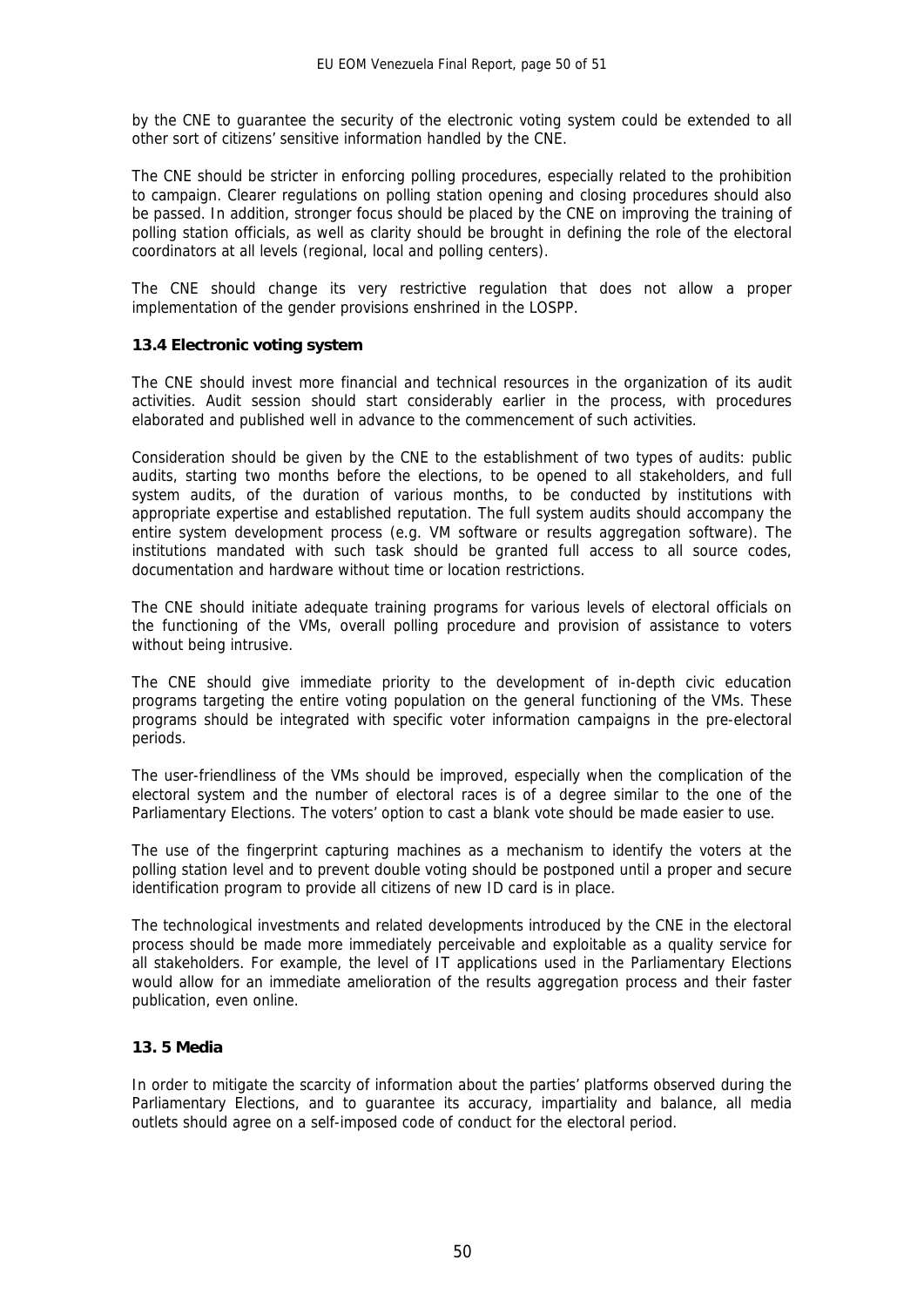by the CNE to guarantee the security of the electronic voting system could be extended to all other sort of citizens' sensitive information handled by the CNE.

The CNE should be stricter in enforcing polling procedures, especially related to the prohibition to campaign. Clearer regulations on polling station opening and closing procedures should also be passed. In addition, stronger focus should be placed by the CNE on improving the training of polling station officials, as well as clarity should be brought in defining the role of the electoral coordinators at all levels (regional, local and polling centers).

The CNE should change its very restrictive regulation that does not allow a proper implementation of the gender provisions enshrined in the LOSPP.

### 13.4 Electronic voting system

The CNE should invest more financial and technical resources in the organization of its audit activities. Audit session should start considerably earlier in the process, with procedures elaborated and published well in advance to the commencement of such activities.

Consideration should be given by the CNE to the establishment of two types of audits: public audits, starting two months before the elections, to be opened to all stakeholders, and full system audits, of the duration of various months, to be conducted by institutions with appropriate expertise and established reputation. The full system audits should accompany the entire system development process (e.g. VM software or results aggregation software). The institutions mandated with such task should be granted full access to all source codes, documentation and hardware without time or location restrictions.

The CNE should initiate adequate training programs for various levels of electoral officials on the functioning of the VMs, overall polling procedure and provision of assistance to voters without being intrusive.

The CNE should give immediate priority to the development of in-depth civic education programs targeting the entire voting population on the general functioning of the VMs. These programs should be integrated with specific voter information campaigns in the pre-electoral periods.

The user-friendliness of the VMs should be improved, especially when the complication of the electoral system and the number of electoral races is of a degree similar to the one of the Parliamentary Elections. The voters' option to cast a blank vote should be made easier to use.

The use of the fingerprint capturing machines as a mechanism to identify the voters at the polling station level and to prevent double voting should be postponed until a proper and secure identification program to provide all citizens of new ID card is in place.

The technological investments and related developments introduced by the CNE in the electoral process should be made more immediately perceivable and exploitable as a quality service for all stakeholders. For example, the level of IT applications used in the Parliamentary Elections would allow for an immediate amelioration of the results aggregation process and their faster publication, even online.

### 13. 5 Media

In order to mitigate the scarcity of information about the parties' platforms observed during the Parliamentary Elections, and to guarantee its accuracy, impartiality and balance, all media outlets should agree on a self-imposed code of conduct for the electoral period.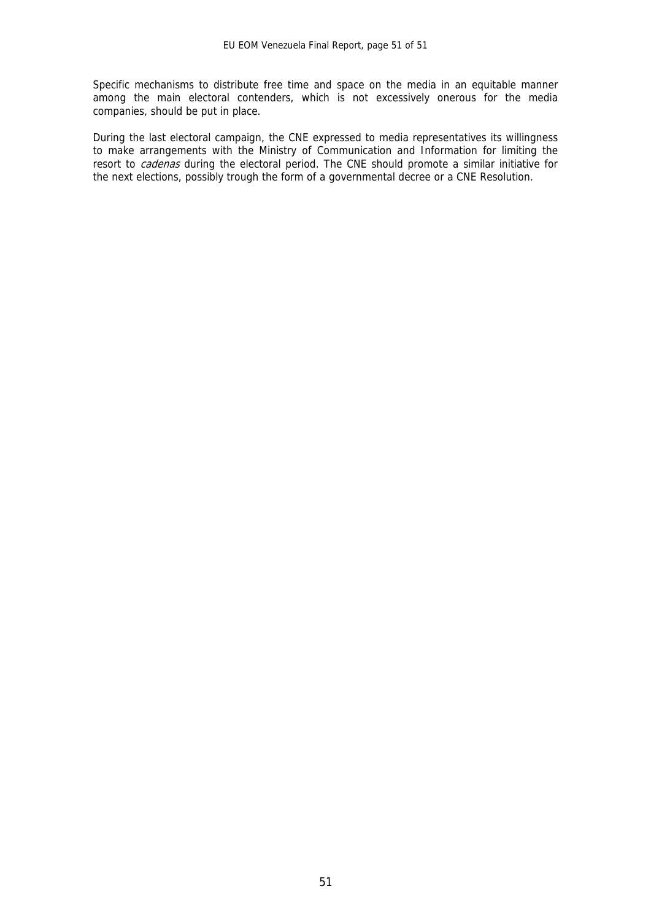Specific mechanisms to distribute free time and space on the media in an equitable manner among the main electoral contenders, which is not excessively onerous for the media companies, should be put in place.

During the last electoral campaign, the CNE expressed to media representatives its willingness to make arrangements with the Ministry of Communication and Information for limiting the resort to *cadenas* during the electoral period. The CNE should promote a similar initiative for the next elections, possibly trough the form of a governmental decree or a CNE Resolution.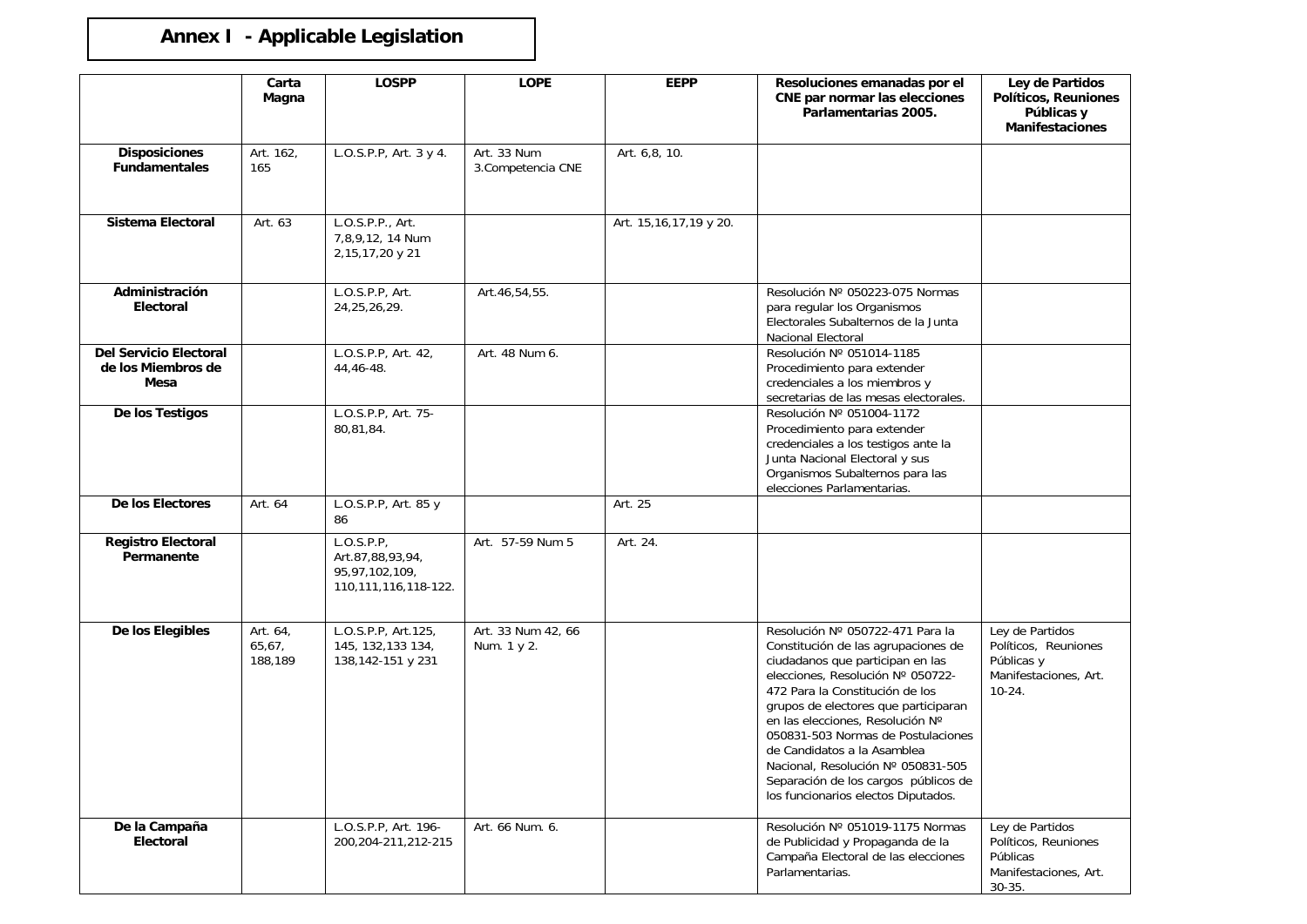# Annex I - Applicable Legislation

| | Carta Magna | LOSPP | LOPE | EEPP | Resoluciones emanadas por el CNE par normar las elecciones Parlamentarias 2005. | Ley de Partidos Políticos, Reuniones Públicas y Manifestaciones |
|---|---|---|---|---|---|---|
| **Disposiciones Fundamentales** | Art. 162, 165 | L.O.S.P.P, Art. 3 y 4. | Art. 33 Num 3.Competencia CNE | Art. 6,8, 10. | | |
| **Sistema Electoral** | Art. 63 | L.O.S.P.P., Art. 7,8,9,12, 14 Num 2,15,17,20 y 21 | | Art. 15,16,17,19 y 20. | | |
| **Administración Electoral** | | L.O.S.P.P, Art. 24,25,26,29. | Art.46,54,55. | | Resolución Nº 050223-075 Normas para regular los Organismos Electorales Subalternos de la Junta Nacional Electoral | |
| **Del Servicio Electoral de los Miembros de Mesa** | | L.O.S.P.P, Art. 42, 44,46-48. | Art. 48 Num 6. | | Resolución Nº 051014-1185 Procedimiento para extender credenciales a los miembros y secretarias de las mesas electorales. | |
| **De los Testigos** | | L.O.S.P.P, Art. 75-80,81,84. | | | Resolución Nº 051004-1172 Procedimiento para extender credenciales a los testigos ante la Junta Nacional Electoral y sus Organismos Subalternos para las elecciones Parlamentarias. | |
| **De los Electores** | Art. 64 | L.O.S.P.P, Art. 85 y 86 | | Art. 25 | | |
| **Registro Electoral Permanente** | | L.O.S.P.P, Art.87,88,93,94, 95,97,102,109, 110,111,116,118-122. | Art. 57-59 Num 5 | Art. 24. | | |
| **De los Elegibles** | Art. 64, 65,67, 188,189 | L.O.S.P.P, Art.125, 145, 132,133 134, 138,142-151 y 231 | Art. 33 Num 42, 66 Num. 1 y 2. | | Resolución Nº 050722-471 Para la Constitución de las agrupaciones de ciudadanos que participan en las elecciones, Resolución Nº 050722-472 Para la Constitución de los grupos de electores que participaran en las elecciones, Resolución Nº 050831-503 Normas de Postulaciones de Candidatos a la Asamblea Nacional, Resolución Nº 050831-505 Separación de los cargos públicos de los funcionarios electos Diputados. | Ley de Partidos Políticos, Reuniones Públicas y Manifestaciones, Art. 10-24. |
| **De la Campaña Electoral** | | L.O.S.P.P, Art. 196-200,204-211,212-215 | Art. 66 Num. 6. | | Resolución Nº 051019-1175 Normas de Publicidad y Propaganda de la Campaña Electoral de las elecciones Parlamentarias. | Ley de Partidos Políticos, Reuniones Públicas Manifestaciones, Art. 30-35. |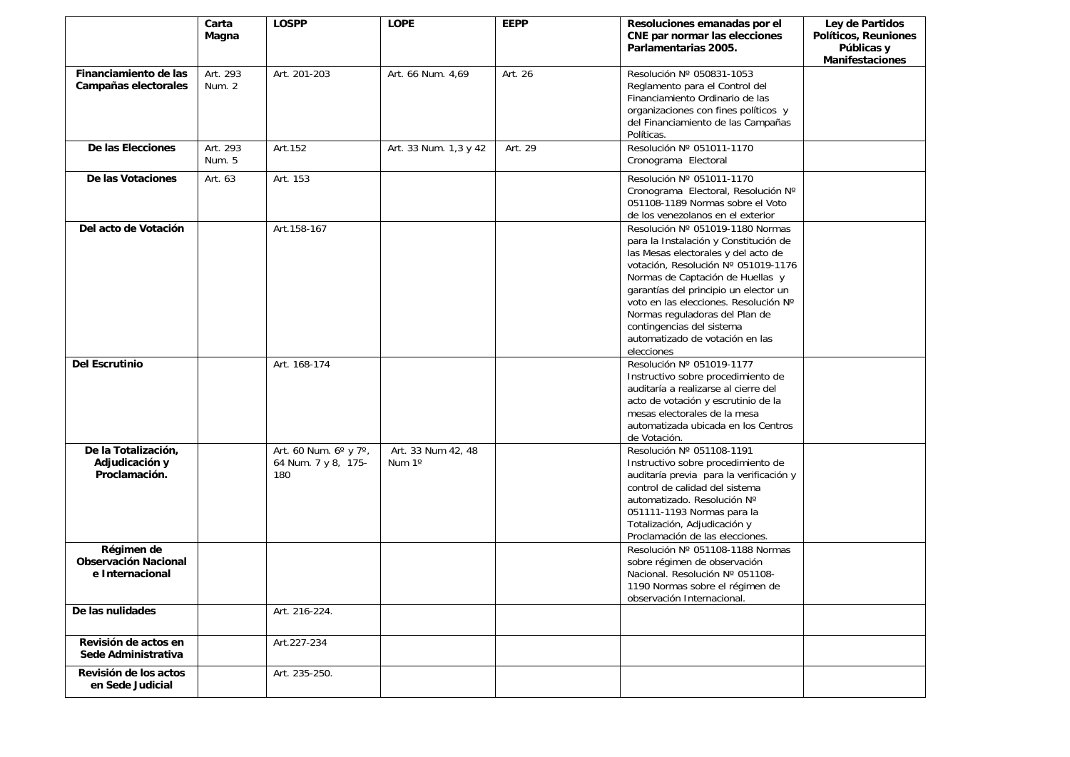| | Carta Magna | LOSPP | LOPE | EEPP | Resoluciones emanadas por el CNE par normar las elecciones Parlamentarias 2005. | Ley de Partidos Políticos, Reuniones Públicas y Manifestaciones |
|---|---|---|---|---|---|---|
| **Financiamiento de las Campañas electorales** | Art. 293 Num. 2 | Art. 201-203 | Art. 66 Num. 4,69 | Art. 26 | Resolución Nº 050831-1053 Reglamento para el Control del Financiamiento Ordinario de las organizaciones con fines políticos y del Financiamiento de las Campañas Políticas. | |
| **De las Elecciones** | Art. 293 Num. 5 | Art.152 | Art. 33 Num. 1,3 y 42 | Art. 29 | Resolución Nº 051011-1170 Cronograma Electoral | |
| **De las Votaciones** | Art. 63 | Art. 153 | | | Resolución Nº 051011-1170 Cronograma Electoral, Resolución Nº 051108-1189 Normas sobre el Voto de los venezolanos en el exterior | |
| **Del acto de Votación** | | Art.158-167 | | | Resolución Nº 051019-1180 Normas para la Instalación y Constitución de las Mesas electorales y del acto de votación, Resolución Nº 051019-1176 Normas de Captación de Huellas y garantías del principio un elector un voto en las elecciones. Resolución Nº Normas reguladoras del Plan de contingencias del sistema automatizado de votación en las elecciones | |
| **Del Escrutinio** | | Art. 168-174 | | | Resolución Nº 051019-1177 Instructivo sobre procedimiento de auditaría a realizarse al cierre del acto de votación y escrutinio de la mesas electorales de la mesa automatizada ubicada en los Centros de Votación. | |
| **De la Totalización, Adjudicación y Proclamación.** | | Art. 60 Num. 6º y 7º, 64 Num. 7 y 8, 175-180 | Art. 33 Num 42, 48 Num 1º | | Resolución Nº 051108-1191 Instructivo sobre procedimiento de auditaría previa para la verificación y control de calidad del sistema automatizado. Resolución Nº 051111-1193 Normas para la Totalización, Adjudicación y Proclamación de las elecciones. | |
| **Régimen de Observación Nacional e Internacional** | | | | | Resolución Nº 051108-1188 Normas sobre régimen de observación Nacional. Resolución Nº 051108-1190 Normas sobre el régimen de observación Internacional. | |
| **De las nulidades** | | Art. 216-224. | | | | |
| **Revisión de actos en Sede Administrativa** | | Art.227-234 | | | | |
| **Revisión de los actos en Sede Judicial** | | Art. 235-250. | | | | |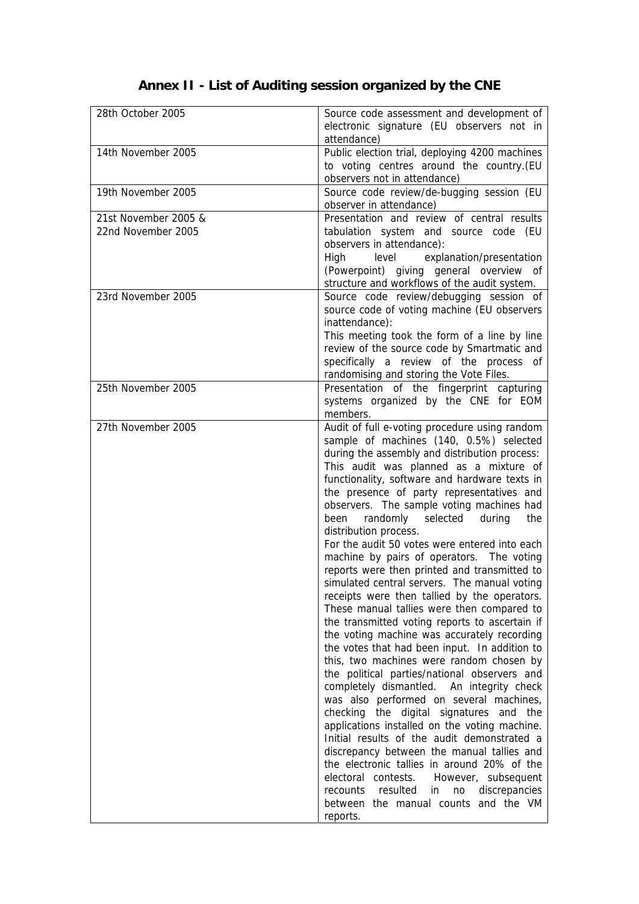# Annex II - List of Auditing session organized by the CNE

| | |
|---|---|
| 28th October 2005 | Source code assessment and development of electronic signature (EU observers not in attendance) |
| 14th November 2005 | Public election trial, deploying 4200 machines to voting centres around the country.(EU observers not in attendance) |
| 19th November 2005 | Source code review/de-bugging session (EU observer in attendance) |
| 21st November 2005 & 22nd November 2005 | Presentation and review of central results tabulation system and source code (EU observers in attendance): High level explanation/presentation (Powerpoint) giving general overview of structure and workflows of the audit system. |
| 23rd November 2005 | Source code review/debugging session of source code of voting machine (EU observers inattendance): This meeting took the form of a line by line review of the source code by Smartmatic and specifically a review of the process of randomising and storing the Vote Files. |
| 25th November 2005 | Presentation of the fingerprint capturing systems organized by the CNE for EOM members. |
| 27th November 2005 | Audit of full e-voting procedure using random sample of machines (140, 0.5%) selected during the assembly and distribution process: This audit was planned as a mixture of functionality, software and hardware texts in the presence of party representatives and observers. The sample voting machines had been randomly selected during the distribution process. For the audit 50 votes were entered into each machine by pairs of operators. The voting reports were then printed and transmitted to simulated central servers. The manual voting receipts were then tallied by the operators. These manual tallies were then compared to the transmitted voting reports to ascertain if the voting machine was accurately recording the votes that had been input. In addition to this, two machines were random chosen by the political parties/national observers and completely dismantled. An integrity check was also performed on several machines, checking the digital signatures and the applications installed on the voting machine. Initial results of the audit demonstrated a discrepancy between the manual tallies and the electronic tallies in around 20% of the electoral contests. However, subsequent recounts resulted in no discrepancies between the manual counts and the VM reports. |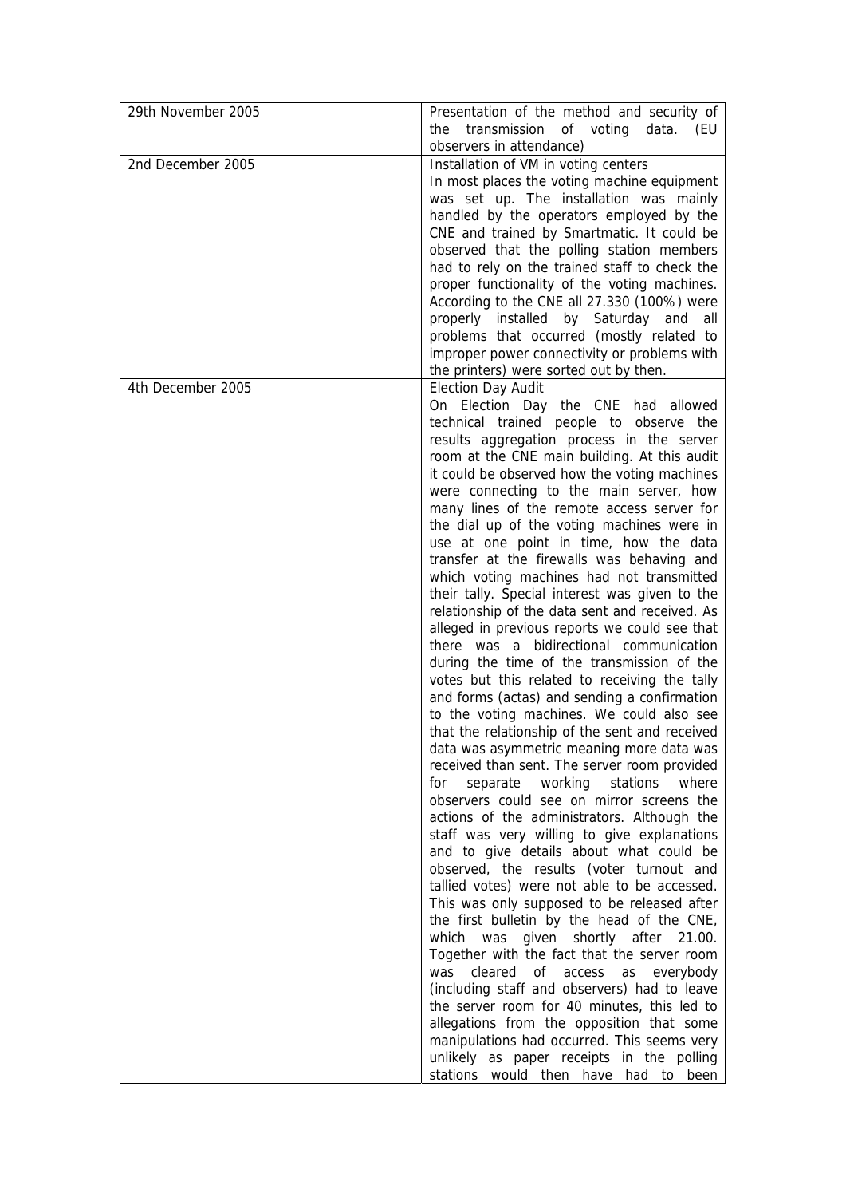| | |
|---|---|
| 29th November 2005 | Presentation of the method and security of the transmission of voting data. (EU observers in attendance) |
| 2nd December 2005 | Installation of VM in voting centers<br>In most places the voting machine equipment was set up. The installation was mainly handled by the operators employed by the CNE and trained by Smartmatic. It could be observed that the polling station members had to rely on the trained staff to check the proper functionality of the voting machines. According to the CNE all 27.330 (100%) were properly installed by Saturday and all problems that occurred (mostly related to improper power connectivity or problems with the printers) were sorted out by then. |
| 4th December 2005 | Election Day Audit<br>On Election Day the CNE had allowed technical trained people to observe the results aggregation process in the server room at the CNE main building. At this audit it could be observed how the voting machines were connecting to the main server, how many lines of the remote access server for the dial up of the voting machines were in use at one point in time, how the data transfer at the firewalls was behaving and which voting machines had not transmitted their tally. Special interest was given to the relationship of the data sent and received. As alleged in previous reports we could see that there was a bidirectional communication during the time of the transmission of the votes but this related to receiving the tally and forms (actas) and sending a confirmation to the voting machines. We could also see that the relationship of the sent and received data was asymmetric meaning more data was received than sent. The server room provided for separate working stations where observers could see on mirror screens the actions of the administrators. Although the staff was very willing to give explanations and to give details about what could be observed, the results (voter turnout and tallied votes) were not able to be accessed. This was only supposed to be released after the first bulletin by the head of the CNE, which was given shortly after 21.00. Together with the fact that the server room was cleared of access as everybody (including staff and observers) had to leave the server room for 40 minutes, this led to allegations from the opposition that some manipulations had occurred. This seems very unlikely as paper receipts in the polling stations would then have had to been |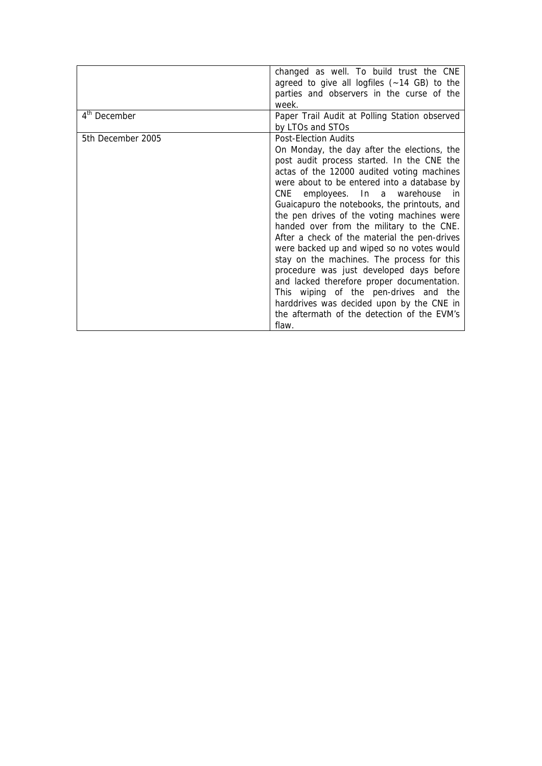| | |
|---|---|
| | changed as well. To build trust the CNE agreed to give all logfiles (~14 GB) to the parties and observers in the curse of the week. |
| 4th December | Paper Trail Audit at Polling Station observed by LTOs and STOs |
| 5th December 2005 | Post-Election Audits<br>On Monday, the day after the elections, the post audit process started. In the CNE the actas of the 12000 audited voting machines were about to be entered into a database by CNE employees. In a warehouse in Guaicapuro the notebooks, the printouts, and the pen drives of the voting machines were handed over from the military to the CNE. After a check of the material the pen-drives were backed up and wiped so no votes would stay on the machines. The process for this procedure was just developed days before and lacked therefore proper documentation. This wiping of the pen-drives and the harddrives was decided upon by the CNE in the aftermath of the detection of the EVM's flaw. |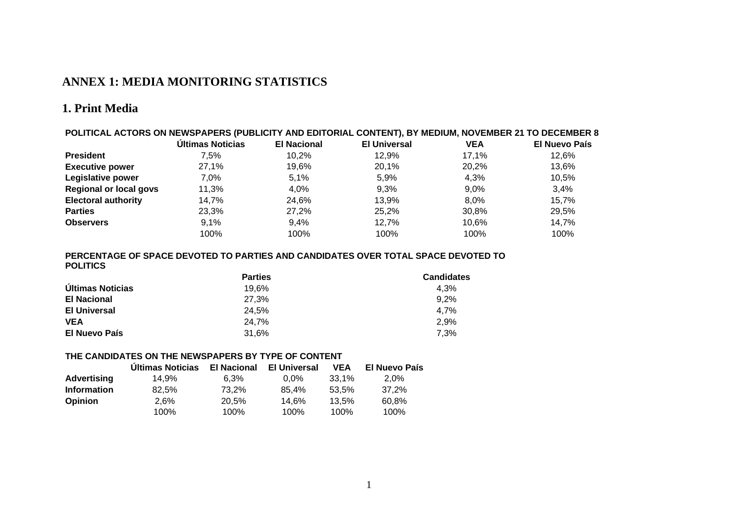# ANNEX 1: MEDIA MONITORING STATISTICS

## 1. Print Media

**POLITICAL ACTORS ON NEWSPAPERS (PUBLICITY AND EDITORIAL CONTENT), BY MEDIUM, NOVEMBER 21 TO DECEMBER 8**

| | Últimas Noticias | El Nacional | El Universal | VEA | El Nuevo País |
|---|---|---|---|---|---|
| **President** | 7,5% | 10,2% | 12,9% | 17,1% | 12,6% |
| **Executive power** | 27,1% | 19,6% | 20,1% | 20,2% | 13,6% |
| **Legislative power** | 7,0% | 5,1% | 5,9% | 4,3% | 10,5% |
| **Regional or local govs** | 11,3% | 4,0% | 9,3% | 9,0% | 3,4% |
| **Electoral authority** | 14,7% | 24,6% | 13,9% | 8,0% | 15,7% |
| **Parties** | 23,3% | 27,2% | 25,2% | 30,8% | 29,5% |
| **Observers** | 9,1% | 9,4% | 12,7% | 10,6% | 14,7% |
| | 100% | 100% | 100% | 100% | 100% |

**PERCENTAGE OF SPACE DEVOTED TO PARTIES AND CANDIDATES OVER TOTAL SPACE DEVOTED TO POLITICS**

| | Parties | Candidates |
|---|---|---|
| **Últimas Noticias** | 19,6% | 4,3% |
| **El Nacional** | 27,3% | 9,2% |
| **El Universal** | 24,5% | 4,7% |
| **VEA** | 24,7% | 2,9% |
| **El Nuevo País** | 31,6% | 7,3% |

**THE CANDIDATES ON THE NEWSPAPERS BY TYPE OF CONTENT**

| | Últimas Noticias | El Nacional | El Universal | VEA | El Nuevo País |
|---|---|---|---|---|---|
| **Advertising** | 14,9% | 6,3% | 0,0% | 33,1% | 2,0% |
| **Information** | 82,5% | 73,2% | 85,4% | 53,5% | 37,2% |
| **Opinion** | 2,6% | 20,5% | 14,6% | 13,5% | 60,8% |
| | 100% | 100% | 100% | 100% | 100% |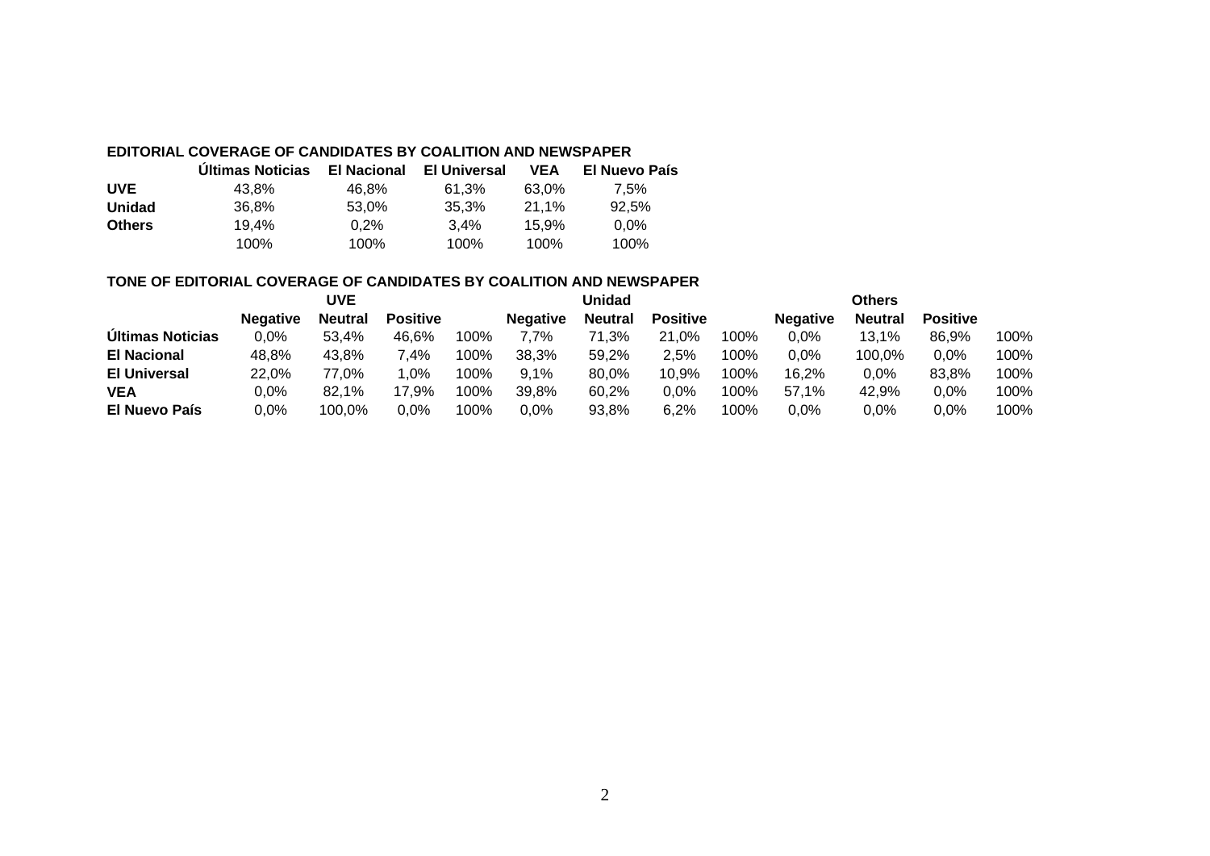**EDITORIAL COVERAGE OF CANDIDATES BY COALITION AND NEWSPAPER**

| | Últimas Noticias | El Nacional | El Universal | VEA | El Nuevo País |
|---|---|---|---|---|---|
| **UVE** | 43,8% | 46,8% | 61,3% | 63,0% | 7,5% |
| **Unidad** | 36,8% | 53,0% | 35,3% | 21,1% | 92,5% |
| **Others** | 19,4% | 0,2% | 3,4% | 15,9% | 0,0% |
| | 100% | 100% | 100% | 100% | 100% |

**TONE OF EDITORIAL COVERAGE OF CANDIDATES BY COALITION AND NEWSPAPER**

| | UVE | | | | Unidad | | | | Others | | | |
|---|---|---|---|---|---|---|---|---|---|---|---|---|
| | **Negative** | **Neutral** | **Positive** | | **Negative** | **Neutral** | **Positive** | | **Negative** | **Neutral** | **Positive** | |
| **Últimas Noticias** | 0,0% | 53,4% | 46,6% | 100% | 7,7% | 71,3% | 21,0% | 100% | 0,0% | 13,1% | 86,9% | 100% |
| **El Nacional** | 48,8% | 43,8% | 7,4% | 100% | 38,3% | 59,2% | 2,5% | 100% | 0,0% | 100,0% | 0,0% | 100% |
| **El Universal** | 22,0% | 77,0% | 1,0% | 100% | 9,1% | 80,0% | 10,9% | 100% | 16,2% | 0,0% | 83,8% | 100% |
| **VEA** | 0,0% | 82,1% | 17,9% | 100% | 39,8% | 60,2% | 0,0% | 100% | 57,1% | 42,9% | 0,0% | 100% |
| **El Nuevo País** | 0,0% | 100,0% | 0,0% | 100% | 0,0% | 93,8% | 6,2% | 100% | 0,0% | 0,0% | 0,0% | 100% |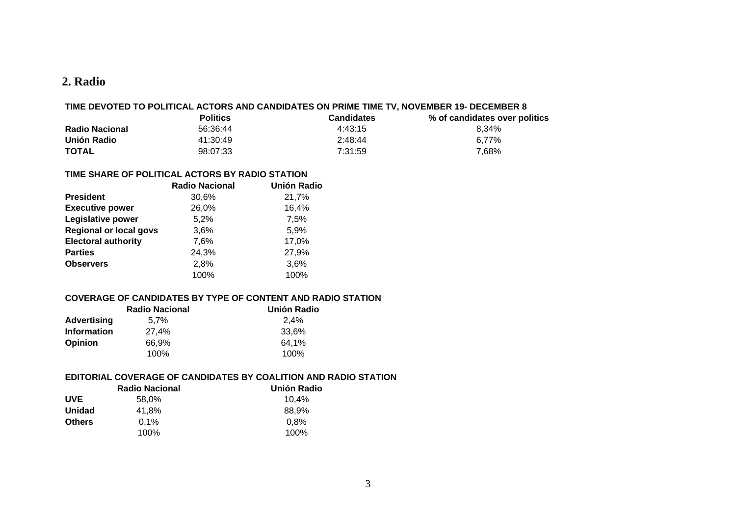## 2. Radio

**TIME DEVOTED TO POLITICAL ACTORS AND CANDIDATES ON PRIME TIME TV, NOVEMBER 19- DECEMBER 8**

| | Politics | Candidates | % of candidates over politics |
|---|---|---|---|
| **Radio Nacional** | 56:36:44 | 4:43:15 | 8,34% |
| **Unión Radio** | 41:30:49 | 2:48:44 | 6,77% |
| **TOTAL** | 98:07:33 | 7:31:59 | 7,68% |

**TIME SHARE OF POLITICAL ACTORS BY RADIO STATION**

| | Radio Nacional | Unión Radio |
|---|---|---|
| **President** | 30,6% | 21,7% |
| **Executive power** | 26,0% | 16,4% |
| **Legislative power** | 5,2% | 7,5% |
| **Regional or local govs** | 3,6% | 5,9% |
| **Electoral authority** | 7,6% | 17,0% |
| **Parties** | 24,3% | 27,9% |
| **Observers** | 2,8% | 3,6% |
| | 100% | 100% |

**COVERAGE OF CANDIDATES BY TYPE OF CONTENT AND RADIO STATION**

| | Radio Nacional | Unión Radio |
|---|---|---|
| **Advertising** | 5,7% | 2,4% |
| **Information** | 27,4% | 33,6% |
| **Opinion** | 66,9% | 64,1% |
| | 100% | 100% |

**EDITORIAL COVERAGE OF CANDIDATES BY COALITION AND RADIO STATION**

| | Radio Nacional | Unión Radio |
|---|---|---|
| **UVE** | 58,0% | 10,4% |
| **Unidad** | 41,8% | 88,9% |
| **Others** | 0,1% | 0,8% |
| | 100% | 100% |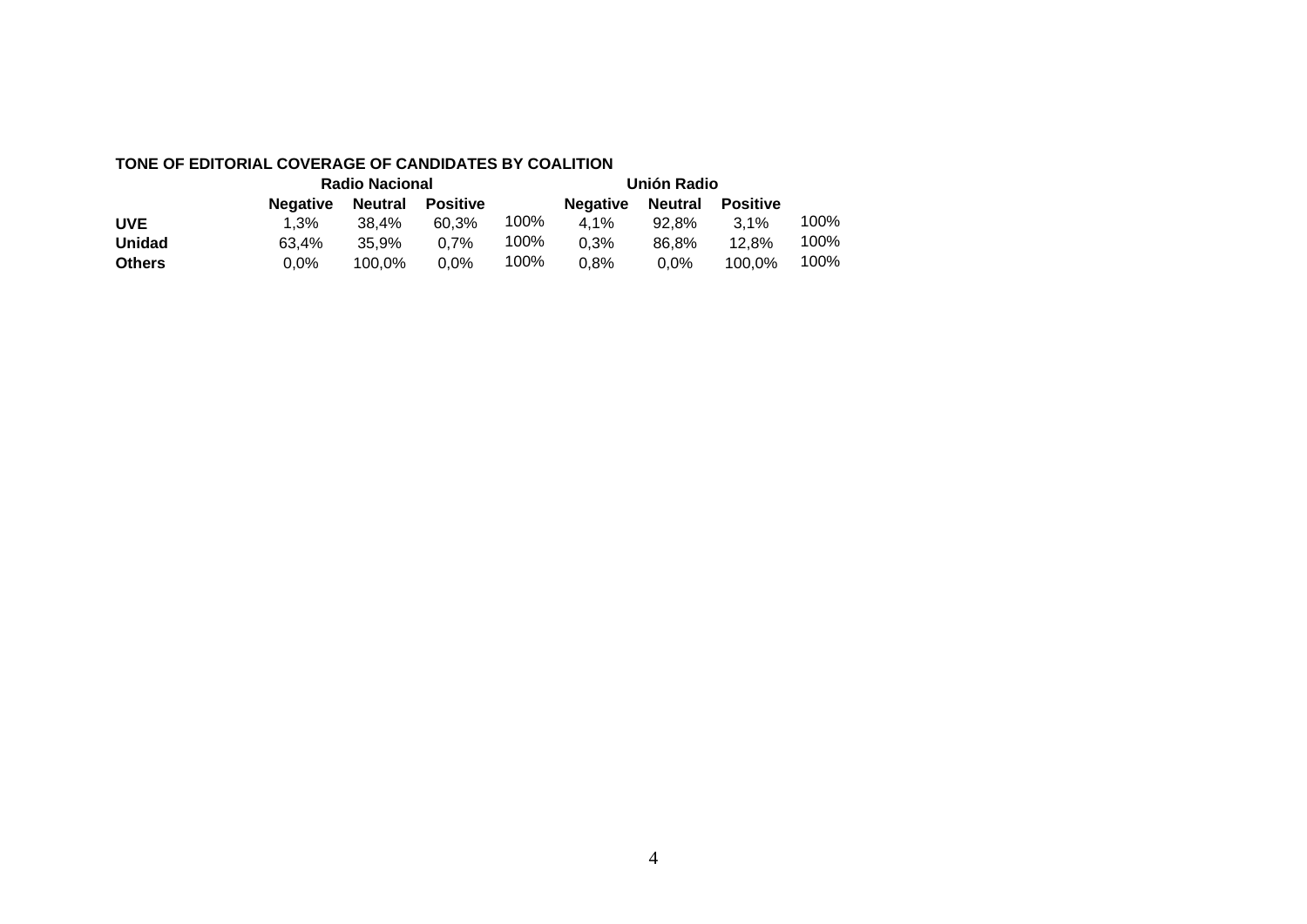**TONE OF EDITORIAL COVERAGE OF CANDIDATES BY COALITION**

| | Radio Nacional | | | | Unión Radio | | | |
|---|---|---|---|---|---|---|---|---|
| | **Negative** | **Neutral** | **Positive** | | **Negative** | **Neutral** | **Positive** | |
| **UVE** | 1,3% | 38,4% | 60,3% | 100% | 4,1% | 92,8% | 3,1% | 100% |
| **Unidad** | 63,4% | 35,9% | 0,7% | 100% | 0,3% | 86,8% | 12,8% | 100% |
| **Others** | 0,0% | 100,0% | 0,0% | 100% | 0,8% | 0,0% | 100,0% | 100% |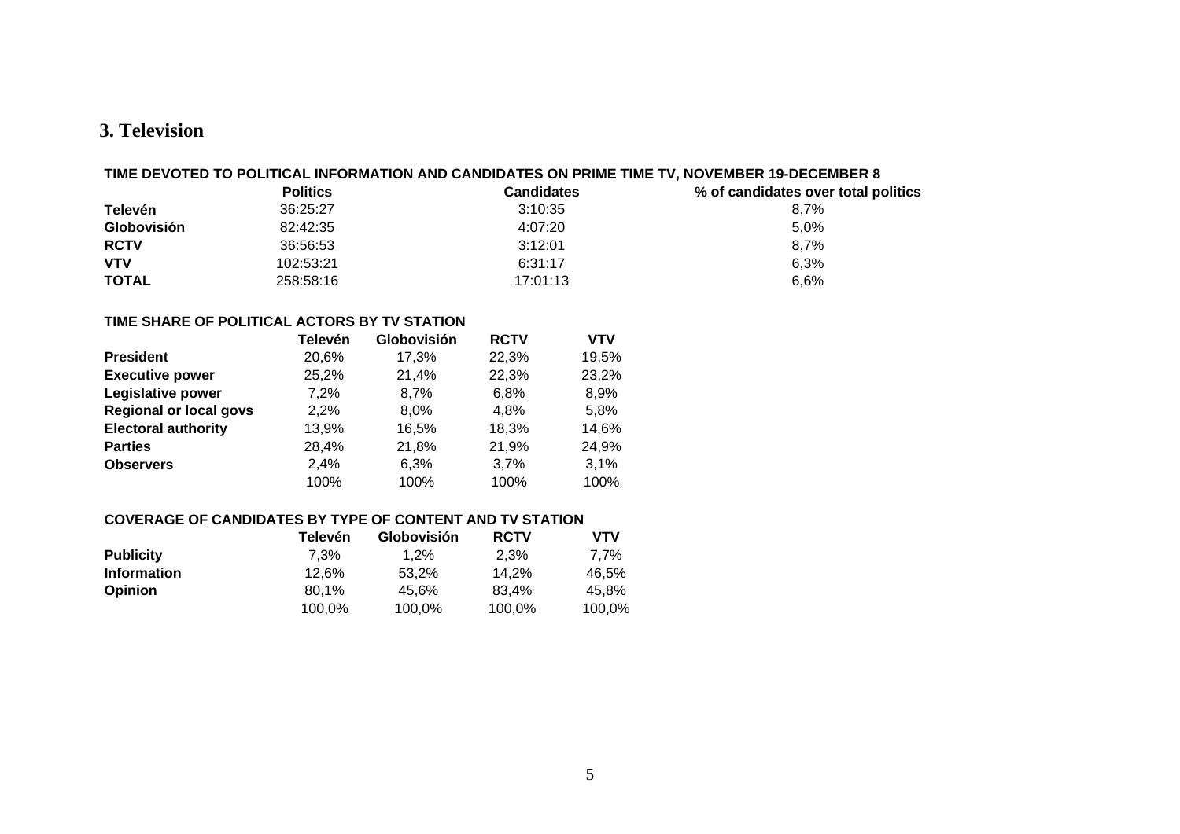## 3. Television

**TIME DEVOTED TO POLITICAL INFORMATION AND CANDIDATES ON PRIME TIME TV, NOVEMBER 19-DECEMBER 8**

| | Politics | Candidates | % of candidates over total politics |
|---|---|---|---|
| **Televén** | 36:25:27 | 3:10:35 | 8,7% |
| **Globovisión** | 82:42:35 | 4:07:20 | 5,0% |
| **RCTV** | 36:56:53 | 3:12:01 | 8,7% |
| **VTV** | 102:53:21 | 6:31:17 | 6,3% |
| **TOTAL** | 258:58:16 | 17:01:13 | 6,6% |

**TIME SHARE OF POLITICAL ACTORS BY TV STATION**

| | Televén | Globovisión | RCTV | VTV |
|---|---|---|---|---|
| **President** | 20,6% | 17,3% | 22,3% | 19,5% |
| **Executive power** | 25,2% | 21,4% | 22,3% | 23,2% |
| **Legislative power** | 7,2% | 8,7% | 6,8% | 8,9% |
| **Regional or local govs** | 2,2% | 8,0% | 4,8% | 5,8% |
| **Electoral authority** | 13,9% | 16,5% | 18,3% | 14,6% |
| **Parties** | 28,4% | 21,8% | 21,9% | 24,9% |
| **Observers** | 2,4% | 6,3% | 3,7% | 3,1% |
| | 100% | 100% | 100% | 100% |

**COVERAGE OF CANDIDATES BY TYPE OF CONTENT AND TV STATION**

| | Televén | Globovisión | RCTV | VTV |
|---|---|---|---|---|
| **Publicity** | 7,3% | 1,2% | 2,3% | 7,7% |
| **Information** | 12,6% | 53,2% | 14,2% | 46,5% |
| **Opinion** | 80,1% | 45,6% | 83,4% | 45,8% |
| | 100,0% | 100,0% | 100,0% | 100,0% |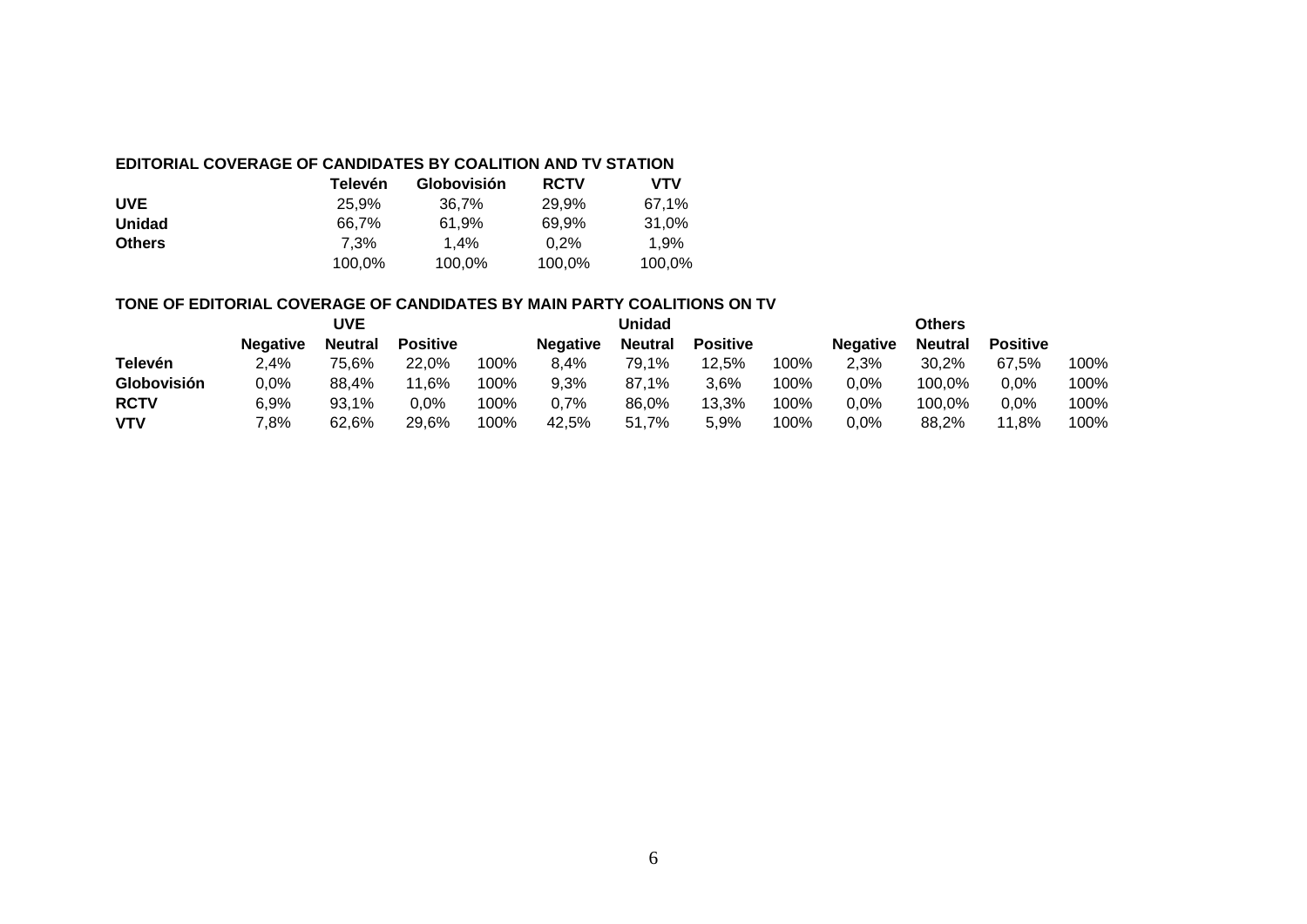**EDITORIAL COVERAGE OF CANDIDATES BY COALITION AND TV STATION**

| | Televén | Globovisión | RCTV | VTV |
|---|---|---|---|---|
| **UVE** | 25,9% | 36,7% | 29,9% | 67,1% |
| **Unidad** | 66,7% | 61,9% | 69,9% | 31,0% |
| **Others** | 7,3% | 1,4% | 0,2% | 1,9% |
| | 100,0% | 100,0% | 100,0% | 100,0% |

**TONE OF EDITORIAL COVERAGE OF CANDIDATES BY MAIN PARTY COALITIONS ON TV**

| | UVE | | | | Unidad | | | | Others | | | |
|---|---|---|---|---|---|---|---|---|---|---|---|---|
| | **Negative** | **Neutral** | **Positive** | | **Negative** | **Neutral** | **Positive** | | **Negative** | **Neutral** | **Positive** | |
| **Televén** | 2,4% | 75,6% | 22,0% | 100% | 8,4% | 79,1% | 12,5% | 100% | 2,3% | 30,2% | 67,5% | 100% |
| **Globovisión** | 0,0% | 88,4% | 11,6% | 100% | 9,3% | 87,1% | 3,6% | 100% | 0,0% | 100,0% | 0,0% | 100% |
| **RCTV** | 6,9% | 93,1% | 0,0% | 100% | 0,7% | 86,0% | 13,3% | 100% | 0,0% | 100,0% | 0,0% | 100% |
| **VTV** | 7,8% | 62,6% | 29,6% | 100% | 42,5% | 51,7% | 5,9% | 100% | 0,0% | 88,2% | 11,8% | 100% |